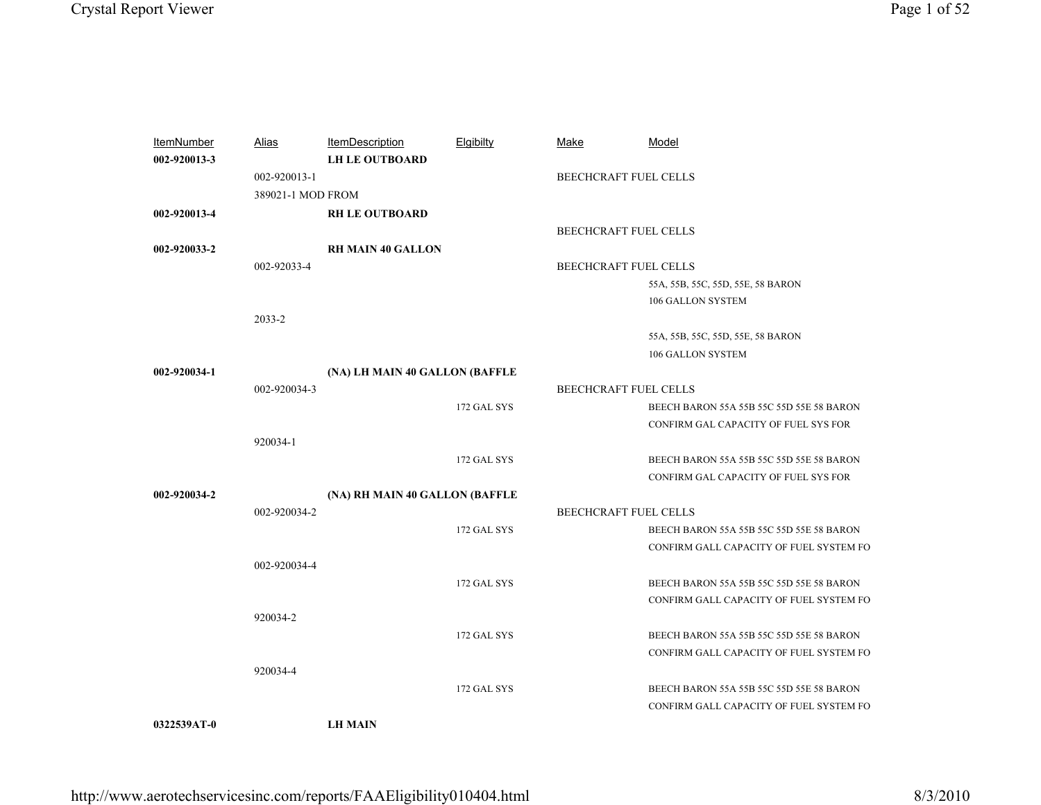| ItemNumber | Alias | ItemDescription | Elgibilty | Make | Model |
|---|---|---|---|---|---|
| **002-920013-3** | | **LH LE OUTBOARD** | | | |
| | 002-920013-1 | | | BEECHCRAFT FUEL CELLS | |
| | 389021-1 MOD FROM | | | | |
| **002-920013-4** | | **RH LE OUTBOARD** | | | |
| | | | | BEECHCRAFT FUEL CELLS | |
| **002-920033-2** | | **RH MAIN 40 GALLON** | | | |
| | 002-92033-4 | | | BEECHCRAFT FUEL CELLS | |
| | | | | | 55A, 55B, 55C, 55D, 55E, 58 BARON |
| | | | | | 106 GALLON SYSTEM |
| | 2033-2 | | | | |
| | | | | | 55A, 55B, 55C, 55D, 55E, 58 BARON |
| | | | | | 106 GALLON SYSTEM |
| **002-920034-1** | | **(NA) LH MAIN 40 GALLON (BAFFLE** | | | |
| | 002-920034-3 | | | BEECHCRAFT FUEL CELLS | |
| | | | 172 GAL SYS | | BEECH BARON 55A 55B 55C 55D 55E 58 BARON |
| | | | | | CONFIRM GAL CAPACITY OF FUEL SYS FOR |
| | 920034-1 | | | | |
| | | | 172 GAL SYS | | BEECH BARON 55A 55B 55C 55D 55E 58 BARON |
| | | | | | CONFIRM GAL CAPACITY OF FUEL SYS FOR |
| **002-920034-2** | | **(NA) RH MAIN 40 GALLON (BAFFLE** | | | |
| | 002-920034-2 | | | BEECHCRAFT FUEL CELLS | |
| | | | 172 GAL SYS | | BEECH BARON 55A 55B 55C 55D 55E 58 BARON |
| | | | | | CONFIRM GALL CAPACITY OF FUEL SYSTEM FO |
| | 002-920034-4 | | | | |
| | | | 172 GAL SYS | | BEECH BARON 55A 55B 55C 55D 55E 58 BARON |
| | | | | | CONFIRM GALL CAPACITY OF FUEL SYSTEM FO |
| | 920034-2 | | | | |
| | | | 172 GAL SYS | | BEECH BARON 55A 55B 55C 55D 55E 58 BARON |
| | | | | | CONFIRM GALL CAPACITY OF FUEL SYSTEM FO |
| | 920034-4 | | | | |
| | | | 172 GAL SYS | | BEECH BARON 55A 55B 55C 55D 55E 58 BARON |
| | | | | | CONFIRM GALL CAPACITY OF FUEL SYSTEM FO |
| **0322539AT-0** | | **LH MAIN** | | | |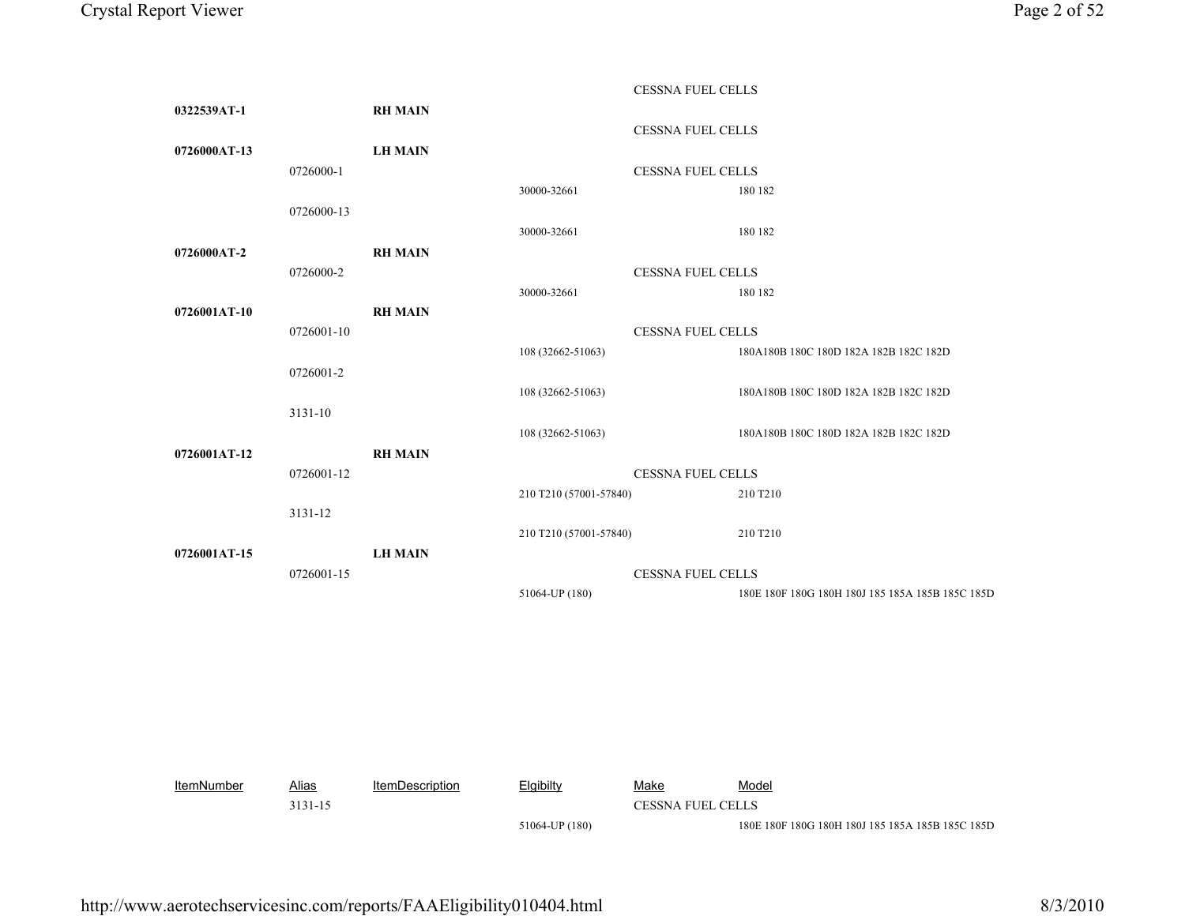| ItemNumber | Alias | ItemDescription | Elgibilty | Make | Model |
|---|---|---|---|---|---|
| | | | | CESSNA FUEL CELLS | |
| **0322539AT-1** | | **RH MAIN** | | | |
| | | | | CESSNA FUEL CELLS | |
| **0726000AT-13** | | **LH MAIN** | | | |
| | 0726000-1 | | | CESSNA FUEL CELLS | |
| | | | 30000-32661 | | 180 182 |
| | 0726000-13 | | | | |
| | | | 30000-32661 | | 180 182 |
| **0726000AT-2** | | **RH MAIN** | | | |
| | 0726000-2 | | | CESSNA FUEL CELLS | |
| | | | 30000-32661 | | 180 182 |
| **0726001AT-10** | | **RH MAIN** | | | |
| | 0726001-10 | | | CESSNA FUEL CELLS | |
| | | | 108 (32662-51063) | | 180A180B 180C 180D 182A 182B 182C 182D |
| | 0726001-2 | | | | |
| | | | 108 (32662-51063) | | 180A180B 180C 180D 182A 182B 182C 182D |
| | 3131-10 | | | | |
| | | | 108 (32662-51063) | | 180A180B 180C 180D 182A 182B 182C 182D |
| **0726001AT-12** | | **RH MAIN** | | | |
| | 0726001-12 | | | CESSNA FUEL CELLS | |
| | | | 210 T210 (57001-57840) | | 210 T210 |
| | 3131-12 | | | | |
| | | | 210 T210 (57001-57840) | | 210 T210 |
| **0726001AT-15** | | **LH MAIN** | | | |
| | 0726001-15 | | | CESSNA FUEL CELLS | |
| | | | 51064-UP (180) | | 180E 180F 180G 180H 180J 185 185A 185B 185C 185D |
| | 3131-15 | | | CESSNA FUEL CELLS | |
| | | | 51064-UP (180) | | 180E 180F 180G 180H 180J 185 185A 185B 185C 185D |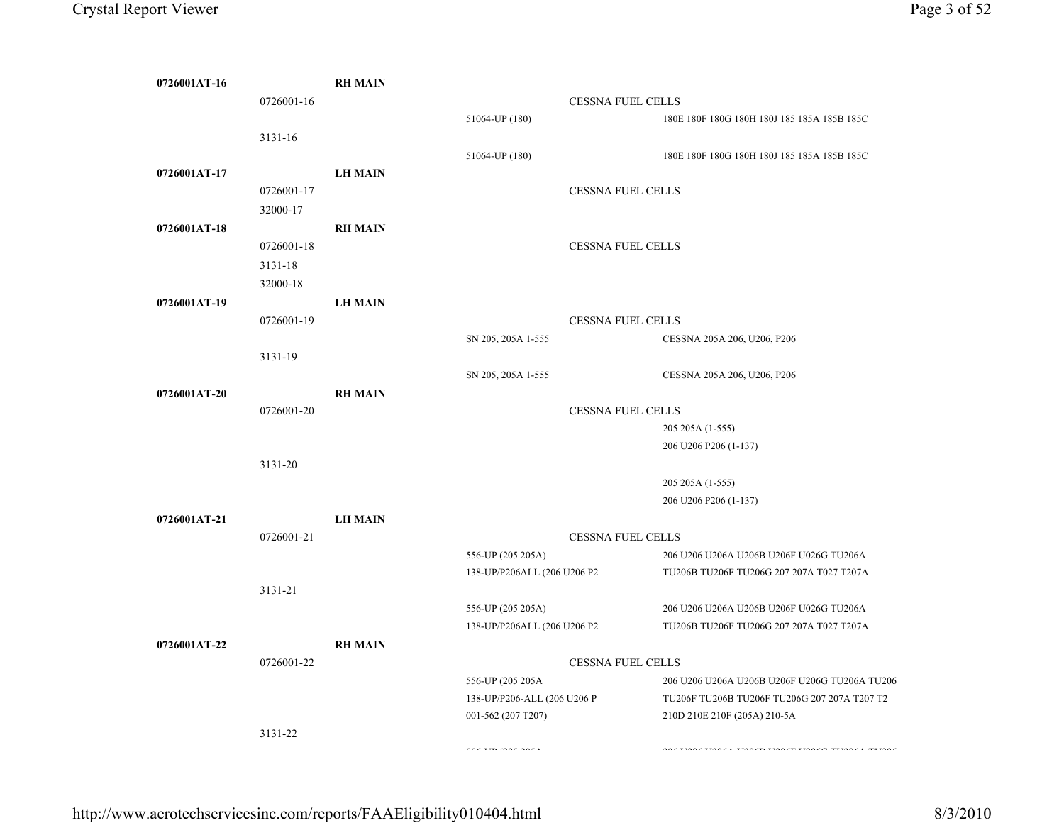| | | | | | |
|---|---|---|---|---|---|
| **0726001AT-16** | | **RH MAIN** | | | |
| | 0726001-16 | | | CESSNA FUEL CELLS | |
| | | | 51064-UP (180) | | 180E 180F 180G 180H 180J 185 185A 185B 185C |
| | 3131-16 | | | | |
| | | | 51064-UP (180) | | 180E 180F 180G 180H 180J 185 185A 185B 185C |
| **0726001AT-17** | | **LH MAIN** | | | |
| | 0726001-17 | | | CESSNA FUEL CELLS | |
| | 32000-17 | | | | |
| **0726001AT-18** | | **RH MAIN** | | | |
| | 0726001-18 | | | CESSNA FUEL CELLS | |
| | 3131-18 | | | | |
| | 32000-18 | | | | |
| **0726001AT-19** | | **LH MAIN** | | | |
| | 0726001-19 | | | CESSNA FUEL CELLS | |
| | | | SN 205, 205A 1-555 | | CESSNA 205A 206, U206, P206 |
| | 3131-19 | | | | |
| | | | SN 205, 205A 1-555 | | CESSNA 205A 206, U206, P206 |
| **0726001AT-20** | | **RH MAIN** | | | |
| | 0726001-20 | | | CESSNA FUEL CELLS | |
| | | | | | 205 205A (1-555) |
| | | | | | 206 U206 P206 (1-137) |
| | 3131-20 | | | | |
| | | | | | 205 205A (1-555) |
| | | | | | 206 U206 P206 (1-137) |
| **0726001AT-21** | | **LH MAIN** | | | |
| | 0726001-21 | | | CESSNA FUEL CELLS | |
| | | | 556-UP (205 205A) | | 206 U206 U206A U206B U206F U026G TU206A |
| | | | 138-UP/P206ALL (206 U206 P2 | | TU206B TU206F TU206G 207 207A T027 T207A |
| | 3131-21 | | | | |
| | | | 556-UP (205 205A) | | 206 U206 U206A U206B U206F U026G TU206A |
| | | | 138-UP/P206ALL (206 U206 P2 | | TU206B TU206F TU206G 207 207A T027 T207A |
| **0726001AT-22** | | **RH MAIN** | | | |
| | 0726001-22 | | | CESSNA FUEL CELLS | |
| | | | 556-UP (205 205A | | 206 U206 U206A U206B U206F U206G TU206A TU206 |
| | | | 138-UP/P206-ALL (206 U206 P | | TU206F TU206B TU206F TU206G 207 207A T207 T2 |
| | | | 001-562 (207 T207) | | 210D 210E 210F (205A) 210-5A |
| | 3131-22 | | | | |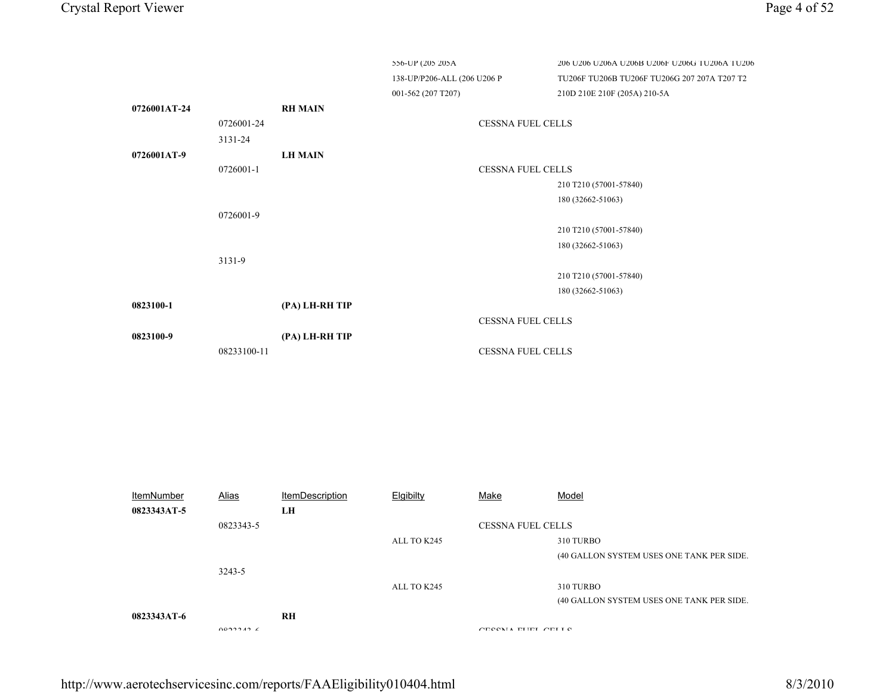| ItemNumber | Alias | ItemDescription | Elgibilty | Make | Model |
|---|---|---|---|---|---|
| | | | 556-UP (205 205A | | 206 U206 U206A U206B U206F U206G TU206A TU206 |
| | | | 138-UP/P206-ALL (206 U206 P | | TU206F TU206B TU206F TU206G 207 207A T207 T2 |
| | | | 001-562 (207 T207) | | 210D 210E 210F (205A) 210-5A |
| **0726001AT-24** | | **RH MAIN** | | | |
| | 0726001-24 | | | CESSNA FUEL CELLS | |
| | 3131-24 | | | | |
| **0726001AT-9** | | **LH MAIN** | | | |
| | 0726001-1 | | | CESSNA FUEL CELLS | |
| | | | | | 210 T210 (57001-57840) |
| | | | | | 180 (32662-51063) |
| | 0726001-9 | | | | |
| | | | | | 210 T210 (57001-57840) |
| | | | | | 180 (32662-51063) |
| | 3131-9 | | | | |
| | | | | | 210 T210 (57001-57840) |
| | | | | | 180 (32662-51063) |
| **0823100-1** | | **(PA) LH-RH TIP** | | | |
| | | | | CESSNA FUEL CELLS | |
| **0823100-9** | | **(PA) LH-RH TIP** | | | |
| | 08233100-11 | | | CESSNA FUEL CELLS | |

| ItemNumber | Alias | ItemDescription | Elgibilty | Make | Model |
|---|---|---|---|---|---|
| **0823343AT-5** | | **LH** | | | |
| | 0823343-5 | | | CESSNA FUEL CELLS | |
| | | | ALL TO K245 | | 310 TURBO |
| | | | | | (40 GALLON SYSTEM USES ONE TANK PER SIDE. |
| | 3243-5 | | | | |
| | | | ALL TO K245 | | 310 TURBO |
| | | | | | (40 GALLON SYSTEM USES ONE TANK PER SIDE. |
| **0823343AT-6** | | **RH** | | | |
| | 0823343-6 | | | CESSNA FUEL CELLS | |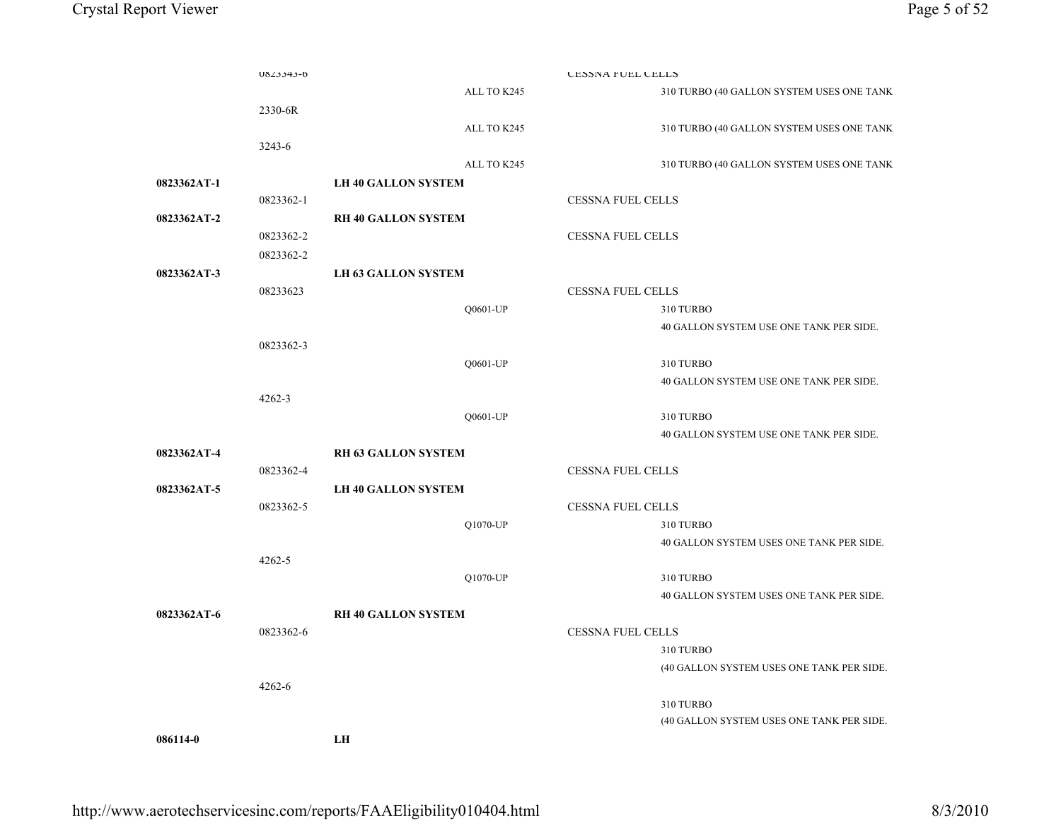| | | | | |
|---|---|---|---|---|
| | 0823343-6 | | | CESSNA FUEL CELLS |
| | | | ALL TO K245 | 310 TURBO (40 GALLON SYSTEM USES ONE TANK |
| | 2330-6R | | | |
| | | | ALL TO K245 | 310 TURBO (40 GALLON SYSTEM USES ONE TANK |
| | 3243-6 | | | |
| | | | ALL TO K245 | 310 TURBO (40 GALLON SYSTEM USES ONE TANK |
| **0823362AT-1** | | **LH 40 GALLON SYSTEM** | | |
| | 0823362-1 | | | CESSNA FUEL CELLS |
| **0823362AT-2** | | **RH 40 GALLON SYSTEM** | | |
| | 0823362-2 | | | CESSNA FUEL CELLS |
| | 0823362-2 | | | |
| **0823362AT-3** | | **LH 63 GALLON SYSTEM** | | |
| | 08233623 | | | CESSNA FUEL CELLS |
| | | | Q0601-UP | 310 TURBO<br>40 GALLON SYSTEM USE ONE TANK PER SIDE. |
| | 0823362-3 | | | |
| | | | Q0601-UP | 310 TURBO<br>40 GALLON SYSTEM USE ONE TANK PER SIDE. |
| | 4262-3 | | | |
| | | | Q0601-UP | 310 TURBO<br>40 GALLON SYSTEM USE ONE TANK PER SIDE. |
| **0823362AT-4** | | **RH 63 GALLON SYSTEM** | | |
| | 0823362-4 | | | CESSNA FUEL CELLS |
| **0823362AT-5** | | **LH 40 GALLON SYSTEM** | | |
| | 0823362-5 | | | CESSNA FUEL CELLS |
| | | | Q1070-UP | 310 TURBO<br>40 GALLON SYSTEM USES ONE TANK PER SIDE. |
| | 4262-5 | | | |
| | | | Q1070-UP | 310 TURBO<br>40 GALLON SYSTEM USES ONE TANK PER SIDE. |
| **0823362AT-6** | | **RH 40 GALLON SYSTEM** | | |
| | 0823362-6 | | | CESSNA FUEL CELLS |
| | | | | 310 TURBO<br>(40 GALLON SYSTEM USES ONE TANK PER SIDE. |
| | 4262-6 | | | |
| | | | | 310 TURBO<br>(40 GALLON SYSTEM USES ONE TANK PER SIDE. |
| **086114-0** | | **LH** | | |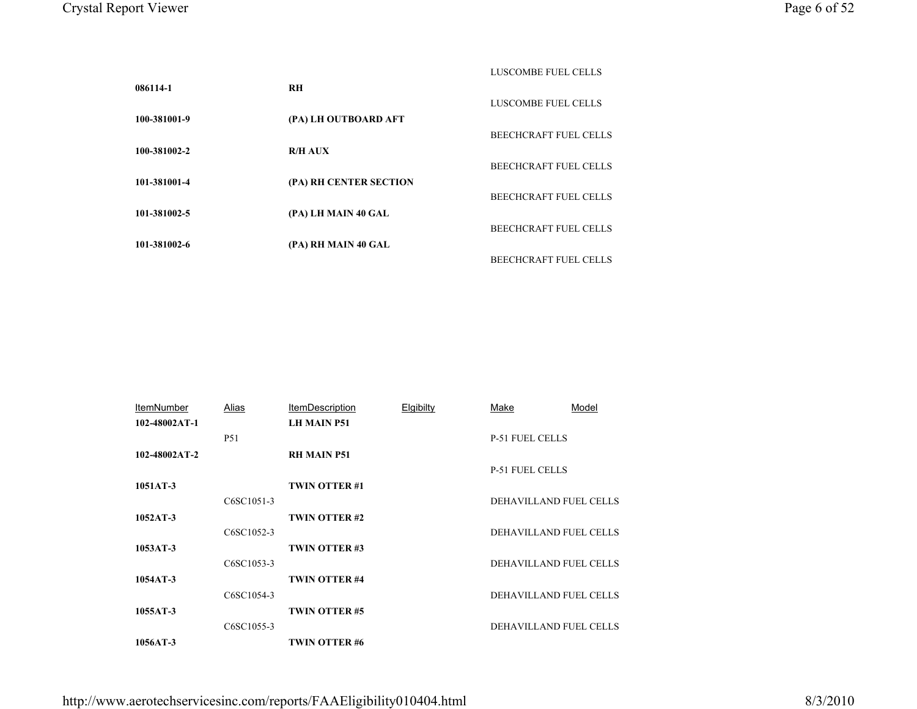| | | | | | |
|---|---|---|---|---|---|
| | | | | LUSCOMBE FUEL CELLS | |
| **086114-1** | | **RH** | | | |
| | | | | LUSCOMBE FUEL CELLS | |
| **100-381001-9** | | **(PA) LH OUTBOARD AFT** | | | |
| | | | | BEECHCRAFT FUEL CELLS | |
| **100-381002-2** | | **R/H AUX** | | | |
| | | | | BEECHCRAFT FUEL CELLS | |
| **101-381001-4** | | **(PA) RH CENTER SECTION** | | | |
| | | | | BEECHCRAFT FUEL CELLS | |
| **101-381002-5** | | **(PA) LH MAIN 40 GAL** | | | |
| | | | | BEECHCRAFT FUEL CELLS | |
| **101-381002-6** | | **(PA) RH MAIN 40 GAL** | | | |
| | | | | BEECHCRAFT FUEL CELLS | |

| ItemNumber | Alias | ItemDescription | Elgibilty | Make | Model |
|---|---|---|---|---|---|
| **102-48002AT-1** | | **LH MAIN P51** | | | |
| | P51 | | | P-51 FUEL CELLS | |
| **102-48002AT-2** | | **RH MAIN P51** | | | |
| | | | | P-51 FUEL CELLS | |
| **1051AT-3** | | **TWIN OTTER #1** | | | |
| | C6SC1051-3 | | | DEHAVILLAND FUEL CELLS | |
| **1052AT-3** | | **TWIN OTTER #2** | | | |
| | C6SC1052-3 | | | DEHAVILLAND FUEL CELLS | |
| **1053AT-3** | | **TWIN OTTER #3** | | | |
| | C6SC1053-3 | | | DEHAVILLAND FUEL CELLS | |
| **1054AT-3** | | **TWIN OTTER #4** | | | |
| | C6SC1054-3 | | | DEHAVILLAND FUEL CELLS | |
| **1055AT-3** | | **TWIN OTTER #5** | | | |
| | C6SC1055-3 | | | DEHAVILLAND FUEL CELLS | |
| **1056AT-3** | | **TWIN OTTER #6** | | | |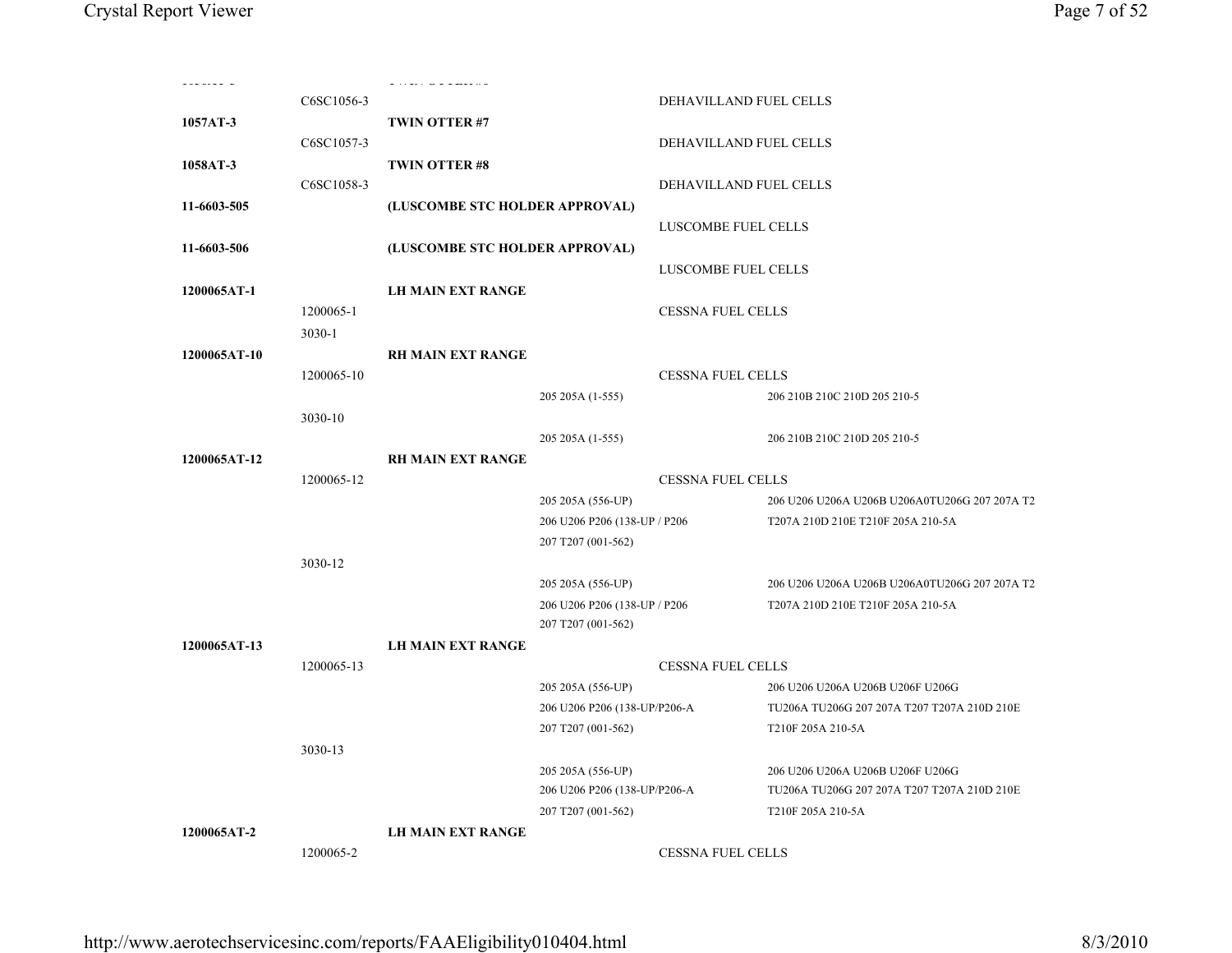| | | | | | |
|---|---|---|---|---|---|
| | C6SC1056-3 | | | DEHAVILLAND FUEL CELLS | |
| **1057AT-3** | | **TWIN OTTER #7** | | | |
| | C6SC1057-3 | | | DEHAVILLAND FUEL CELLS | |
| **1058AT-3** | | **TWIN OTTER #8** | | | |
| | C6SC1058-3 | | | DEHAVILLAND FUEL CELLS | |
| **11-6603-505** | | **(LUSCOMBE STC HOLDER APPROVAL)** | | | |
| | | | | LUSCOMBE FUEL CELLS | |
| **11-6603-506** | | **(LUSCOMBE STC HOLDER APPROVAL)** | | | |
| | | | | LUSCOMBE FUEL CELLS | |
| **1200065AT-1** | | **LH MAIN EXT RANGE** | | | |
| | 1200065-1 | | | CESSNA FUEL CELLS | |
| | 3030-1 | | | | |
| **1200065AT-10** | | **RH MAIN EXT RANGE** | | | |
| | 1200065-10 | | | CESSNA FUEL CELLS | |
| | | | 205 205A (1-555) | | 206 210B 210C 210D 205 210-5 |
| | 3030-10 | | | | |
| | | | 205 205A (1-555) | | 206 210B 210C 210D 205 210-5 |
| **1200065AT-12** | | **RH MAIN EXT RANGE** | | | |
| | 1200065-12 | | | CESSNA FUEL CELLS | |
| | | | 205 205A (556-UP) | | 206 U206 U206A U206B U206A0TU206G 207 207A T2 |
| | | | 206 U206 P206 (138-UP / P206 | | T207A 210D 210E T210F 205A 210-5A |
| | | | 207 T207 (001-562) | | |
| | 3030-12 | | | | |
| | | | 205 205A (556-UP) | | 206 U206 U206A U206B U206A0TU206G 207 207A T2 |
| | | | 206 U206 P206 (138-UP / P206 | | T207A 210D 210E T210F 205A 210-5A |
| | | | 207 T207 (001-562) | | |
| **1200065AT-13** | | **LH MAIN EXT RANGE** | | | |
| | 1200065-13 | | | CESSNA FUEL CELLS | |
| | | | 205 205A (556-UP) | | 206 U206 U206A U206B U206F U206G |
| | | | 206 U206 P206 (138-UP/P206-A | | TU206A TU206G 207 207A T207 T207A 210D 210E |
| | | | 207 T207 (001-562) | | T210F 205A 210-5A |
| | 3030-13 | | | | |
| | | | 205 205A (556-UP) | | 206 U206 U206A U206B U206F U206G |
| | | | 206 U206 P206 (138-UP/P206-A | | TU206A TU206G 207 207A T207 T207A 210D 210E |
| | | | 207 T207 (001-562) | | T210F 205A 210-5A |
| **1200065AT-2** | | **LH MAIN EXT RANGE** | | | |
| | 1200065-2 | | | CESSNA FUEL CELLS | |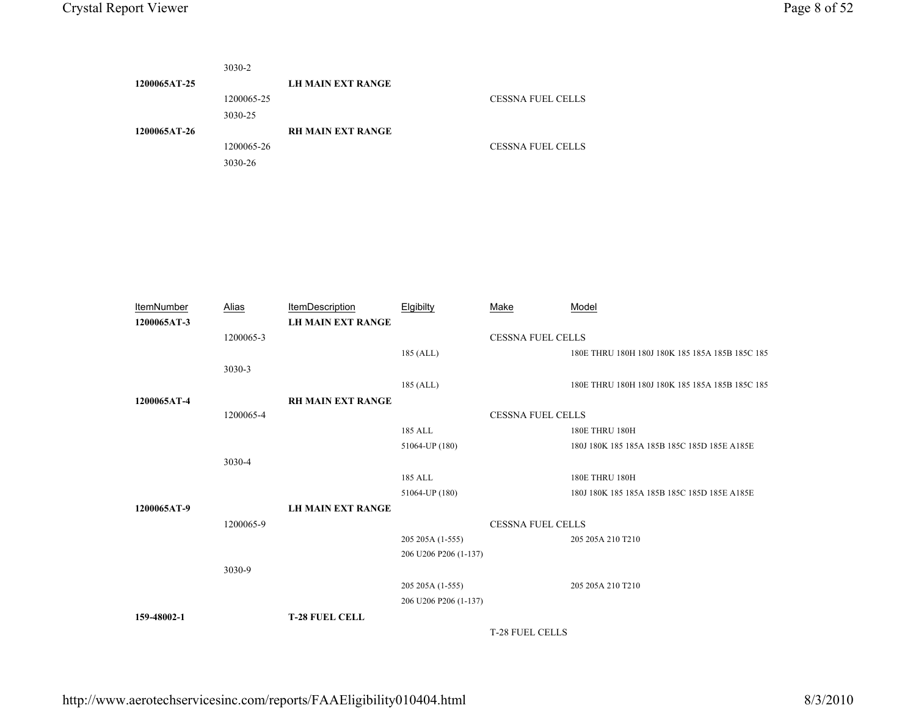| | | | | | |
|---|---|---|---|---|---|
| | 3030-2 | | | | |
| **1200065AT-25** | | **LH MAIN EXT RANGE** | | | |
| | 1200065-25 | | | CESSNA FUEL CELLS | |
| | 3030-25 | | | | |
| **1200065AT-26** | | **RH MAIN EXT RANGE** | | | |
| | 1200065-26 | | | CESSNA FUEL CELLS | |
| | 3030-26 | | | | |

| ItemNumber | Alias | ItemDescription | Elgibilty | Make | Model |
|---|---|---|---|---|---|
| **1200065AT-3** | | **LH MAIN EXT RANGE** | | | |
| | 1200065-3 | | | CESSNA FUEL CELLS | |
| | | | 185 (ALL) | | 180E THRU 180H 180J 180K 185 185A 185B 185C 185 |
| | 3030-3 | | | | |
| | | | 185 (ALL) | | 180E THRU 180H 180J 180K 185 185A 185B 185C 185 |
| **1200065AT-4** | | **RH MAIN EXT RANGE** | | | |
| | 1200065-4 | | | CESSNA FUEL CELLS | |
| | | | 185 ALL | | 180E THRU 180H |
| | | | 51064-UP (180) | | 180J 180K 185 185A 185B 185C 185D 185E A185E |
| | 3030-4 | | | | |
| | | | 185 ALL | | 180E THRU 180H |
| | | | 51064-UP (180) | | 180J 180K 185 185A 185B 185C 185D 185E A185E |
| **1200065AT-9** | | **LH MAIN EXT RANGE** | | | |
| | 1200065-9 | | | CESSNA FUEL CELLS | |
| | | | 205 205A (1-555) | | 205 205A 210 T210 |
| | | | 206 U206 P206 (1-137) | | |
| | 3030-9 | | | | |
| | | | 205 205A (1-555) | | 205 205A 210 T210 |
| | | | 206 U206 P206 (1-137) | | |
| **159-48002-1** | | **T-28 FUEL CELL** | | | |
| | | | | T-28 FUEL CELLS | |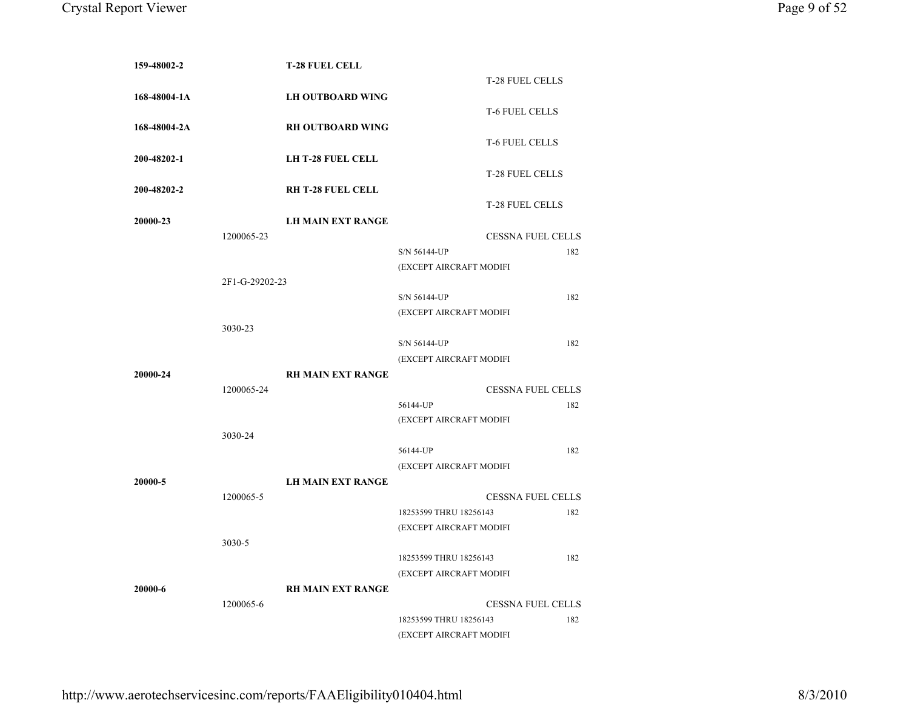| | | | | |
|---|---|---|---|---|
| **159-48002-2** | | **T-28 FUEL CELL** | | |
| | | | T-28 FUEL CELLS | |
| **168-48004-1A** | | **LH OUTBOARD WING** | | |
| | | | T-6 FUEL CELLS | |
| **168-48004-2A** | | **RH OUTBOARD WING** | | |
| | | | T-6 FUEL CELLS | |
| **200-48202-1** | | **LH T-28 FUEL CELL** | | |
| | | | T-28 FUEL CELLS | |
| **200-48202-2** | | **RH T-28 FUEL CELL** | | |
| | | | T-28 FUEL CELLS | |
| **20000-23** | | **LH MAIN EXT RANGE** | | |
| | 1200065-23 | | CESSNA FUEL CELLS | |
| | | | S/N 56144-UP | 182 |
| | | | (EXCEPT AIRCRAFT MODIFI | |
| | 2F1-G-29202-23 | | | |
| | | | S/N 56144-UP | 182 |
| | | | (EXCEPT AIRCRAFT MODIFI | |
| | 3030-23 | | | |
| | | | S/N 56144-UP | 182 |
| | | | (EXCEPT AIRCRAFT MODIFI | |
| **20000-24** | | **RH MAIN EXT RANGE** | | |
| | 1200065-24 | | CESSNA FUEL CELLS | |
| | | | 56144-UP | 182 |
| | | | (EXCEPT AIRCRAFT MODIFI | |
| | 3030-24 | | | |
| | | | 56144-UP | 182 |
| | | | (EXCEPT AIRCRAFT MODIFI | |
| **20000-5** | | **LH MAIN EXT RANGE** | | |
| | 1200065-5 | | CESSNA FUEL CELLS | |
| | | | 18253599 THRU 18256143 | 182 |
| | | | (EXCEPT AIRCRAFT MODIFI | |
| | 3030-5 | | | |
| | | | 18253599 THRU 18256143 | 182 |
| | | | (EXCEPT AIRCRAFT MODIFI | |
| **20000-6** | | **RH MAIN EXT RANGE** | | |
| | 1200065-6 | | CESSNA FUEL CELLS | |
| | | | 18253599 THRU 18256143 | 182 |
| | | | (EXCEPT AIRCRAFT MODIFI | |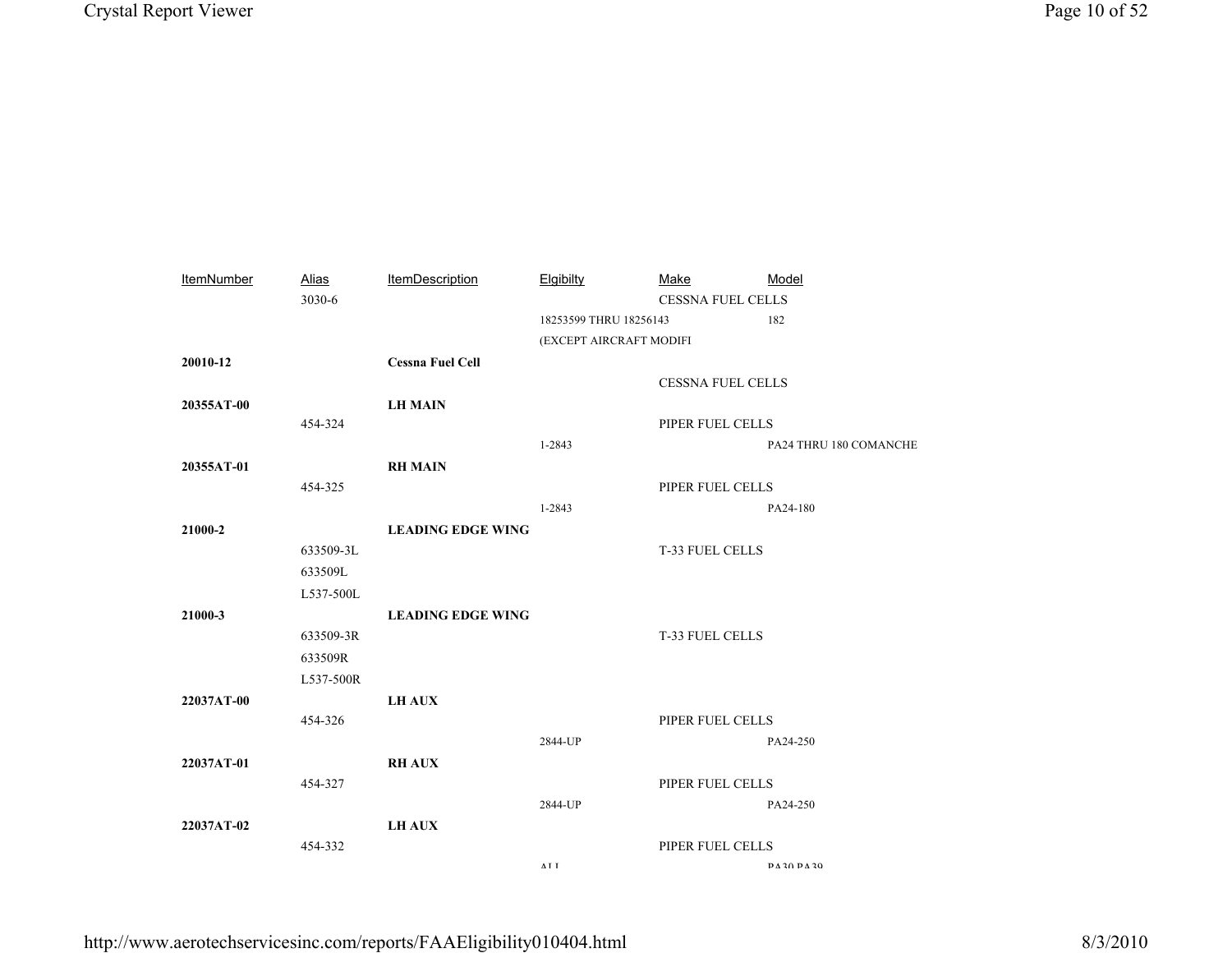| ItemNumber | Alias | ItemDescription | Elgibilty | Make | Model |
|---|---|---|---|---|---|
| | 3030-6 | | | CESSNA FUEL CELLS | |
| | | | 18253599 THRU 18256143 | | 182 |
| | | | (EXCEPT AIRCRAFT MODIFI | | |
| **20010-12** | | **Cessna Fuel Cell** | | | |
| | | | | CESSNA FUEL CELLS | |
| **20355AT-00** | | **LH MAIN** | | | |
| | 454-324 | | | PIPER FUEL CELLS | |
| | | | 1-2843 | | PA24 THRU 180 COMANCHE |
| **20355AT-01** | | **RH MAIN** | | | |
| | 454-325 | | | PIPER FUEL CELLS | |
| | | | 1-2843 | | PA24-180 |
| **21000-2** | | **LEADING EDGE WING** | | | |
| | 633509-3L | | | T-33 FUEL CELLS | |
| | 633509L | | | | |
| | L537-500L | | | | |
| **21000-3** | | **LEADING EDGE WING** | | | |
| | 633509-3R | | | T-33 FUEL CELLS | |
| | 633509R | | | | |
| | L537-500R | | | | |
| **22037AT-00** | | **LH AUX** | | | |
| | 454-326 | | | PIPER FUEL CELLS | |
| | | | 2844-UP | | PA24-250 |
| **22037AT-01** | | **RH AUX** | | | |
| | 454-327 | | | PIPER FUEL CELLS | |
| | | | 2844-UP | | PA24-250 |
| **22037AT-02** | | **LH AUX** | | | |
| | 454-332 | | | PIPER FUEL CELLS | |
| | | | ALL | | PA30 PA39 |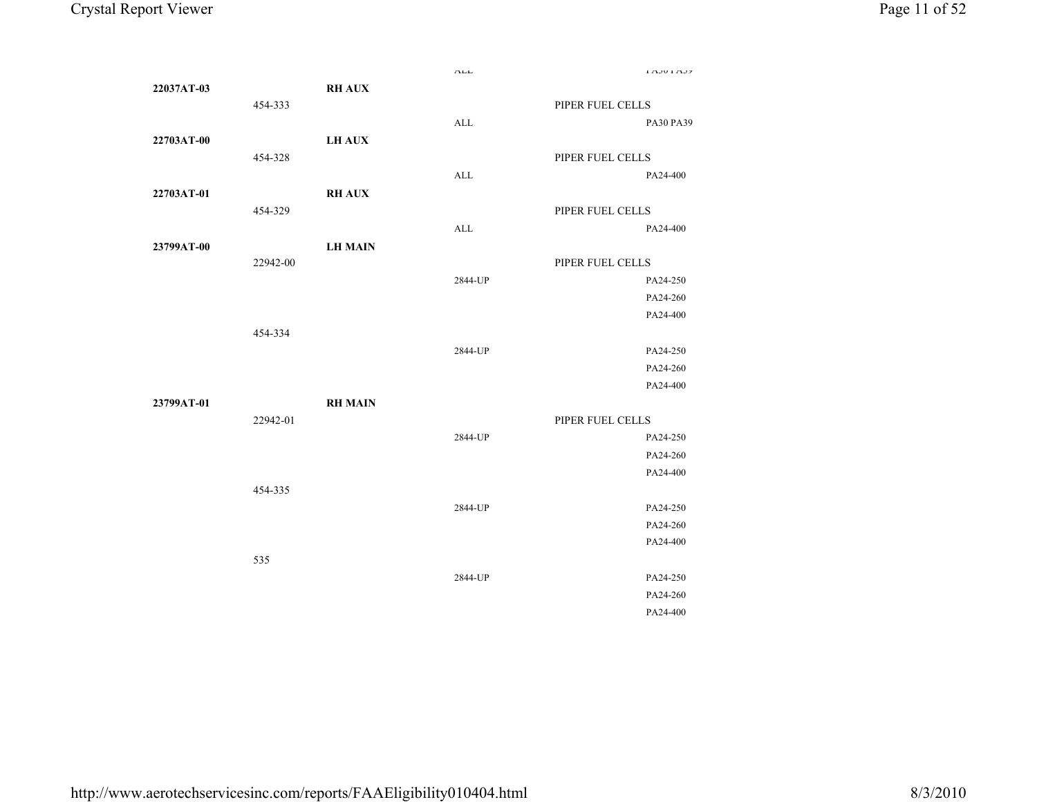| | | | | | |
|---|---|---|---|---|---|
| | | | ALL | | PA30 PA39 |
| **22037AT-03** | | **RH AUX** | | | |
| | 454-333 | | | PIPER FUEL CELLS | |
| | | | ALL | | PA30 PA39 |
| **22703AT-00** | | **LH AUX** | | | |
| | 454-328 | | | PIPER FUEL CELLS | |
| | | | ALL | | PA24-400 |
| **22703AT-01** | | **RH AUX** | | | |
| | 454-329 | | | PIPER FUEL CELLS | |
| | | | ALL | | PA24-400 |
| **23799AT-00** | | **LH MAIN** | | | |
| | 22942-00 | | | PIPER FUEL CELLS | |
| | | | 2844-UP | | PA24-250 |
| | | | | | PA24-260 |
| | | | | | PA24-400 |
| | 454-334 | | | | |
| | | | 2844-UP | | PA24-250 |
| | | | | | PA24-260 |
| | | | | | PA24-400 |
| **23799AT-01** | | **RH MAIN** | | | |
| | 22942-01 | | | PIPER FUEL CELLS | |
| | | | 2844-UP | | PA24-250 |
| | | | | | PA24-260 |
| | | | | | PA24-400 |
| | 454-335 | | | | |
| | | | 2844-UP | | PA24-250 |
| | | | | | PA24-260 |
| | | | | | PA24-400 |
| | 535 | | | | |
| | | | 2844-UP | | PA24-250 |
| | | | | | PA24-260 |
| | | | | | PA24-400 |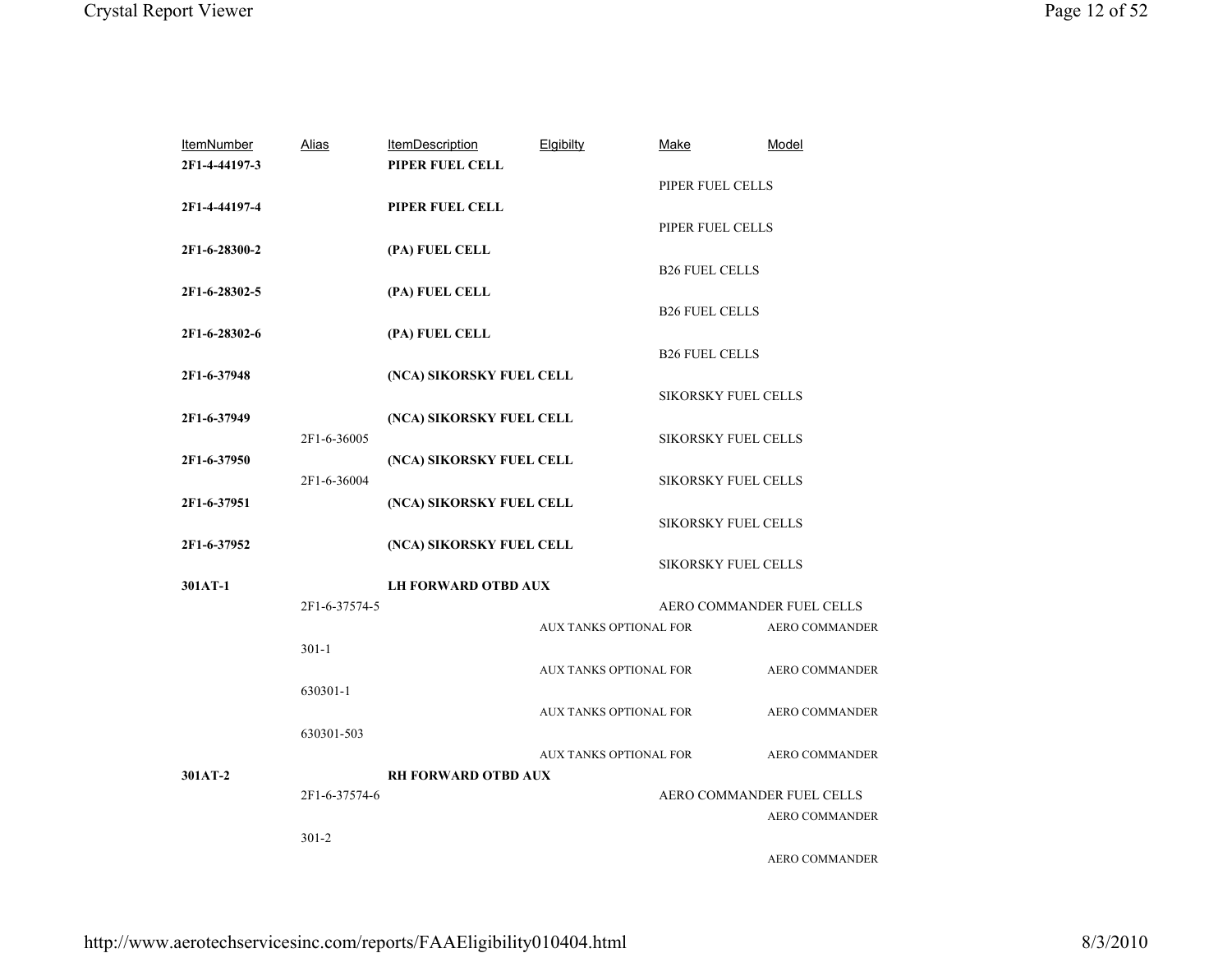| ItemNumber | Alias | ItemDescription | Elgibilty | Make | Model |
|---|---|---|---|---|---|
| **2F1-4-44197-3** | | **PIPER FUEL CELL** | | | |
| | | | | PIPER FUEL CELLS | |
| **2F1-4-44197-4** | | **PIPER FUEL CELL** | | | |
| | | | | PIPER FUEL CELLS | |
| **2F1-6-28300-2** | | **(PA) FUEL CELL** | | | |
| | | | | B26 FUEL CELLS | |
| **2F1-6-28302-5** | | **(PA) FUEL CELL** | | | |
| | | | | B26 FUEL CELLS | |
| **2F1-6-28302-6** | | **(PA) FUEL CELL** | | | |
| | | | | B26 FUEL CELLS | |
| **2F1-6-37948** | | **(NCA) SIKORSKY FUEL CELL** | | | |
| | | | | SIKORSKY FUEL CELLS | |
| **2F1-6-37949** | | **(NCA) SIKORSKY FUEL CELL** | | | |
| | 2F1-6-36005 | | | SIKORSKY FUEL CELLS | |
| **2F1-6-37950** | | **(NCA) SIKORSKY FUEL CELL** | | | |
| | 2F1-6-36004 | | | SIKORSKY FUEL CELLS | |
| **2F1-6-37951** | | **(NCA) SIKORSKY FUEL CELL** | | | |
| | | | | SIKORSKY FUEL CELLS | |
| **2F1-6-37952** | | **(NCA) SIKORSKY FUEL CELL** | | | |
| | | | | SIKORSKY FUEL CELLS | |
| **301AT-1** | | **LH FORWARD OTBD AUX** | | | |
| | 2F1-6-37574-5 | | | AERO COMMANDER FUEL CELLS | |
| | | | AUX TANKS OPTIONAL FOR | | AERO COMMANDER |
| | 301-1 | | | | |
| | | | AUX TANKS OPTIONAL FOR | | AERO COMMANDER |
| | 630301-1 | | | | |
| | | | AUX TANKS OPTIONAL FOR | | AERO COMMANDER |
| | 630301-503 | | | | |
| | | | AUX TANKS OPTIONAL FOR | | AERO COMMANDER |
| **301AT-2** | | **RH FORWARD OTBD AUX** | | | |
| | 2F1-6-37574-6 | | | AERO COMMANDER FUEL CELLS | |
| | | | | | AERO COMMANDER |
| | 301-2 | | | | |
| | | | | | AERO COMMANDER |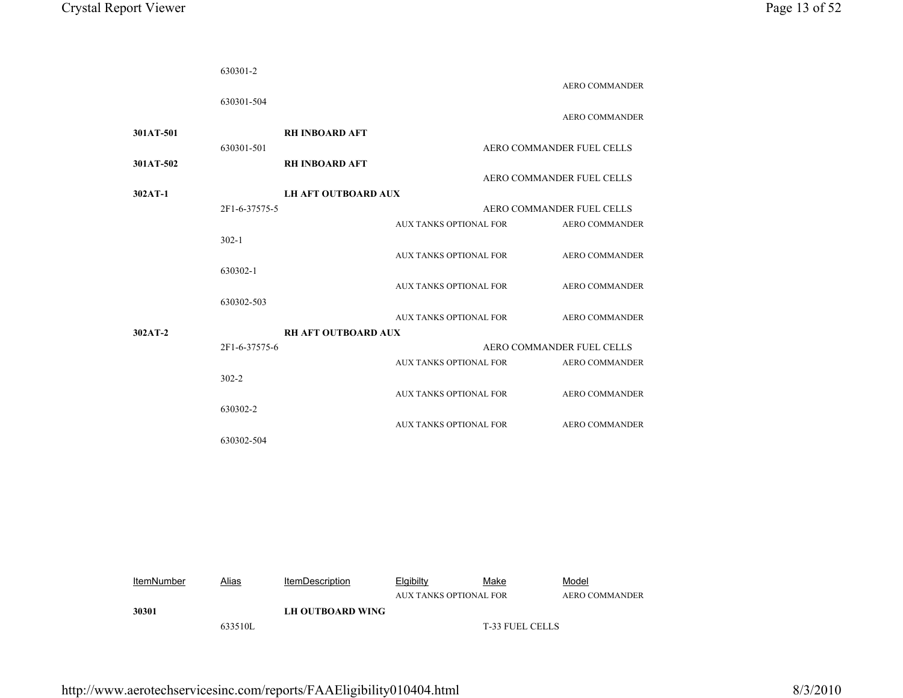| ItemNumber | Alias | ItemDescription | Elgibilty | Make | Model |
|---|---|---|---|---|---|
| | 630301-2 | | | | |
| | | | | | AERO COMMANDER |
| | 630301-504 | | | | |
| | | | | | AERO COMMANDER |
| **301AT-501** | | **RH INBOARD AFT** | | | |
| | 630301-501 | | | AERO COMMANDER FUEL CELLS | |
| **301AT-502** | | **RH INBOARD AFT** | | | |
| | | | | AERO COMMANDER FUEL CELLS | |
| **302AT-1** | | **LH AFT OUTBOARD AUX** | | | |
| | 2F1-6-37575-5 | | | AERO COMMANDER FUEL CELLS | |
| | | | AUX TANKS OPTIONAL FOR | | AERO COMMANDER |
| | 302-1 | | | | |
| | | | AUX TANKS OPTIONAL FOR | | AERO COMMANDER |
| | 630302-1 | | | | |
| | | | AUX TANKS OPTIONAL FOR | | AERO COMMANDER |
| | 630302-503 | | | | |
| | | | AUX TANKS OPTIONAL FOR | | AERO COMMANDER |
| **302AT-2** | | **RH AFT OUTBOARD AUX** | | | |
| | 2F1-6-37575-6 | | | AERO COMMANDER FUEL CELLS | |
| | | | AUX TANKS OPTIONAL FOR | | AERO COMMANDER |
| | 302-2 | | | | |
| | | | AUX TANKS OPTIONAL FOR | | AERO COMMANDER |
| | 630302-2 | | | | |
| | | | AUX TANKS OPTIONAL FOR | | AERO COMMANDER |
| | 630302-504 | | | | |
| | | | AUX TANKS OPTIONAL FOR | | AERO COMMANDER |
| **30301** | | **LH OUTBOARD WING** | | | |
| | 633510L | | | T-33 FUEL CELLS | |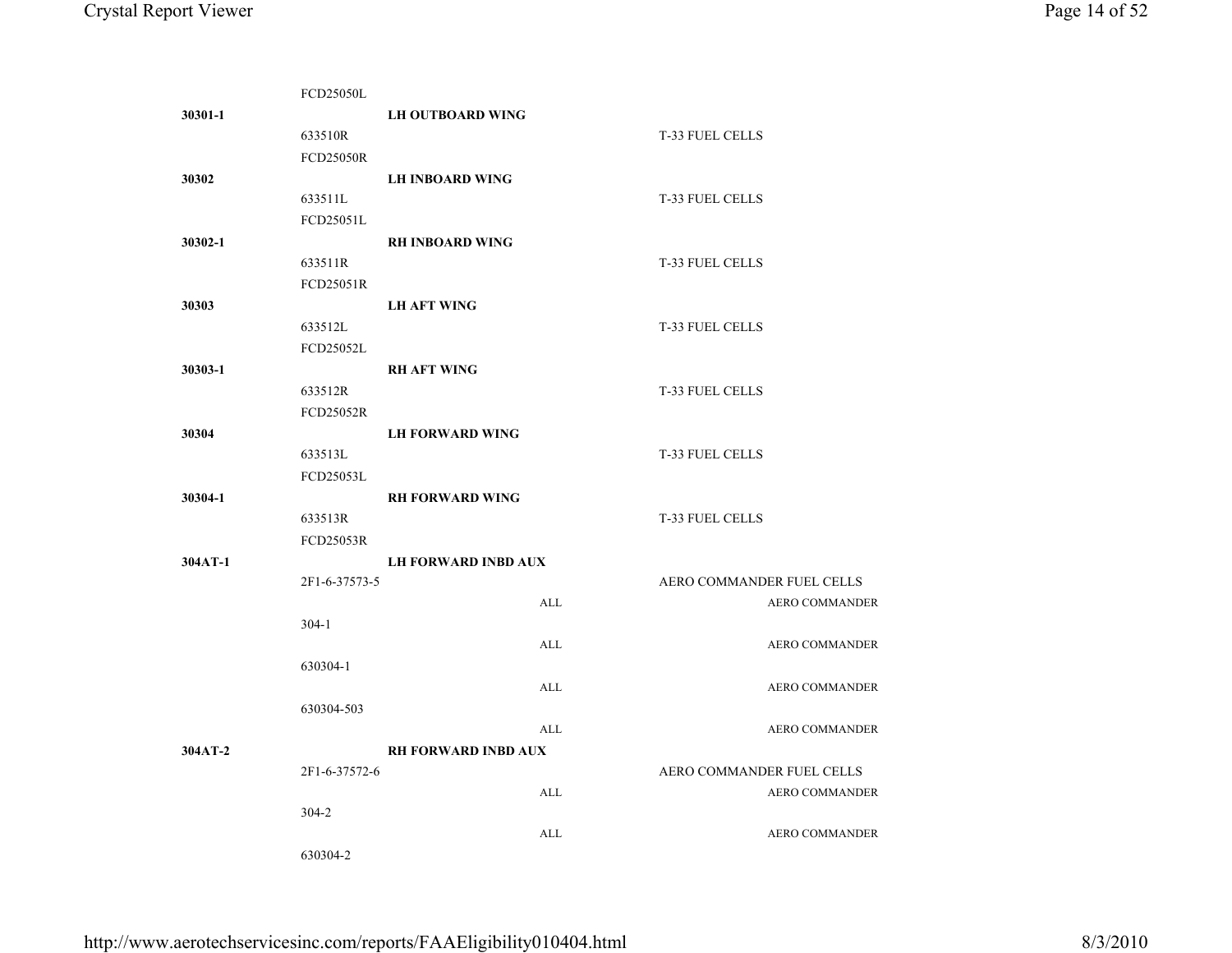| | | | | |
|---|---|---|---|---|
| | FCD25050L | | | |
| **30301-1** | | **LH OUTBOARD WING** | | |
| | 633510R | | T-33 FUEL CELLS | |
| | FCD25050R | | | |
| **30302** | | **LH INBOARD WING** | | |
| | 633511L | | T-33 FUEL CELLS | |
| | FCD25051L | | | |
| **30302-1** | | **RH INBOARD WING** | | |
| | 633511R | | T-33 FUEL CELLS | |
| | FCD25051R | | | |
| **30303** | | **LH AFT WING** | | |
| | 633512L | | T-33 FUEL CELLS | |
| | FCD25052L | | | |
| **30303-1** | | **RH AFT WING** | | |
| | 633512R | | T-33 FUEL CELLS | |
| | FCD25052R | | | |
| **30304** | | **LH FORWARD WING** | | |
| | 633513L | | T-33 FUEL CELLS | |
| | FCD25053L | | | |
| **30304-1** | | **RH FORWARD WING** | | |
| | 633513R | | T-33 FUEL CELLS | |
| | FCD25053R | | | |
| **304AT-1** | | **LH FORWARD INBD AUX** | | |
| | 2F1-6-37573-5 | | AERO COMMANDER FUEL CELLS | |
| | | ALL | | AERO COMMANDER |
| | 304-1 | | | |
| | | ALL | | AERO COMMANDER |
| | 630304-1 | | | |
| | | ALL | | AERO COMMANDER |
| | 630304-503 | | | |
| | | ALL | | AERO COMMANDER |
| **304AT-2** | | **RH FORWARD INBD AUX** | | |
| | 2F1-6-37572-6 | | AERO COMMANDER FUEL CELLS | |
| | | ALL | | AERO COMMANDER |
| | 304-2 | | | |
| | | ALL | | AERO COMMANDER |
| | 630304-2 | | | |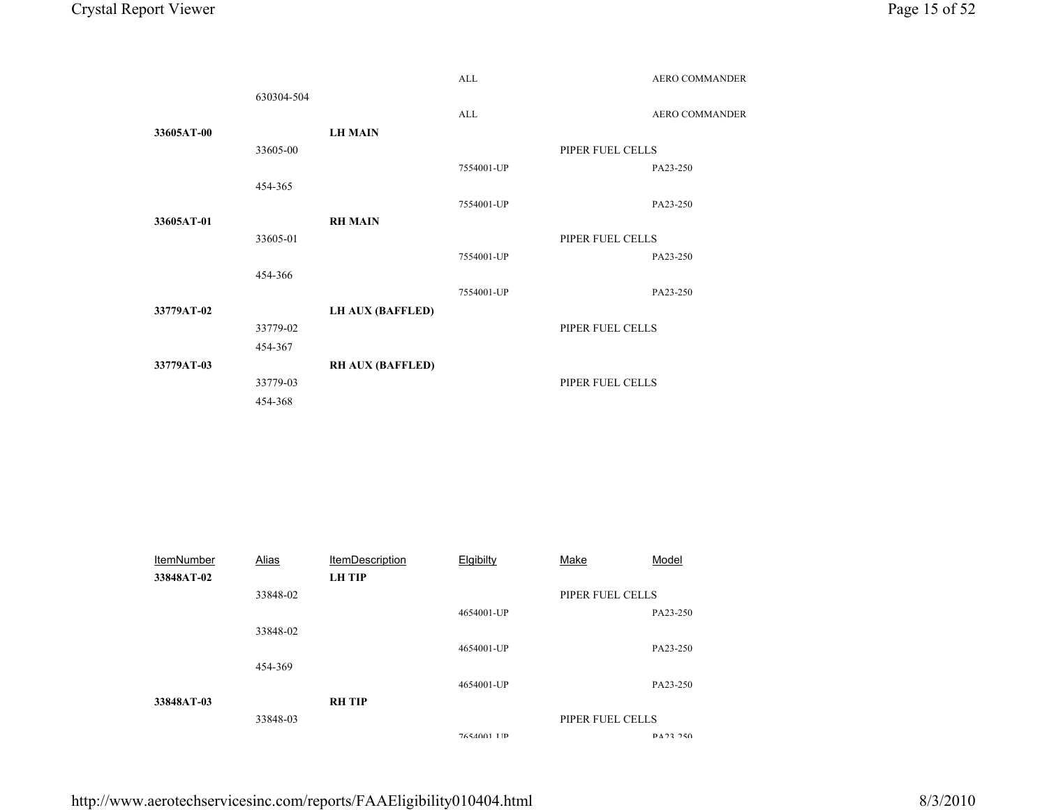| ItemNumber | Alias | ItemDescription | Elgibilty | Make | Model |
|---|---|---|---|---|---|
| | | | ALL | | AERO COMMANDER |
| | 630304-504 | | | | |
| | | | ALL | | AERO COMMANDER |
| **33605AT-00** | | **LH MAIN** | | | |
| | 33605-00 | | | PIPER FUEL CELLS | |
| | | | 7554001-UP | | PA23-250 |
| | 454-365 | | | | |
| | | | 7554001-UP | | PA23-250 |
| **33605AT-01** | | **RH MAIN** | | | |
| | 33605-01 | | | PIPER FUEL CELLS | |
| | | | 7554001-UP | | PA23-250 |
| | 454-366 | | | | |
| | | | 7554001-UP | | PA23-250 |
| **33779AT-02** | | **LH AUX (BAFFLED)** | | | |
| | 33779-02 | | | PIPER FUEL CELLS | |
| | 454-367 | | | | |
| **33779AT-03** | | **RH AUX (BAFFLED)** | | | |
| | 33779-03 | | | PIPER FUEL CELLS | |
| | 454-368 | | | | |

| ItemNumber | Alias | ItemDescription | Elgibilty | Make | Model |
|---|---|---|---|---|---|
| **33848AT-02** | | **LH TIP** | | | |
| | 33848-02 | | | PIPER FUEL CELLS | |
| | | | 4654001-UP | | PA23-250 |
| | 33848-02 | | | | |
| | | | 4654001-UP | | PA23-250 |
| | 454-369 | | | | |
| | | | 4654001-UP | | PA23-250 |
| **33848AT-03** | | **RH TIP** | | | |
| | 33848-03 | | | PIPER FUEL CELLS | |
| | | | 7654001-UP | | PA23-250 |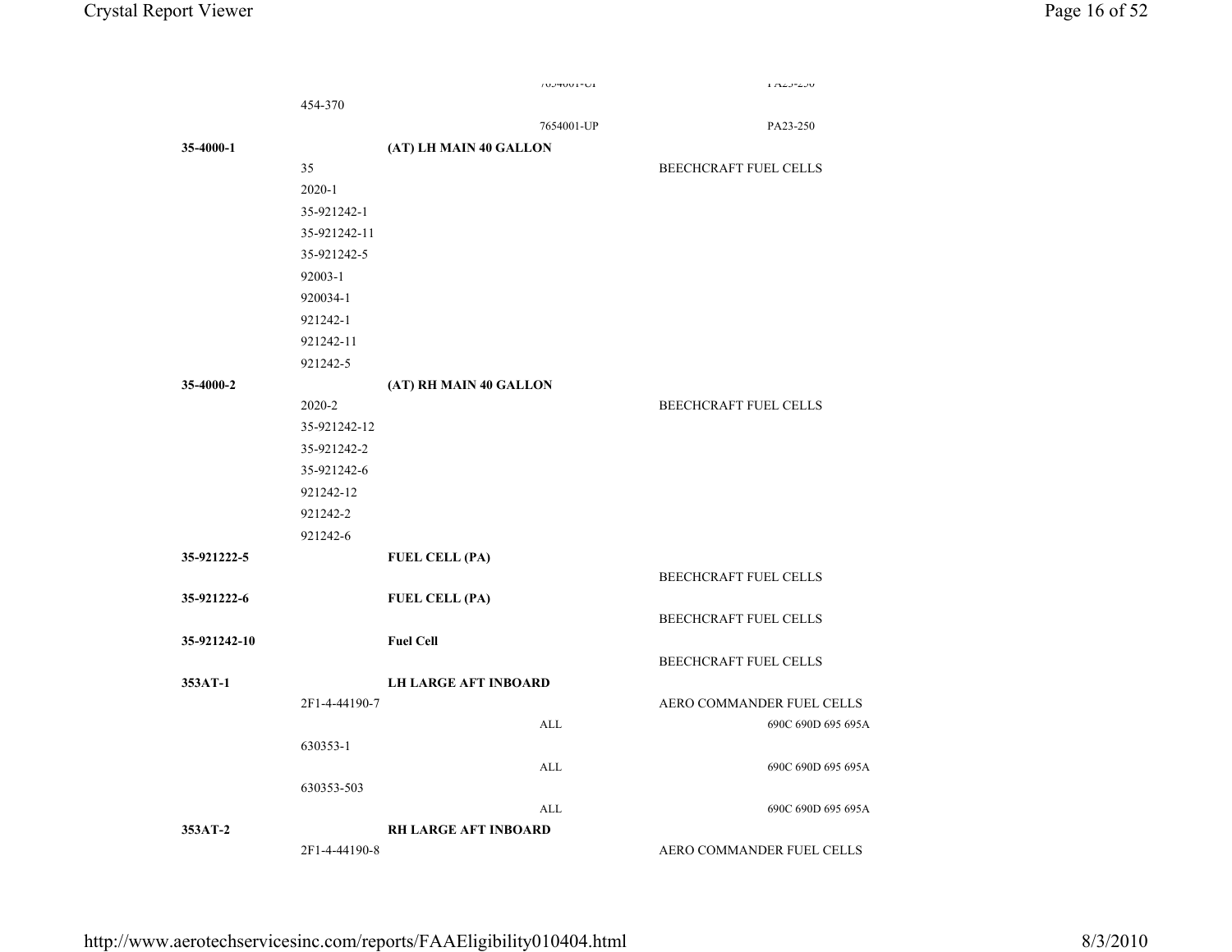| | | | | |
|---|---|---|---|---|
| | | | 7654001-UP | PA23-250 |
| | 454-370 | | | |
| | | | 7654001-UP | PA23-250 |
| **35-4000-1** | | **(AT) LH MAIN 40 GALLON** | | |
| | 35 | | BEECHCRAFT FUEL CELLS | |
| | 2020-1 | | | |
| | 35-921242-1 | | | |
| | 35-921242-11 | | | |
| | 35-921242-5 | | | |
| | 92003-1 | | | |
| | 920034-1 | | | |
| | 921242-1 | | | |
| | 921242-11 | | | |
| | 921242-5 | | | |
| **35-4000-2** | | **(AT) RH MAIN 40 GALLON** | | |
| | 2020-2 | | BEECHCRAFT FUEL CELLS | |
| | 35-921242-12 | | | |
| | 35-921242-2 | | | |
| | 35-921242-6 | | | |
| | 921242-12 | | | |
| | 921242-2 | | | |
| | 921242-6 | | | |
| **35-921222-5** | | **FUEL CELL (PA)** | | |
| | | | BEECHCRAFT FUEL CELLS | |
| **35-921222-6** | | **FUEL CELL (PA)** | | |
| | | | BEECHCRAFT FUEL CELLS | |
| **35-921242-10** | | **Fuel Cell** | | |
| | | | BEECHCRAFT FUEL CELLS | |
| **353AT-1** | | **LH LARGE AFT INBOARD** | | |
| | 2F1-4-44190-7 | | AERO COMMANDER FUEL CELLS | |
| | | | ALL | 690C 690D 695 695A |
| | 630353-1 | | | |
| | | | ALL | 690C 690D 695 695A |
| | 630353-503 | | | |
| | | | ALL | 690C 690D 695 695A |
| **353AT-2** | | **RH LARGE AFT INBOARD** | | |
| | 2F1-4-44190-8 | | AERO COMMANDER FUEL CELLS | |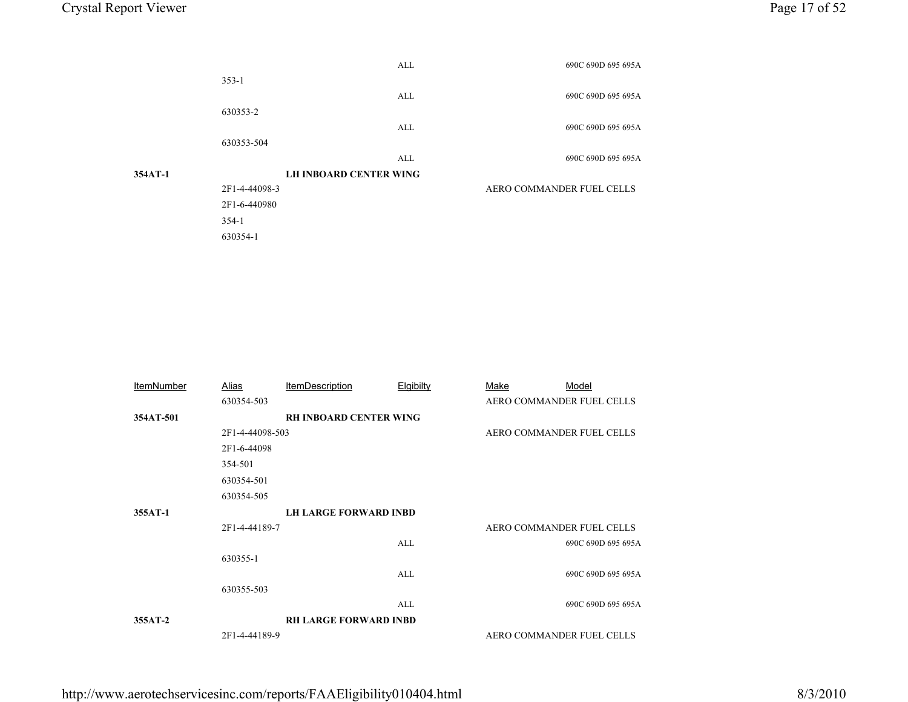| | | | | | |
|---|---|---|---|---|---|
| | | | ALL | | 690C 690D 695 695A |
| | 353-1 | | | | |
| | | | ALL | | 690C 690D 695 695A |
| | 630353-2 | | | | |
| | | | ALL | | 690C 690D 695 695A |
| | 630353-504 | | | | |
| | | | ALL | | 690C 690D 695 695A |
| **354AT-1** | | **LH INBOARD CENTER WING** | | | |
| | 2F1-4-44098-3 | | | AERO COMMANDER FUEL CELLS | |
| | 2F1-6-440980 | | | | |
| | 354-1 | | | | |
| | 630354-1 | | | | |

| ItemNumber | Alias | ItemDescription | Elgibilty | Make | Model |
|---|---|---|---|---|---|
| | 630354-503 | | | AERO COMMANDER FUEL CELLS | |
| **354AT-501** | | **RH INBOARD CENTER WING** | | | |
| | 2F1-4-44098-503 | | | AERO COMMANDER FUEL CELLS | |
| | 2F1-6-44098 | | | | |
| | 354-501 | | | | |
| | 630354-501 | | | | |
| | 630354-505 | | | | |
| **355AT-1** | | **LH LARGE FORWARD INBD** | | | |
| | 2F1-4-44189-7 | | | AERO COMMANDER FUEL CELLS | |
| | | | ALL | | 690C 690D 695 695A |
| | 630355-1 | | | | |
| | | | ALL | | 690C 690D 695 695A |
| | 630355-503 | | | | |
| | | | ALL | | 690C 690D 695 695A |
| **355AT-2** | | **RH LARGE FORWARD INBD** | | | |
| | 2F1-4-44189-9 | | | AERO COMMANDER FUEL CELLS | |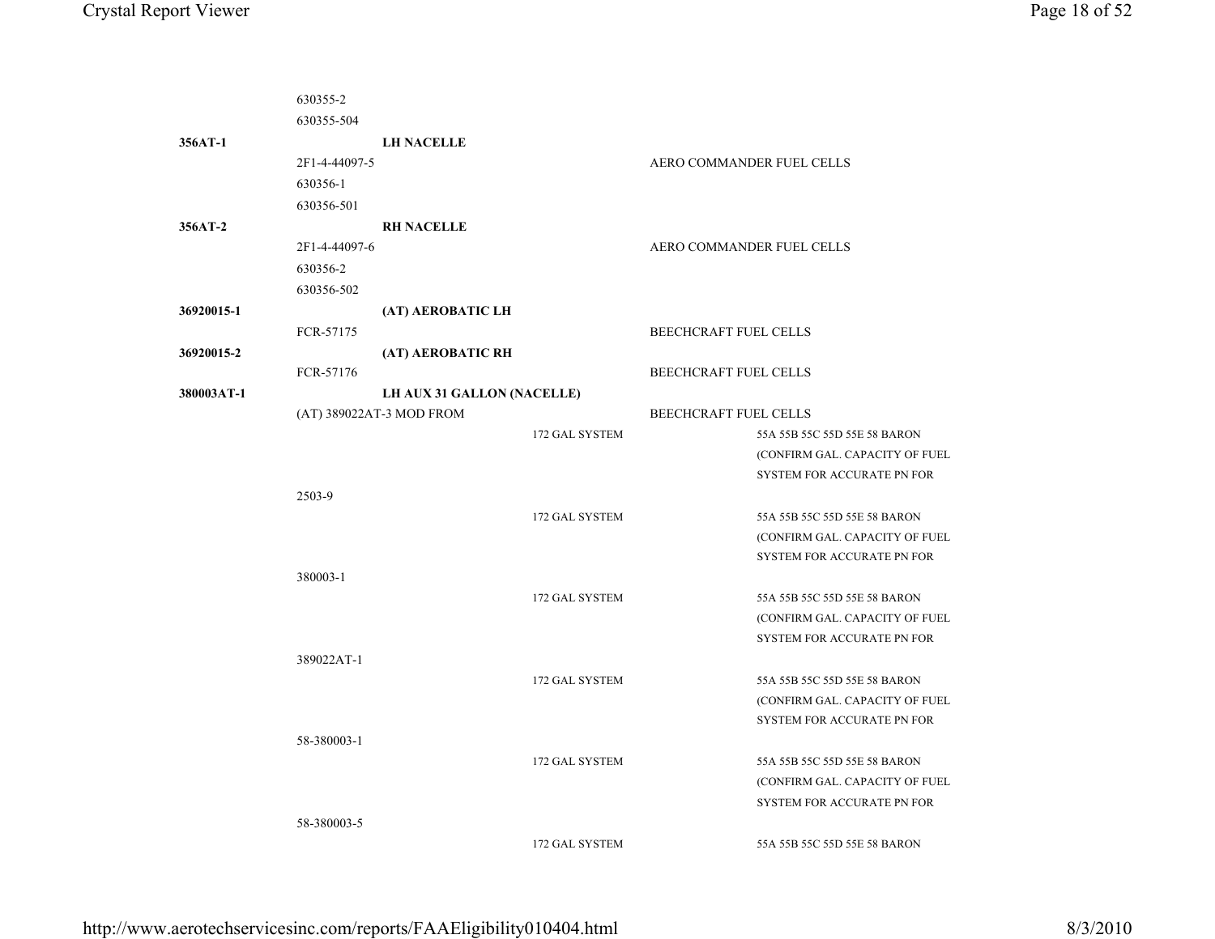| | | | | |
|---|---|---|---|---|
| | 630355-2 | | | |
| | 630355-504 | | | |
| **356AT-1** | **LH NACELLE** | | | |
| | 2F1-4-44097-5 | | AERO COMMANDER FUEL CELLS | |
| | 630356-1 | | | |
| | 630356-501 | | | |
| **356AT-2** | **RH NACELLE** | | | |
| | 2F1-4-44097-6 | | AERO COMMANDER FUEL CELLS | |
| | 630356-2 | | | |
| | 630356-502 | | | |
| **36920015-1** | **(AT) AEROBATIC LH** | | | |
| | FCR-57175 | | BEECHCRAFT FUEL CELLS | |
| **36920015-2** | **(AT) AEROBATIC RH** | | | |
| | FCR-57176 | | BEECHCRAFT FUEL CELLS | |
| **380003AT-1** | **LH AUX 31 GALLON (NACELLE)** | | | |
| | (AT) 389022AT-3 MOD FROM | | BEECHCRAFT FUEL CELLS | |
| | | 172 GAL SYSTEM | | 55A 55B 55C 55D 55E 58 BARON (CONFIRM GAL. CAPACITY OF FUEL SYSTEM FOR ACCURATE PN FOR |
| | 2503-9 | | | |
| | | 172 GAL SYSTEM | | 55A 55B 55C 55D 55E 58 BARON (CONFIRM GAL. CAPACITY OF FUEL SYSTEM FOR ACCURATE PN FOR |
| | 380003-1 | | | |
| | | 172 GAL SYSTEM | | 55A 55B 55C 55D 55E 58 BARON (CONFIRM GAL. CAPACITY OF FUEL SYSTEM FOR ACCURATE PN FOR |
| | 389022AT-1 | | | |
| | | 172 GAL SYSTEM | | 55A 55B 55C 55D 55E 58 BARON (CONFIRM GAL. CAPACITY OF FUEL SYSTEM FOR ACCURATE PN FOR |
| | 58-380003-1 | | | |
| | | 172 GAL SYSTEM | | 55A 55B 55C 55D 55E 58 BARON (CONFIRM GAL. CAPACITY OF FUEL SYSTEM FOR ACCURATE PN FOR |
| | 58-380003-5 | | | |
| | | 172 GAL SYSTEM | | 55A 55B 55C 55D 55E 58 BARON |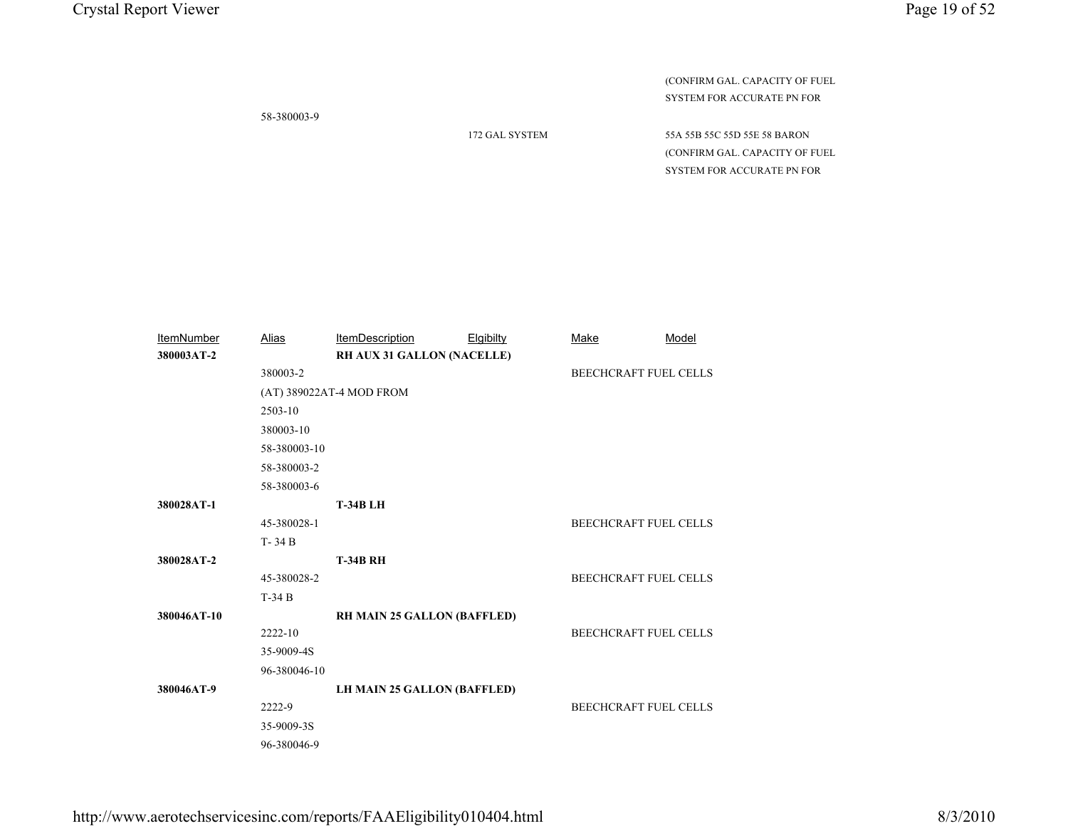| | | | | | |
|---|---|---|---|---|---|
| | | | | | (CONFIRM GAL. CAPACITY OF FUEL SYSTEM FOR ACCURATE PN FOR |
| | 58-380003-9 | | 172 GAL SYSTEM | | 55A 55B 55C 55D 55E 58 BARON (CONFIRM GAL. CAPACITY OF FUEL SYSTEM FOR ACCURATE PN FOR |

| ItemNumber | Alias | ItemDescription | Elgibilty | Make | Model |
|---|---|---|---|---|---|
| **380003AT-2** | | **RH AUX 31 GALLON (NACELLE)** | | | |
| | 380003-2 | | | BEECHCRAFT FUEL CELLS | |
| | (AT) 389022AT-4 MOD FROM | | | | |
| | 2503-10 | | | | |
| | 380003-10 | | | | |
| | 58-380003-10 | | | | |
| | 58-380003-2 | | | | |
| | 58-380003-6 | | | | |
| **380028AT-1** | | **T-34B LH** | | | |
| | 45-380028-1 | | | BEECHCRAFT FUEL CELLS | |
| | T- 34 B | | | | |
| **380028AT-2** | | **T-34B RH** | | | |
| | 45-380028-2 | | | BEECHCRAFT FUEL CELLS | |
| | T-34 B | | | | |
| **380046AT-10** | | **RH MAIN 25 GALLON (BAFFLED)** | | | |
| | 2222-10 | | | BEECHCRAFT FUEL CELLS | |
| | 35-9009-4S | | | | |
| | 96-380046-10 | | | | |
| **380046AT-9** | | **LH MAIN 25 GALLON (BAFFLED)** | | | |
| | 2222-9 | | | BEECHCRAFT FUEL CELLS | |
| | 35-9009-3S | | | | |
| | 96-380046-9 | | | | |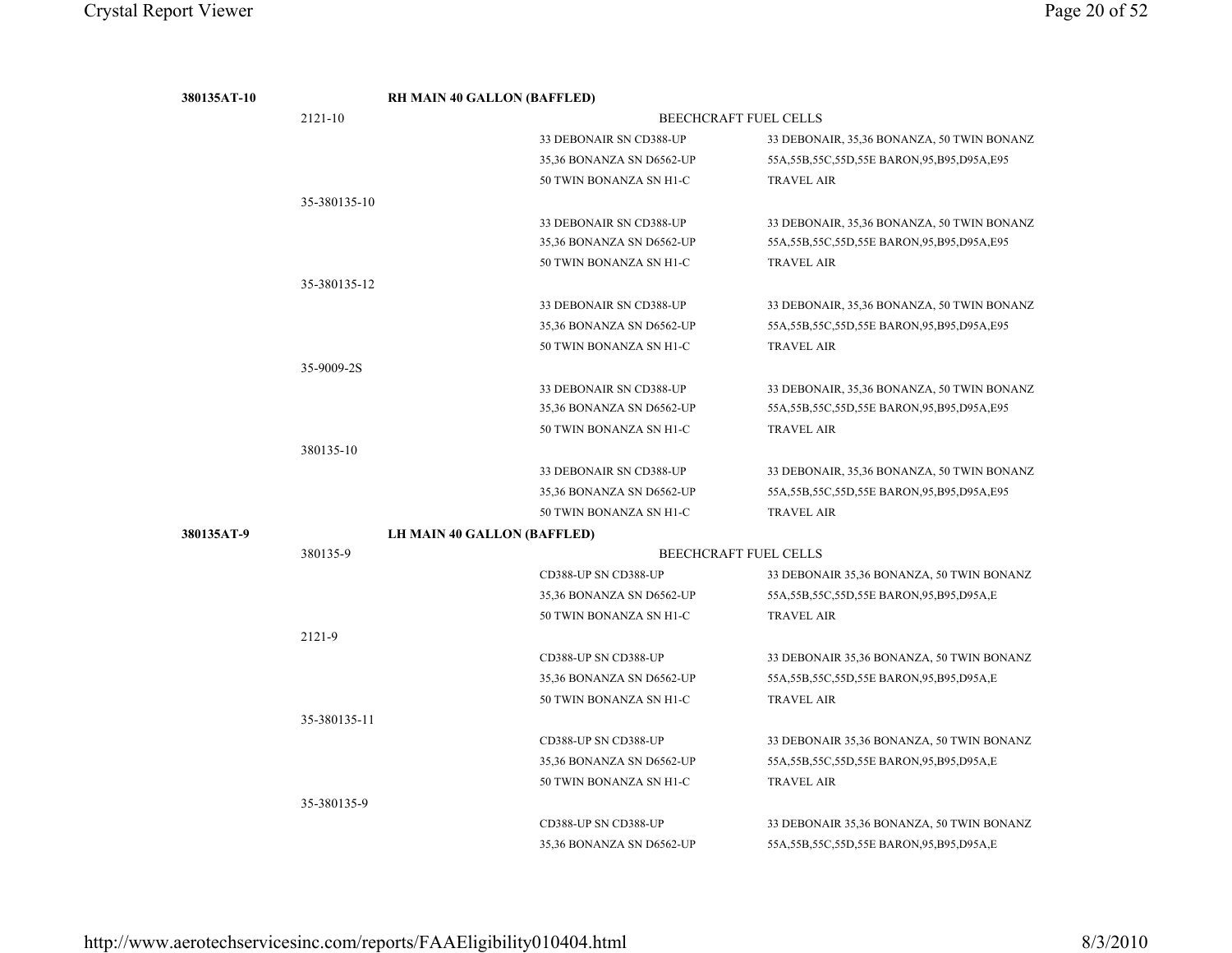| | | | |
|---|---|---|---|
| **380135AT-10** | **RH MAIN 40 GALLON (BAFFLED)** | | |
| | 2121-10 | BEECHCRAFT FUEL CELLS | |
| | | 33 DEBONAIR SN CD388-UP | 33 DEBONAIR, 35,36 BONANZA, 50 TWIN BONANZ |
| | | 35,36 BONANZA SN D6562-UP | 55A,55B,55C,55D,55E BARON,95,B95,D95A,E95 |
| | | 50 TWIN BONANZA SN H1-C | TRAVEL AIR |
| | 35-380135-10 | | |
| | | 33 DEBONAIR SN CD388-UP | 33 DEBONAIR, 35,36 BONANZA, 50 TWIN BONANZ |
| | | 35,36 BONANZA SN D6562-UP | 55A,55B,55C,55D,55E BARON,95,B95,D95A,E95 |
| | | 50 TWIN BONANZA SN H1-C | TRAVEL AIR |
| | 35-380135-12 | | |
| | | 33 DEBONAIR SN CD388-UP | 33 DEBONAIR, 35,36 BONANZA, 50 TWIN BONANZ |
| | | 35,36 BONANZA SN D6562-UP | 55A,55B,55C,55D,55E BARON,95,B95,D95A,E95 |
| | | 50 TWIN BONANZA SN H1-C | TRAVEL AIR |
| | 35-9009-2S | | |
| | | 33 DEBONAIR SN CD388-UP | 33 DEBONAIR, 35,36 BONANZA, 50 TWIN BONANZ |
| | | 35,36 BONANZA SN D6562-UP | 55A,55B,55C,55D,55E BARON,95,B95,D95A,E95 |
| | | 50 TWIN BONANZA SN H1-C | TRAVEL AIR |
| | 380135-10 | | |
| | | 33 DEBONAIR SN CD388-UP | 33 DEBONAIR, 35,36 BONANZA, 50 TWIN BONANZ |
| | | 35,36 BONANZA SN D6562-UP | 55A,55B,55C,55D,55E BARON,95,B95,D95A,E95 |
| | | 50 TWIN BONANZA SN H1-C | TRAVEL AIR |
| **380135AT-9** | **LH MAIN 40 GALLON (BAFFLED)** | | |
| | 380135-9 | BEECHCRAFT FUEL CELLS | |
| | | CD388-UP SN CD388-UP | 33 DEBONAIR 35,36 BONANZA, 50 TWIN BONANZ |
| | | 35,36 BONANZA SN D6562-UP | 55A,55B,55C,55D,55E BARON,95,B95,D95A,E |
| | | 50 TWIN BONANZA SN H1-C | TRAVEL AIR |
| | 2121-9 | | |
| | | CD388-UP SN CD388-UP | 33 DEBONAIR 35,36 BONANZA, 50 TWIN BONANZ |
| | | 35,36 BONANZA SN D6562-UP | 55A,55B,55C,55D,55E BARON,95,B95,D95A,E |
| | | 50 TWIN BONANZA SN H1-C | TRAVEL AIR |
| | 35-380135-11 | | |
| | | CD388-UP SN CD388-UP | 33 DEBONAIR 35,36 BONANZA, 50 TWIN BONANZ |
| | | 35,36 BONANZA SN D6562-UP | 55A,55B,55C,55D,55E BARON,95,B95,D95A,E |
| | | 50 TWIN BONANZA SN H1-C | TRAVEL AIR |
| | 35-380135-9 | | |
| | | CD388-UP SN CD388-UP | 33 DEBONAIR 35,36 BONANZA, 50 TWIN BONANZ |
| | | 35,36 BONANZA SN D6562-UP | 55A,55B,55C,55D,55E BARON,95,B95,D95A,E |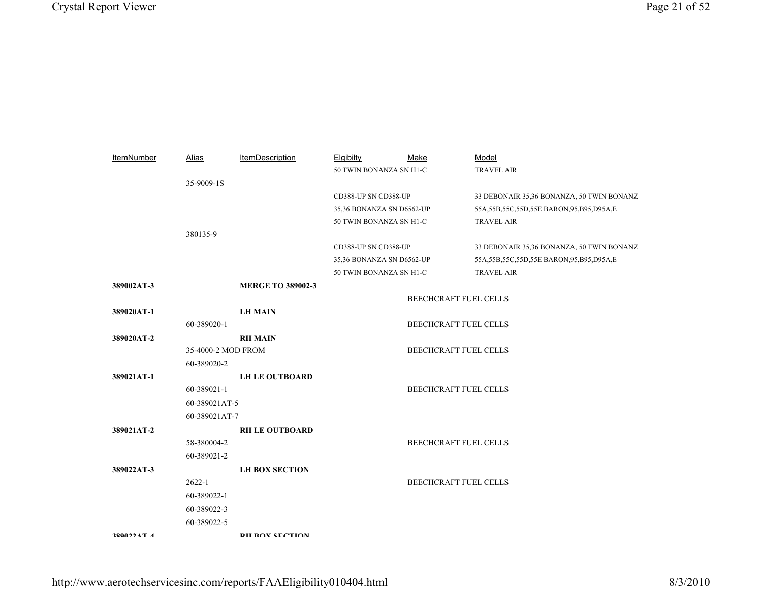| ItemNumber | Alias | ItemDescription | Elgibilty | Make | Model |
|---|---|---|---|---|---|
| | | | 50 TWIN BONANZA SN H1-C | | TRAVEL AIR |
| | 35-9009-1S | | | | |
| | | | CD388-UP SN CD388-UP | | 33 DEBONAIR 35,36 BONANZA, 50 TWIN BONANZ |
| | | | 35,36 BONANZA SN D6562-UP | | 55A,55B,55C,55D,55E BARON,95,B95,D95A,E |
| | | | 50 TWIN BONANZA SN H1-C | | TRAVEL AIR |
| | 380135-9 | | | | |
| | | | CD388-UP SN CD388-UP | | 33 DEBONAIR 35,36 BONANZA, 50 TWIN BONANZ |
| | | | 35,36 BONANZA SN D6562-UP | | 55A,55B,55C,55D,55E BARON,95,B95,D95A,E |
| | | | 50 TWIN BONANZA SN H1-C | | TRAVEL AIR |
| **389002AT-3** | | **MERGE TO 389002-3** | | | |
| | | | | BEECHCRAFT FUEL CELLS | |
| **389020AT-1** | | **LH MAIN** | | | |
| | 60-389020-1 | | | BEECHCRAFT FUEL CELLS | |
| **389020AT-2** | | **RH MAIN** | | | |
| | 35-4000-2 MOD FROM | | | BEECHCRAFT FUEL CELLS | |
| | 60-389020-2 | | | | |
| **389021AT-1** | | **LH LE OUTBOARD** | | | |
| | 60-389021-1 | | | BEECHCRAFT FUEL CELLS | |
| | 60-389021AT-5 | | | | |
| | 60-389021AT-7 | | | | |
| **389021AT-2** | | **RH LE OUTBOARD** | | | |
| | 58-380004-2 | | | BEECHCRAFT FUEL CELLS | |
| | 60-389021-2 | | | | |
| **389022AT-3** | | **LH BOX SECTION** | | | |
| | 2622-1 | | | BEECHCRAFT FUEL CELLS | |
| | 60-389022-1 | | | | |
| | 60-389022-3 | | | | |
| | 60-389022-5 | | | | |
| **389022AT-4** | | **RH BOX SECTION** | | | |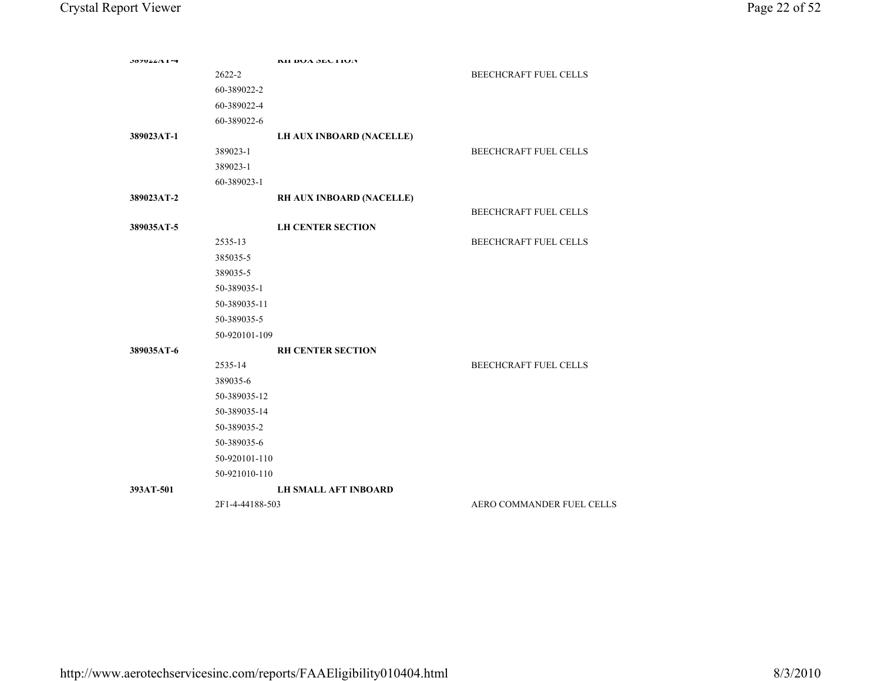| | | | |
|---|---|---|---|
| **389022AT-4** | | **RH BOX SECTION** | |
| | 2622-2 | | BEECHCRAFT FUEL CELLS |
| | 60-389022-2 | | |
| | 60-389022-4 | | |
| | 60-389022-6 | | |
| **389023AT-1** | | **LH AUX INBOARD (NACELLE)** | |
| | 389023-1 | | BEECHCRAFT FUEL CELLS |
| | 389023-1 | | |
| | 60-389023-1 | | |
| **389023AT-2** | | **RH AUX INBOARD (NACELLE)** | |
| | | | BEECHCRAFT FUEL CELLS |
| **389035AT-5** | | **LH CENTER SECTION** | |
| | 2535-13 | | BEECHCRAFT FUEL CELLS |
| | 385035-5 | | |
| | 389035-5 | | |
| | 50-389035-1 | | |
| | 50-389035-11 | | |
| | 50-389035-5 | | |
| | 50-920101-109 | | |
| **389035AT-6** | | **RH CENTER SECTION** | |
| | 2535-14 | | BEECHCRAFT FUEL CELLS |
| | 389035-6 | | |
| | 50-389035-12 | | |
| | 50-389035-14 | | |
| | 50-389035-2 | | |
| | 50-389035-6 | | |
| | 50-920101-110 | | |
| | 50-921010-110 | | |
| **393AT-501** | | **LH SMALL AFT INBOARD** | |
| | 2F1-4-44188-503 | | AERO COMMANDER FUEL CELLS |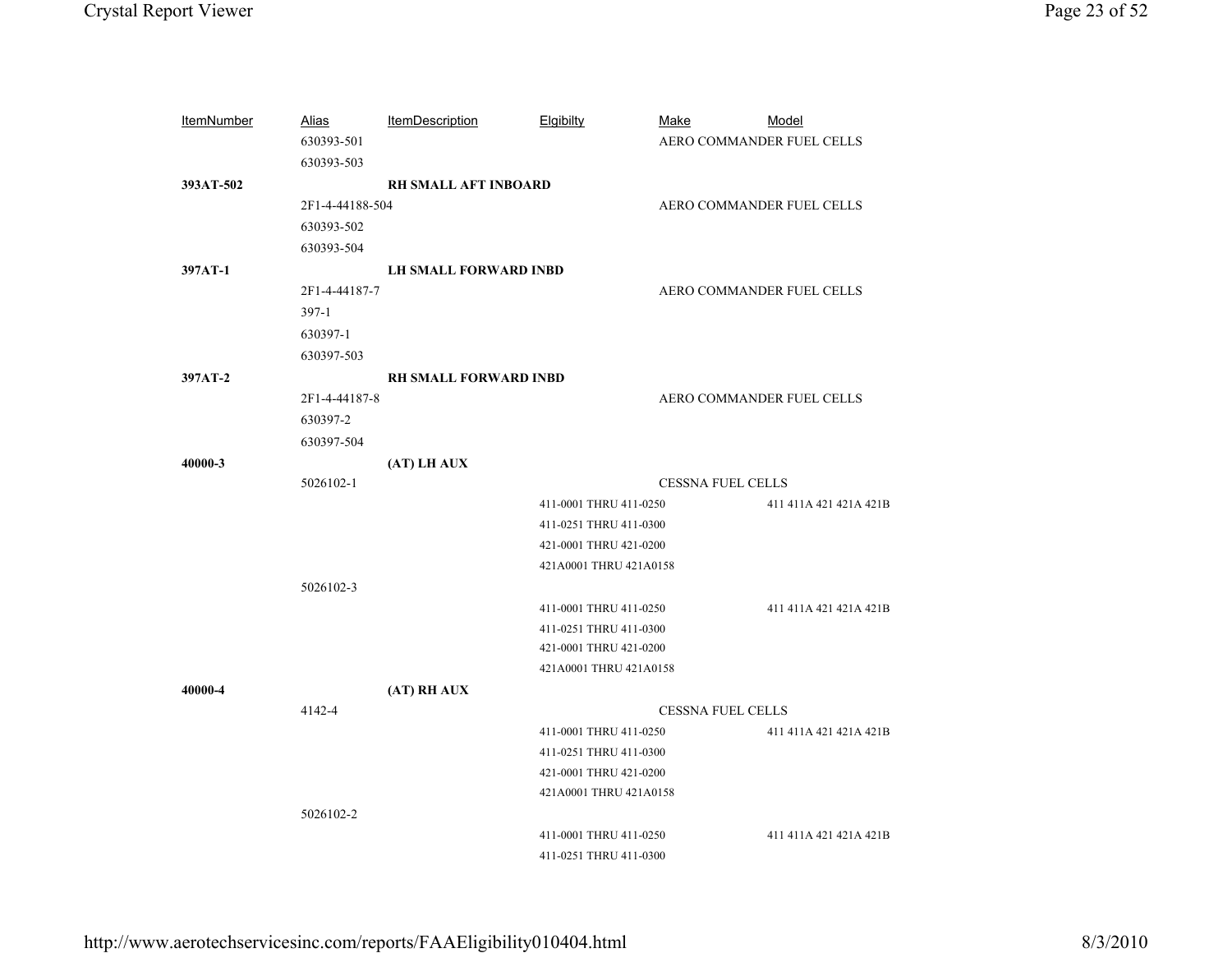| ItemNumber | Alias | ItemDescription | Elgibilty | Make | Model |
|---|---|---|---|---|---|
| | 630393-501 | | | AERO COMMANDER FUEL CELLS | |
| | 630393-503 | | | | |
| **393AT-502** | | **RH SMALL AFT INBOARD** | | | |
| | 2F1-4-44188-504 | | | AERO COMMANDER FUEL CELLS | |
| | 630393-502 | | | | |
| | 630393-504 | | | | |
| **397AT-1** | | **LH SMALL FORWARD INBD** | | | |
| | 2F1-4-44187-7 | | | AERO COMMANDER FUEL CELLS | |
| | 397-1 | | | | |
| | 630397-1 | | | | |
| | 630397-503 | | | | |
| **397AT-2** | | **RH SMALL FORWARD INBD** | | | |
| | 2F1-4-44187-8 | | | AERO COMMANDER FUEL CELLS | |
| | 630397-2 | | | | |
| | 630397-504 | | | | |
| **40000-3** | | **(AT) LH AUX** | | | |
| | 5026102-1 | | | CESSNA FUEL CELLS | |
| | | | 411-0001 THRU 411-0250 | | 411 411A 421 421A 421B |
| | | | 411-0251 THRU 411-0300 | | |
| | | | 421-0001 THRU 421-0200 | | |
| | | | 421A0001 THRU 421A0158 | | |
| | 5026102-3 | | | | |
| | | | 411-0001 THRU 411-0250 | | 411 411A 421 421A 421B |
| | | | 411-0251 THRU 411-0300 | | |
| | | | 421-0001 THRU 421-0200 | | |
| | | | 421A0001 THRU 421A0158 | | |
| **40000-4** | | **(AT) RH AUX** | | | |
| | 4142-4 | | | CESSNA FUEL CELLS | |
| | | | 411-0001 THRU 411-0250 | | 411 411A 421 421A 421B |
| | | | 411-0251 THRU 411-0300 | | |
| | | | 421-0001 THRU 421-0200 | | |
| | | | 421A0001 THRU 421A0158 | | |
| | 5026102-2 | | | | |
| | | | 411-0001 THRU 411-0250 | | 411 411A 421 421A 421B |
| | | | 411-0251 THRU 411-0300 | | |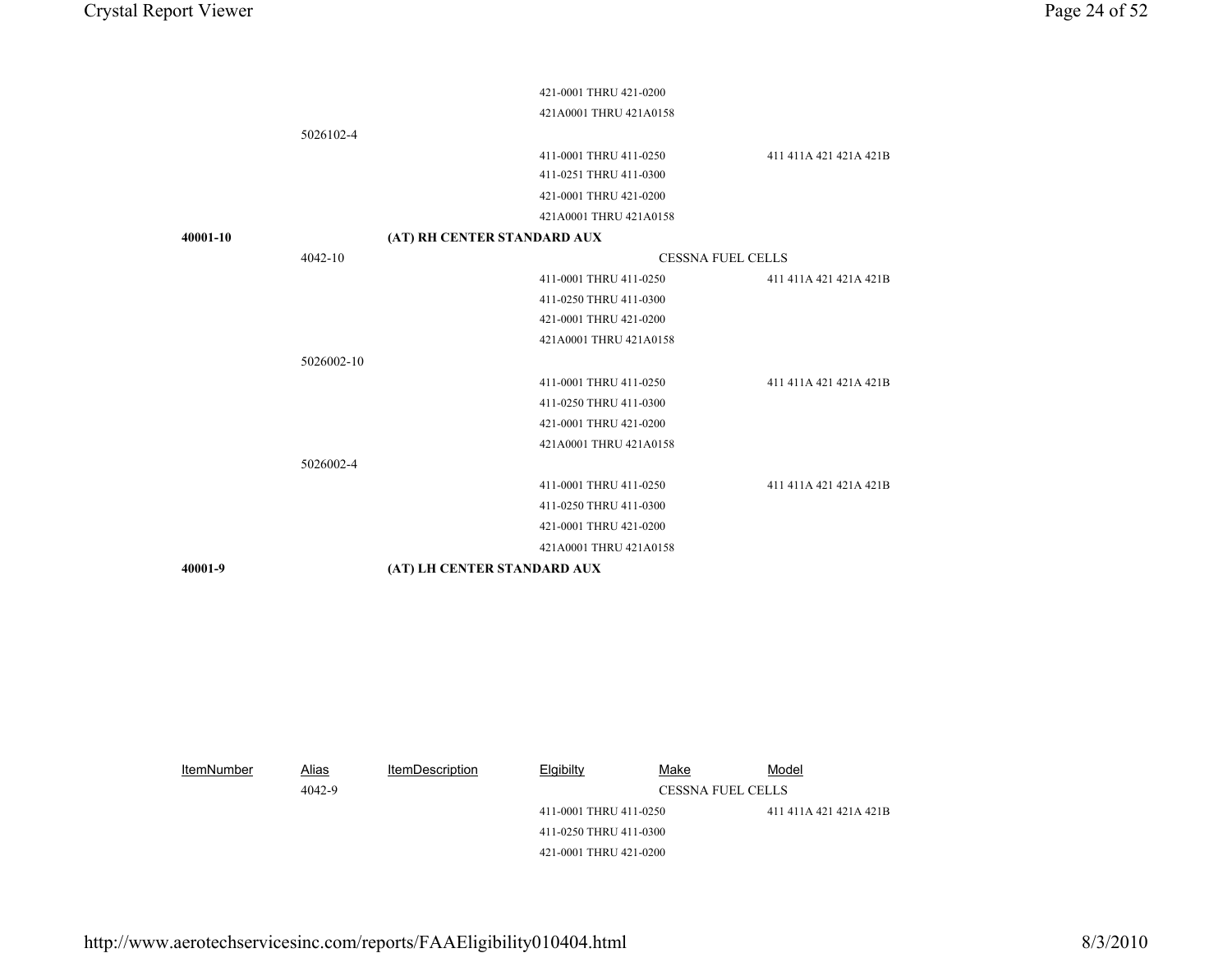| ItemNumber | Alias | ItemDescription | Elgibilty | Make | Model |
|---|---|---|---|---|---|
| | | | 421-0001 THRU 421-0200 | | |
| | | | 421A0001 THRU 421A0158 | | |
| | 5026102-4 | | | | |
| | | | 411-0001 THRU 411-0250 | | 411 411A 421 421A 421B |
| | | | 411-0251 THRU 411-0300 | | |
| | | | 421-0001 THRU 421-0200 | | |
| | | | 421A0001 THRU 421A0158 | | |
| **40001-10** | | **(AT) RH CENTER STANDARD AUX** | | | |
| | 4042-10 | | | CESSNA FUEL CELLS | |
| | | | 411-0001 THRU 411-0250 | | 411 411A 421 421A 421B |
| | | | 411-0250 THRU 411-0300 | | |
| | | | 421-0001 THRU 421-0200 | | |
| | | | 421A0001 THRU 421A0158 | | |
| | 5026002-10 | | | | |
| | | | 411-0001 THRU 411-0250 | | 411 411A 421 421A 421B |
| | | | 411-0250 THRU 411-0300 | | |
| | | | 421-0001 THRU 421-0200 | | |
| | | | 421A0001 THRU 421A0158 | | |
| | 5026002-4 | | | | |
| | | | 411-0001 THRU 411-0250 | | 411 411A 421 421A 421B |
| | | | 411-0250 THRU 411-0300 | | |
| | | | 421-0001 THRU 421-0200 | | |
| | | | 421A0001 THRU 421A0158 | | |
| **40001-9** | | **(AT) LH CENTER STANDARD AUX** | | | |
| | 4042-9 | | | CESSNA FUEL CELLS | |
| | | | 411-0001 THRU 411-0250 | | 411 411A 421 421A 421B |
| | | | 411-0250 THRU 411-0300 | | |
| | | | 421-0001 THRU 421-0200 | | |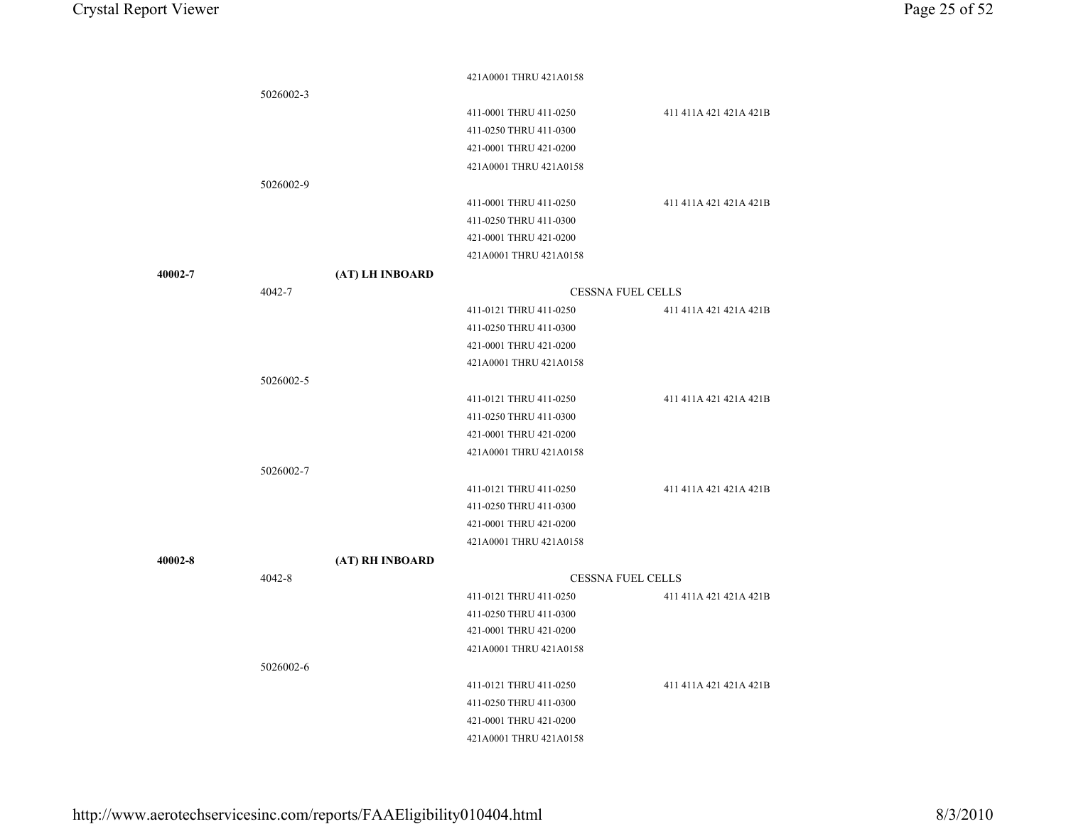| | | | | |
|---|---|---|---|---|
| | | | 421A0001 THRU 421A0158 | |
| | 5026002-3 | | | |
| | | | 411-0001 THRU 411-0250 | 411 411A 421 421A 421B |
| | | | 411-0250 THRU 411-0300 | |
| | | | 421-0001 THRU 421-0200 | |
| | | | 421A0001 THRU 421A0158 | |
| | 5026002-9 | | | |
| | | | 411-0001 THRU 411-0250 | 411 411A 421 421A 421B |
| | | | 411-0250 THRU 411-0300 | |
| | | | 421-0001 THRU 421-0200 | |
| | | | 421A0001 THRU 421A0158 | |
| **40002-7** | | **(AT) LH INBOARD** | | |
| | 4042-7 | | CESSNA FUEL CELLS | |
| | | | 411-0121 THRU 411-0250 | 411 411A 421 421A 421B |
| | | | 411-0250 THRU 411-0300 | |
| | | | 421-0001 THRU 421-0200 | |
| | | | 421A0001 THRU 421A0158 | |
| | 5026002-5 | | | |
| | | | 411-0121 THRU 411-0250 | 411 411A 421 421A 421B |
| | | | 411-0250 THRU 411-0300 | |
| | | | 421-0001 THRU 421-0200 | |
| | | | 421A0001 THRU 421A0158 | |
| | 5026002-7 | | | |
| | | | 411-0121 THRU 411-0250 | 411 411A 421 421A 421B |
| | | | 411-0250 THRU 411-0300 | |
| | | | 421-0001 THRU 421-0200 | |
| | | | 421A0001 THRU 421A0158 | |
| **40002-8** | | **(AT) RH INBOARD** | | |
| | 4042-8 | | CESSNA FUEL CELLS | |
| | | | 411-0121 THRU 411-0250 | 411 411A 421 421A 421B |
| | | | 411-0250 THRU 411-0300 | |
| | | | 421-0001 THRU 421-0200 | |
| | | | 421A0001 THRU 421A0158 | |
| | 5026002-6 | | | |
| | | | 411-0121 THRU 411-0250 | 411 411A 421 421A 421B |
| | | | 411-0250 THRU 411-0300 | |
| | | | 421-0001 THRU 421-0200 | |
| | | | 421A0001 THRU 421A0158 | |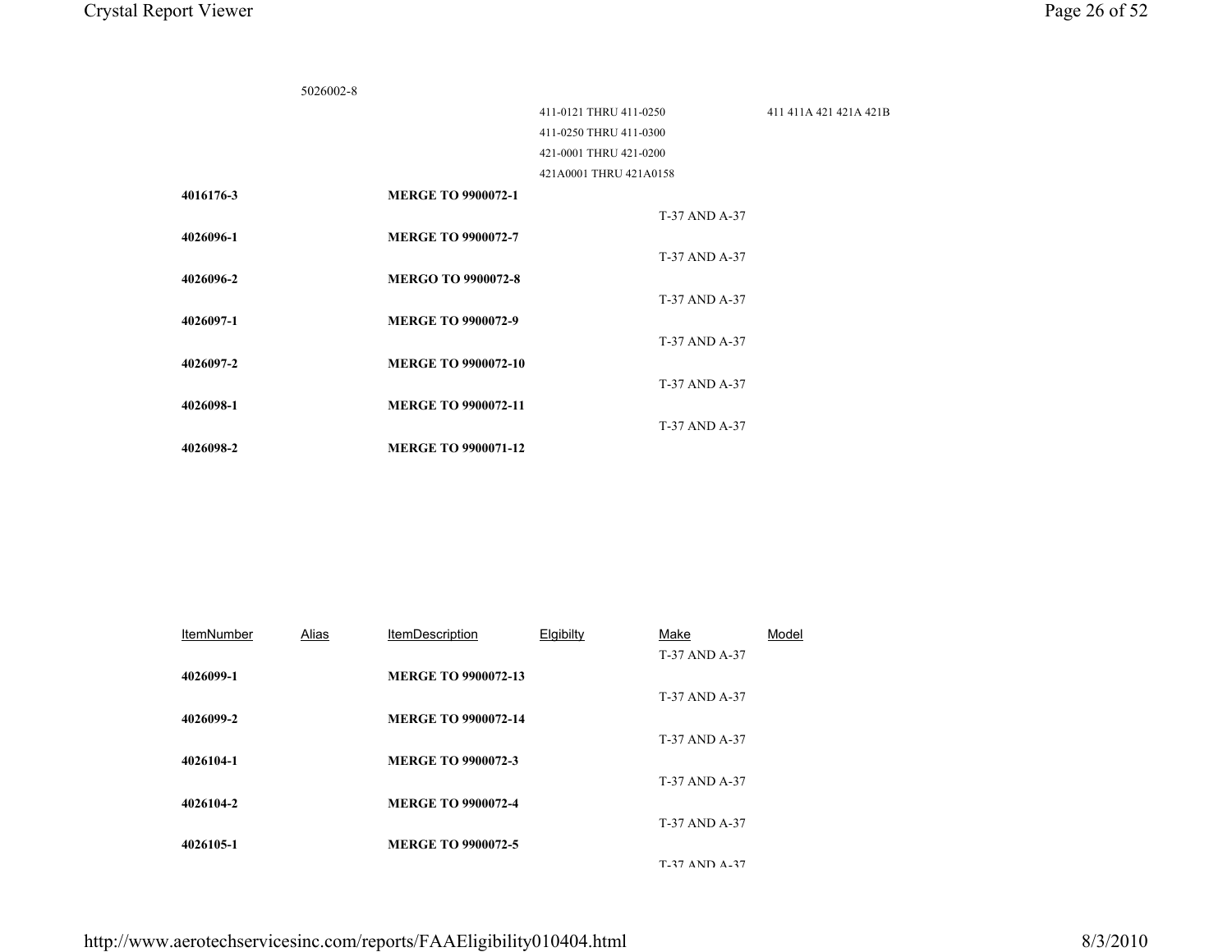| ItemNumber | Alias | ItemDescription | Elgibilty | Make | Model |
|---|---|---|---|---|---|
| | 5026002-8 | | | | |
| | | | 411-0121 THRU 411-0250 | | 411 411A 421 421A 421B |
| | | | 411-0250 THRU 411-0300 | | |
| | | | 421-0001 THRU 421-0200 | | |
| | | | 421A0001 THRU 421A0158 | | |
| **4016176-3** | | **MERGE TO 9900072-1** | | | |
| | | | | T-37 AND A-37 | |
| **4026096-1** | | **MERGE TO 9900072-7** | | | |
| | | | | T-37 AND A-37 | |
| **4026096-2** | | **MERGO TO 9900072-8** | | | |
| | | | | T-37 AND A-37 | |
| **4026097-1** | | **MERGE TO 9900072-9** | | | |
| | | | | T-37 AND A-37 | |
| **4026097-2** | | **MERGE TO 9900072-10** | | | |
| | | | | T-37 AND A-37 | |
| **4026098-1** | | **MERGE TO 9900072-11** | | | |
| | | | | T-37 AND A-37 | |
| **4026098-2** | | **MERGE TO 9900071-12** | | | |
| | | | | T-37 AND A-37 | |
| **4026099-1** | | **MERGE TO 9900072-13** | | | |
| | | | | T-37 AND A-37 | |
| **4026099-2** | | **MERGE TO 9900072-14** | | | |
| | | | | T-37 AND A-37 | |
| **4026104-1** | | **MERGE TO 9900072-3** | | | |
| | | | | T-37 AND A-37 | |
| **4026104-2** | | **MERGE TO 9900072-4** | | | |
| | | | | T-37 AND A-37 | |
| **4026105-1** | | **MERGE TO 9900072-5** | | | |
| | | | | T-37 AND A-37 | |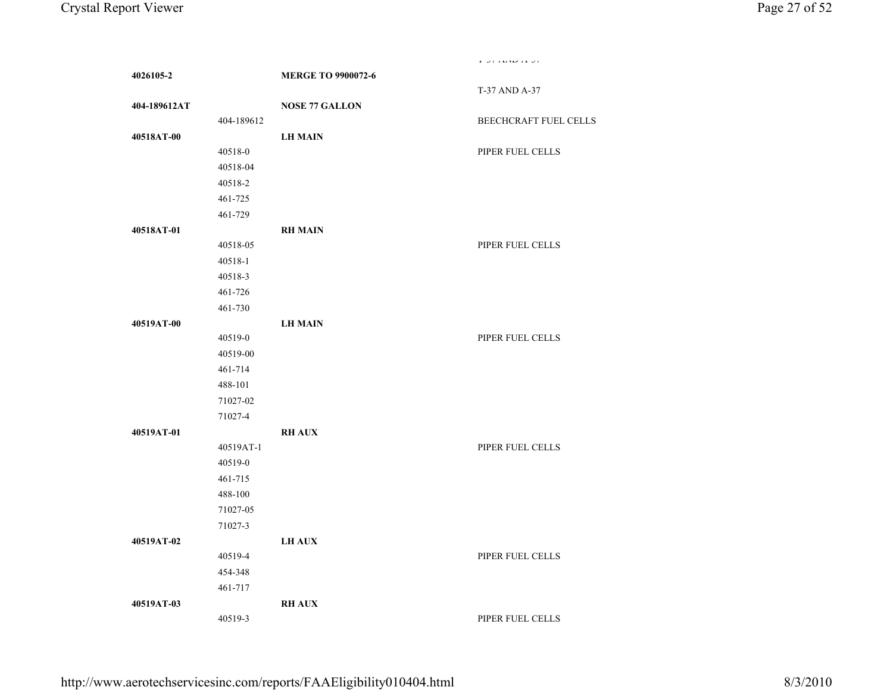| | | | |
|---|---|---|---|
| | | | T-37 AND A-37 |
| **4026105-2** | | **MERGE TO 9900072-6** | |
| | | | T-37 AND A-37 |
| **404-189612AT** | | **NOSE 77 GALLON** | |
| | 404-189612 | | BEECHCRAFT FUEL CELLS |
| **40518AT-00** | | **LH MAIN** | |
| | 40518-0 | | PIPER FUEL CELLS |
| | 40518-04 | | |
| | 40518-2 | | |
| | 461-725 | | |
| | 461-729 | | |
| **40518AT-01** | | **RH MAIN** | |
| | 40518-05 | | PIPER FUEL CELLS |
| | 40518-1 | | |
| | 40518-3 | | |
| | 461-726 | | |
| | 461-730 | | |
| **40519AT-00** | | **LH MAIN** | |
| | 40519-0 | | PIPER FUEL CELLS |
| | 40519-00 | | |
| | 461-714 | | |
| | 488-101 | | |
| | 71027-02 | | |
| | 71027-4 | | |
| **40519AT-01** | | **RH AUX** | |
| | 40519AT-1 | | PIPER FUEL CELLS |
| | 40519-0 | | |
| | 461-715 | | |
| | 488-100 | | |
| | 71027-05 | | |
| | 71027-3 | | |
| **40519AT-02** | | **LH AUX** | |
| | 40519-4 | | PIPER FUEL CELLS |
| | 454-348 | | |
| | 461-717 | | |
| **40519AT-03** | | **RH AUX** | |
| | 40519-3 | | PIPER FUEL CELLS |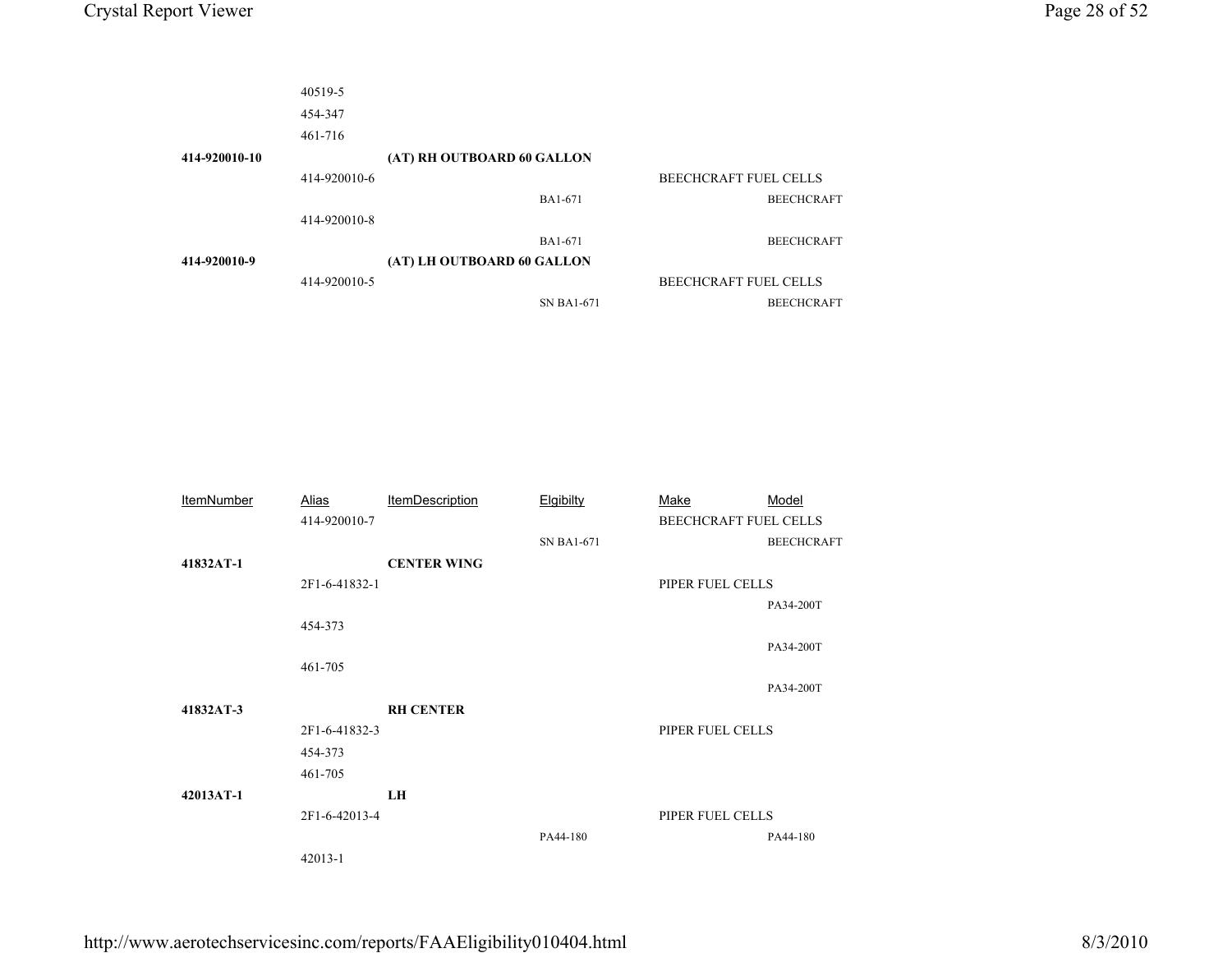| | | | | | |
|---|---|---|---|---|---|
| | 40519-5 | | | | |
| | 454-347 | | | | |
| | 461-716 | | | | |
| **414-920010-10** | | **(AT) RH OUTBOARD 60 GALLON** | | | |
| | 414-920010-6 | | | BEECHCRAFT FUEL CELLS | |
| | | | BA1-671 | | BEECHCRAFT |
| | 414-920010-8 | | | | |
| | | | BA1-671 | | BEECHCRAFT |
| **414-920010-9** | | **(AT) LH OUTBOARD 60 GALLON** | | | |
| | 414-920010-5 | | | BEECHCRAFT FUEL CELLS | |
| | | | SN BA1-671 | | BEECHCRAFT |

| ItemNumber | Alias | ItemDescription | Elgibilty | Make | Model |
|---|---|---|---|---|---|
| | 414-920010-7 | | | BEECHCRAFT FUEL CELLS | |
| | | | SN BA1-671 | | BEECHCRAFT |
| **41832AT-1** | | **CENTER WING** | | | |
| | 2F1-6-41832-1 | | | PIPER FUEL CELLS | |
| | | | | | PA34-200T |
| | 454-373 | | | | |
| | | | | | PA34-200T |
| | 461-705 | | | | |
| | | | | | PA34-200T |
| **41832AT-3** | | **RH CENTER** | | | |
| | 2F1-6-41832-3 | | | PIPER FUEL CELLS | |
| | 454-373 | | | | |
| | 461-705 | | | | |
| **42013AT-1** | | **LH** | | | |
| | 2F1-6-42013-4 | | | PIPER FUEL CELLS | |
| | | | PA44-180 | | PA44-180 |
| | 42013-1 | | | | |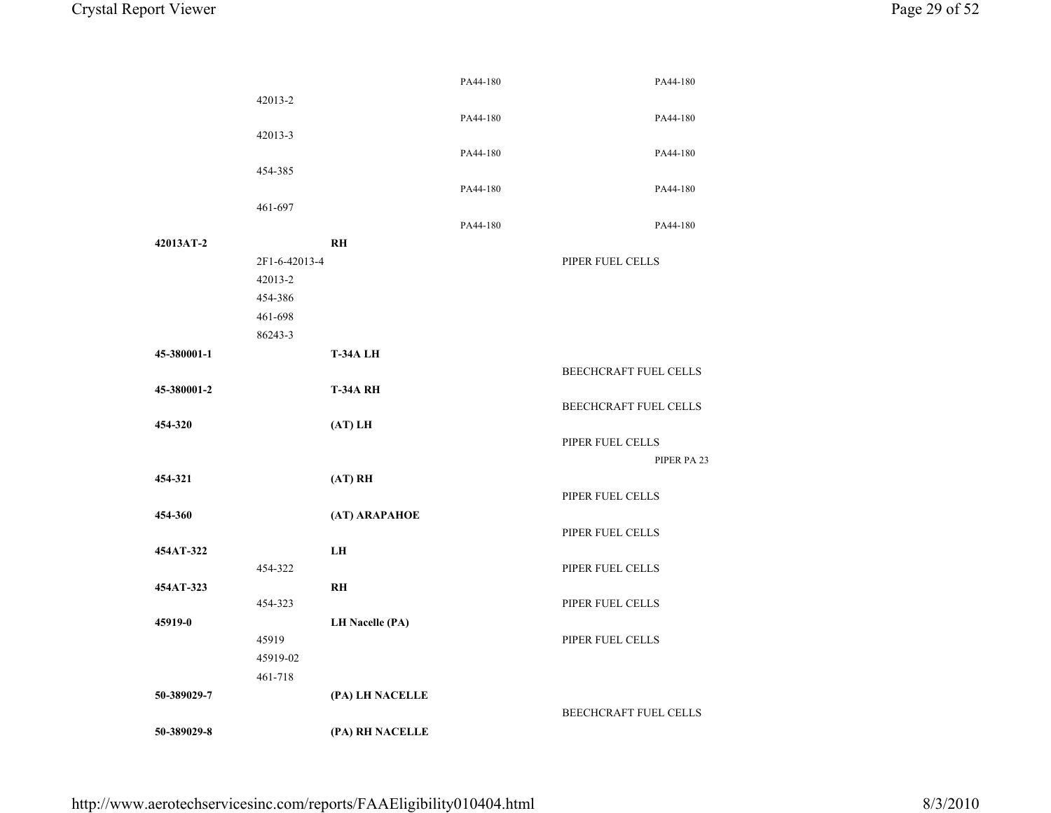| | | | | | |
|---|---|---|---|---|---|
| | | | PA44-180 | | PA44-180 |
| | 42013-2 | | | | |
| | | | PA44-180 | | PA44-180 |
| | 42013-3 | | | | |
| | | | PA44-180 | | PA44-180 |
| | 454-385 | | | | |
| | | | PA44-180 | | PA44-180 |
| | 461-697 | | | | |
| | | | PA44-180 | | PA44-180 |
| **42013AT-2** | | **RH** | | | |
| | 2F1-6-42013-4 | | | PIPER FUEL CELLS | |
| | 42013-2 | | | | |
| | 454-386 | | | | |
| | 461-698 | | | | |
| | 86243-3 | | | | |
| **45-380001-1** | | **T-34A LH** | | | |
| | | | | BEECHCRAFT FUEL CELLS | |
| **45-380001-2** | | **T-34A RH** | | | |
| | | | | BEECHCRAFT FUEL CELLS | |
| **454-320** | | **(AT) LH** | | | |
| | | | | PIPER FUEL CELLS | |
| | | | | | PIPER PA 23 |
| **454-321** | | **(AT) RH** | | | |
| | | | | PIPER FUEL CELLS | |
| **454-360** | | **(AT) ARAPAHOE** | | | |
| | | | | PIPER FUEL CELLS | |
| **454AT-322** | | **LH** | | | |
| | 454-322 | | | PIPER FUEL CELLS | |
| **454AT-323** | | **RH** | | | |
| | 454-323 | | | PIPER FUEL CELLS | |
| **45919-0** | | **LH Nacelle (PA)** | | | |
| | 45919 | | | PIPER FUEL CELLS | |
| | 45919-02 | | | | |
| | 461-718 | | | | |
| **50-389029-7** | | **(PA) LH NACELLE** | | | |
| | | | | BEECHCRAFT FUEL CELLS | |
| **50-389029-8** | | **(PA) RH NACELLE** | | | |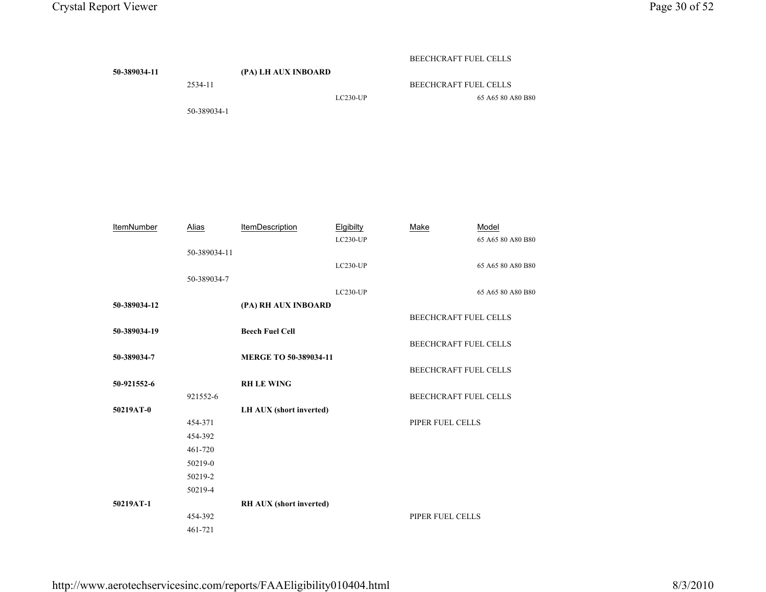| | | | | | |
|---|---|---|---|---|---|
| | | | | BEECHCRAFT FUEL CELLS | |
| **50-389034-11** | | **(PA) LH AUX INBOARD** | | | |
| | 2534-11 | | | BEECHCRAFT FUEL CELLS | |
| | | | LC230-UP | | 65 A65 80 A80 B80 |
| | 50-389034-1 | | | | |

| ItemNumber | Alias | ItemDescription | Elgibilty | Make | Model |
|---|---|---|---|---|---|
| | | | LC230-UP | | 65 A65 80 A80 B80 |
| | 50-389034-11 | | | | |
| | | | LC230-UP | | 65 A65 80 A80 B80 |
| | 50-389034-7 | | | | |
| | | | LC230-UP | | 65 A65 80 A80 B80 |
| **50-389034-12** | | **(PA) RH AUX INBOARD** | | | |
| | | | | BEECHCRAFT FUEL CELLS | |
| **50-389034-19** | | **Beech Fuel Cell** | | | |
| | | | | BEECHCRAFT FUEL CELLS | |
| **50-389034-7** | | **MERGE TO 50-389034-11** | | | |
| | | | | BEECHCRAFT FUEL CELLS | |
| **50-921552-6** | | **RH LE WING** | | | |
| | 921552-6 | | | BEECHCRAFT FUEL CELLS | |
| **50219AT-0** | | **LH AUX (short inverted)** | | | |
| | 454-371 | | | PIPER FUEL CELLS | |
| | 454-392 | | | | |
| | 461-720 | | | | |
| | 50219-0 | | | | |
| | 50219-2 | | | | |
| | 50219-4 | | | | |
| **50219AT-1** | | **RH AUX (short inverted)** | | | |
| | 454-392 | | | PIPER FUEL CELLS | |
| | 461-721 | | | | |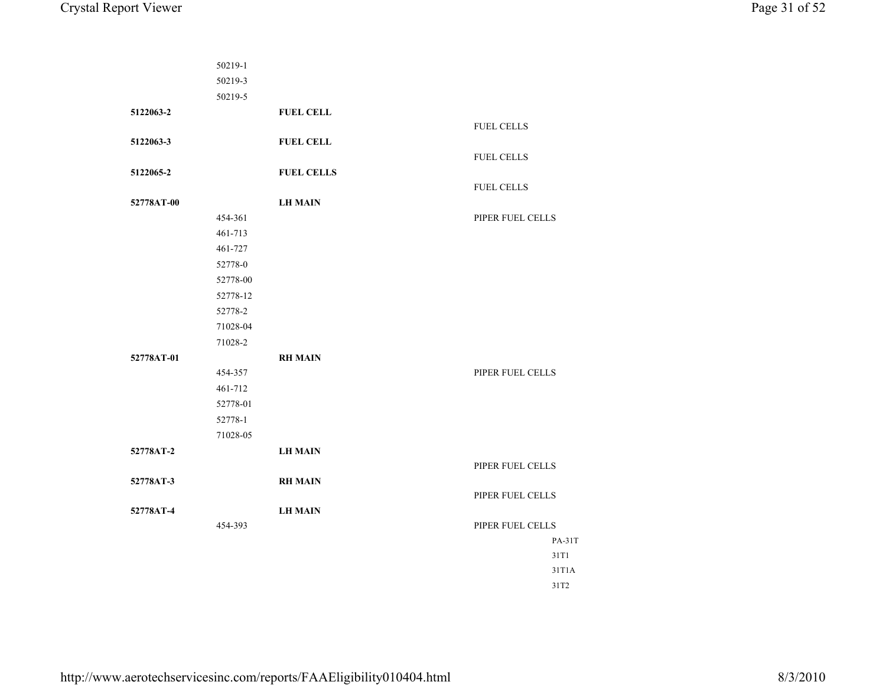| | | | | |
|---|---|---|---|---|
| | 50219-1 | | | |
| | 50219-3 | | | |
| | 50219-5 | | | |
| **5122063-2** | | **FUEL CELL** | | |
| | | | FUEL CELLS | |
| **5122063-3** | | **FUEL CELL** | | |
| | | | FUEL CELLS | |
| **5122065-2** | | **FUEL CELLS** | | |
| | | | FUEL CELLS | |
| **52778AT-00** | | **LH MAIN** | | |
| | 454-361 | | PIPER FUEL CELLS | |
| | 461-713 | | | |
| | 461-727 | | | |
| | 52778-0 | | | |
| | 52778-00 | | | |
| | 52778-12 | | | |
| | 52778-2 | | | |
| | 71028-04 | | | |
| | 71028-2 | | | |
| **52778AT-01** | | **RH MAIN** | | |
| | 454-357 | | PIPER FUEL CELLS | |
| | 461-712 | | | |
| | 52778-01 | | | |
| | 52778-1 | | | |
| | 71028-05 | | | |
| **52778AT-2** | | **LH MAIN** | | |
| | | | PIPER FUEL CELLS | |
| **52778AT-3** | | **RH MAIN** | | |
| | | | PIPER FUEL CELLS | |
| **52778AT-4** | | **LH MAIN** | | |
| | 454-393 | | PIPER FUEL CELLS | |
| | | | | PA-31T |
| | | | | 31T1 |
| | | | | 31T1A |
| | | | | 31T2 |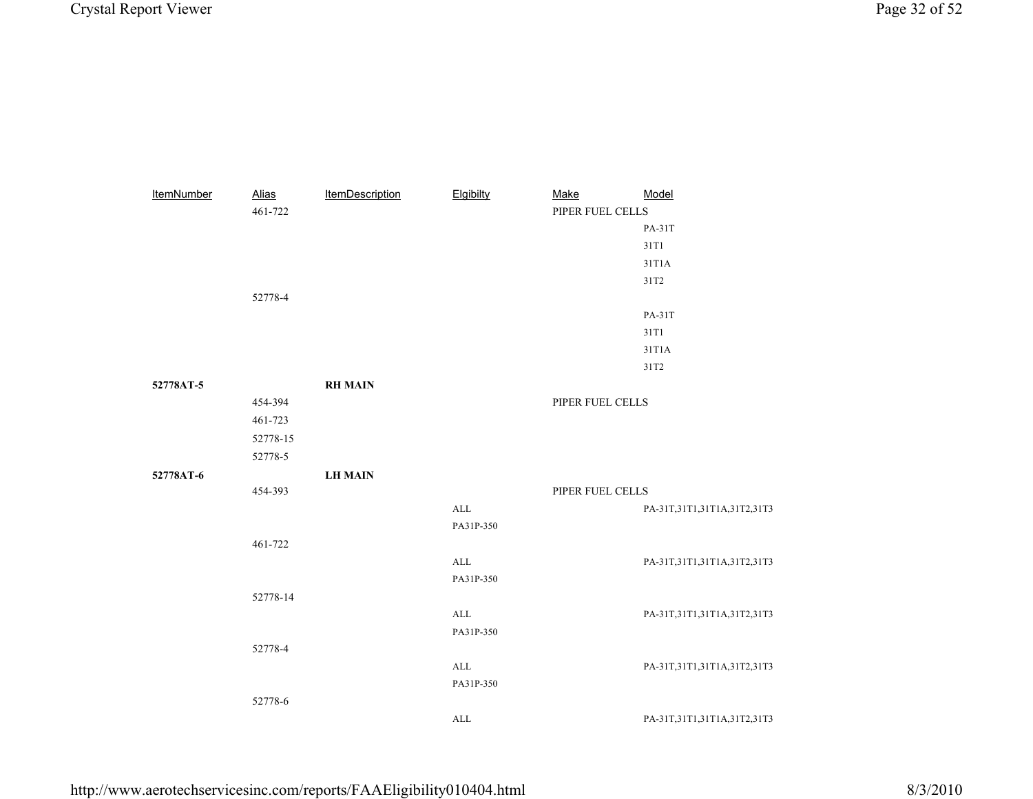| ItemNumber | Alias | ItemDescription | Elgibilty | Make | Model |
|---|---|---|---|---|---|
| | 461-722 | | | PIPER FUEL CELLS | |
| | | | | | PA-31T |
| | | | | | 31T1 |
| | | | | | 31T1A |
| | | | | | 31T2 |
| | 52778-4 | | | | |
| | | | | | PA-31T |
| | | | | | 31T1 |
| | | | | | 31T1A |
| | | | | | 31T2 |
| **52778AT-5** | | **RH MAIN** | | | |
| | 454-394 | | | PIPER FUEL CELLS | |
| | 461-723 | | | | |
| | 52778-15 | | | | |
| | 52778-5 | | | | |
| **52778AT-6** | | **LH MAIN** | | | |
| | 454-393 | | | PIPER FUEL CELLS | |
| | | | ALL | | PA-31T,31T1,31T1A,31T2,31T3 |
| | | | PA31P-350 | | |
| | 461-722 | | | | |
| | | | ALL | | PA-31T,31T1,31T1A,31T2,31T3 |
| | | | PA31P-350 | | |
| | 52778-14 | | | | |
| | | | ALL | | PA-31T,31T1,31T1A,31T2,31T3 |
| | | | PA31P-350 | | |
| | 52778-4 | | | | |
| | | | ALL | | PA-31T,31T1,31T1A,31T2,31T3 |
| | | | PA31P-350 | | |
| | 52778-6 | | | | |
| | | | ALL | | PA-31T,31T1,31T1A,31T2,31T3 |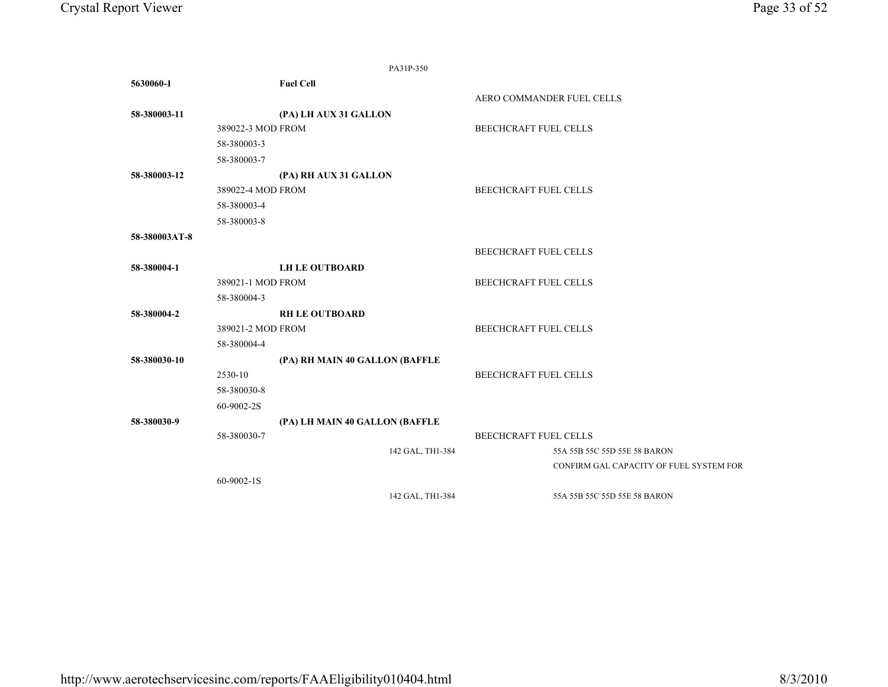PA31P-350

| | | | |
|---|---|---|---|
| **5630060-1** | | **Fuel Cell** | |
| | | | AERO COMMANDER FUEL CELLS |
| **58-380003-11** | | **(PA) LH AUX 31 GALLON** | |
| | 389022-3 MOD FROM | | BEECHCRAFT FUEL CELLS |
| | 58-380003-3 | | |
| | 58-380003-7 | | |
| **58-380003-12** | | **(PA) RH AUX 31 GALLON** | |
| | 389022-4 MOD FROM | | BEECHCRAFT FUEL CELLS |
| | 58-380003-4 | | |
| | 58-380003-8 | | |
| **58-380003AT-8** | | | |
| | | | BEECHCRAFT FUEL CELLS |
| **58-380004-1** | | **LH LE OUTBOARD** | |
| | 389021-1 MOD FROM | | BEECHCRAFT FUEL CELLS |
| | 58-380004-3 | | |
| **58-380004-2** | | **RH LE OUTBOARD** | |
| | 389021-2 MOD FROM | | BEECHCRAFT FUEL CELLS |
| | 58-380004-4 | | |
| **58-380030-10** | | **(PA) RH MAIN 40 GALLON (BAFFLE** | |
| | 2530-10 | | BEECHCRAFT FUEL CELLS |
| | 58-380030-8 | | |
| | 60-9002-2S | | |
| **58-380030-9** | | **(PA) LH MAIN 40 GALLON (BAFFLE** | |
| | 58-380030-7 | | BEECHCRAFT FUEL CELLS |
| | | 142 GAL, TH1-384 | 55A 55B 55C 55D 55E 58 BARON |
| | | | CONFIRM GAL CAPACITY OF FUEL SYSTEM FOR |
| | 60-9002-1S | | |
| | | 142 GAL, TH1-384 | 55A 55B 55C 55D 55E 58 BARON |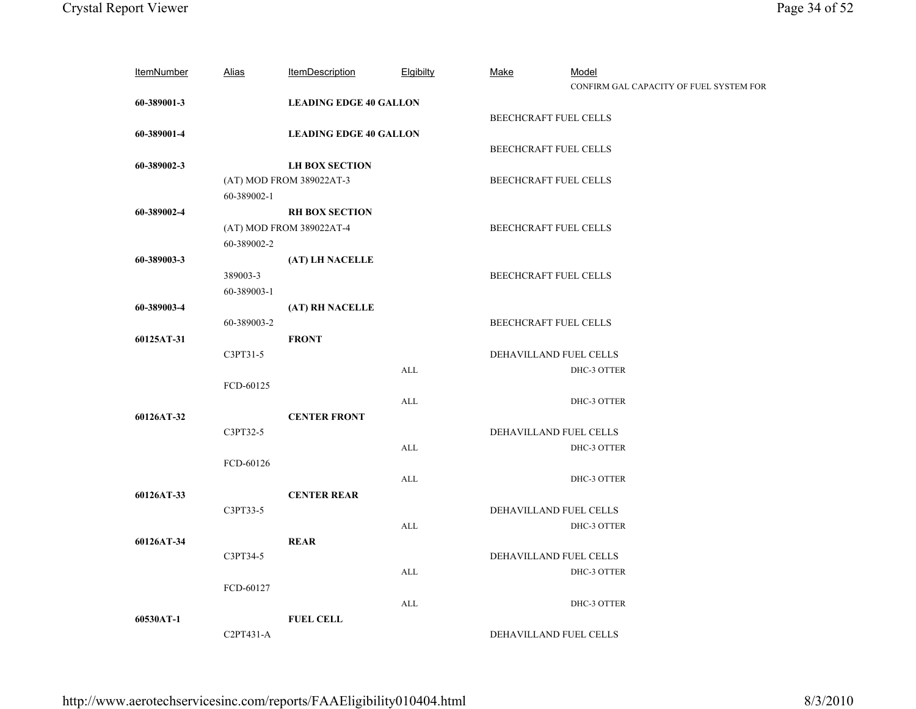| ItemNumber | Alias | ItemDescription | Elgibilty | Make | Model |
|---|---|---|---|---|---|
| | | | | | CONFIRM GAL CAPACITY OF FUEL SYSTEM FOR |
| **60-389001-3** | | **LEADING EDGE 40 GALLON** | | | |
| | | | | BEECHCRAFT FUEL CELLS | |
| **60-389001-4** | | **LEADING EDGE 40 GALLON** | | | |
| | | | | BEECHCRAFT FUEL CELLS | |
| **60-389002-3** | | **LH BOX SECTION** | | | |
| | (AT) MOD FROM 389022AT-3 | | | BEECHCRAFT FUEL CELLS | |
| | 60-389002-1 | | | | |
| **60-389002-4** | | **RH BOX SECTION** | | | |
| | (AT) MOD FROM 389022AT-4 | | | BEECHCRAFT FUEL CELLS | |
| | 60-389002-2 | | | | |
| **60-389003-3** | | **(AT) LH NACELLE** | | | |
| | 389003-3 | | | BEECHCRAFT FUEL CELLS | |
| | 60-389003-1 | | | | |
| **60-389003-4** | | **(AT) RH NACELLE** | | | |
| | 60-389003-2 | | | BEECHCRAFT FUEL CELLS | |
| **60125AT-31** | | **FRONT** | | | |
| | C3PT31-5 | | | DEHAVILLAND FUEL CELLS | |
| | | | ALL | | DHC-3 OTTER |
| | FCD-60125 | | | | |
| | | | ALL | | DHC-3 OTTER |
| **60126AT-32** | | **CENTER FRONT** | | | |
| | C3PT32-5 | | | DEHAVILLAND FUEL CELLS | |
| | | | ALL | | DHC-3 OTTER |
| | FCD-60126 | | | | |
| | | | ALL | | DHC-3 OTTER |
| **60126AT-33** | | **CENTER REAR** | | | |
| | C3PT33-5 | | | DEHAVILLAND FUEL CELLS | |
| | | | ALL | | DHC-3 OTTER |
| **60126AT-34** | | **REAR** | | | |
| | C3PT34-5 | | | DEHAVILLAND FUEL CELLS | |
| | | | ALL | | DHC-3 OTTER |
| | FCD-60127 | | | | |
| | | | ALL | | DHC-3 OTTER |
| **60530AT-1** | | **FUEL CELL** | | | |
| | C2PT431-A | | | DEHAVILLAND FUEL CELLS | |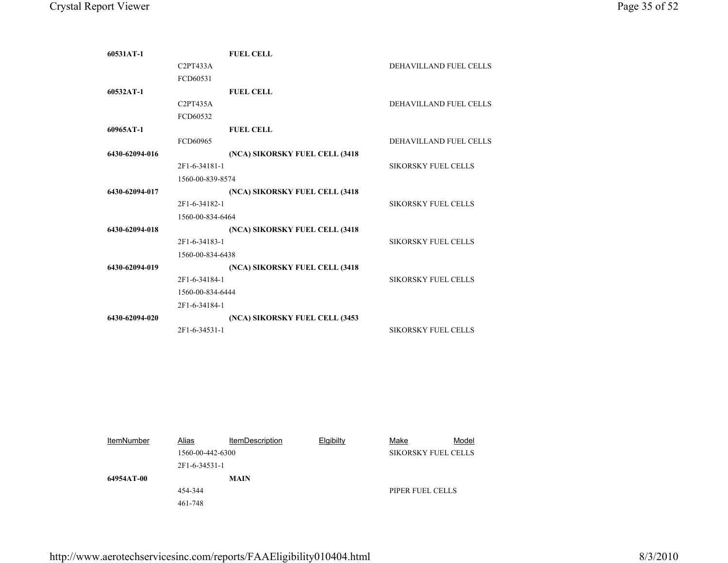| ItemNumber | Alias | ItemDescription | Elgibilty | Make | Model |
| --- | --- | --- | --- | --- | --- |
| **60531AT-1** | | **FUEL CELL** | | | |
| | C2PT433A | | | DEHAVILLAND FUEL CELLS | |
| | FCD60531 | | | | |
| **60532AT-1** | | **FUEL CELL** | | | |
| | C2PT435A | | | DEHAVILLAND FUEL CELLS | |
| | FCD60532 | | | | |
| **60965AT-1** | | **FUEL CELL** | | | |
| | FCD60965 | | | DEHAVILLAND FUEL CELLS | |
| **6430-62094-016** | | **(NCA) SIKORSKY FUEL CELL (3418** | | | |
| | 2F1-6-34181-1 | | | SIKORSKY FUEL CELLS | |
| | 1560-00-839-8574 | | | | |
| **6430-62094-017** | | **(NCA) SIKORSKY FUEL CELL (3418** | | | |
| | 2F1-6-34182-1 | | | SIKORSKY FUEL CELLS | |
| | 1560-00-834-6464 | | | | |
| **6430-62094-018** | | **(NCA) SIKORSKY FUEL CELL (3418** | | | |
| | 2F1-6-34183-1 | | | SIKORSKY FUEL CELLS | |
| | 1560-00-834-6438 | | | | |
| **6430-62094-019** | | **(NCA) SIKORSKY FUEL CELL (3418** | | | |
| | 2F1-6-34184-1 | | | SIKORSKY FUEL CELLS | |
| | 1560-00-834-6444 | | | | |
| | 2F1-6-34184-1 | | | | |
| **6430-62094-020** | | **(NCA) SIKORSKY FUEL CELL (3453** | | | |
| | 2F1-6-34531-1 | | | SIKORSKY FUEL CELLS | |
| | 1560-00-442-6300 | | | SIKORSKY FUEL CELLS | |
| | 2F1-6-34531-1 | | | | |
| **64954AT-00** | | **MAIN** | | | |
| | 454-344 | | | PIPER FUEL CELLS | |
| | 461-748 | | | | |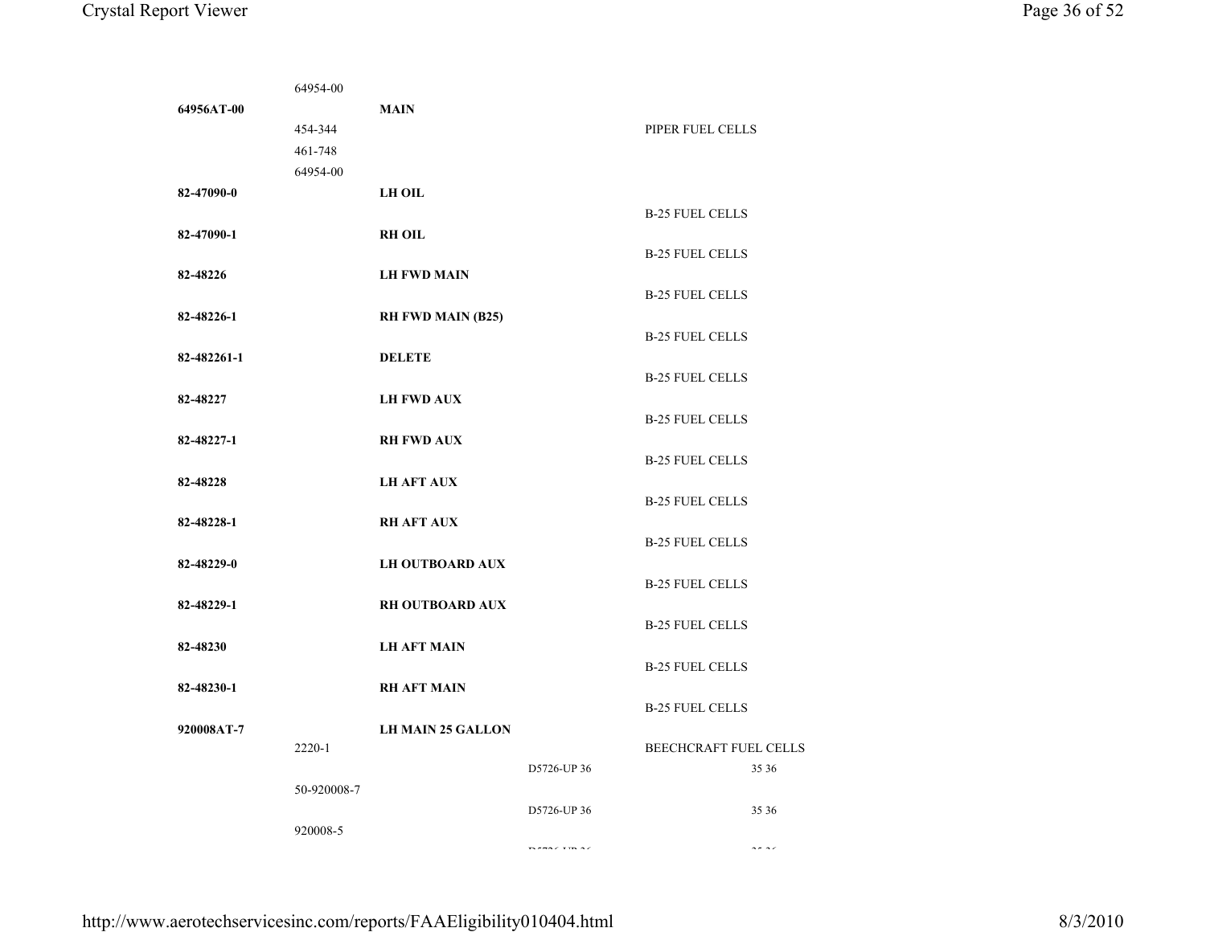| | | | | | |
|---|---|---|---|---|---|
| | 64954-00 | | | | |
| **64956AT-00** | | **MAIN** | | | |
| | 454-344 | | | PIPER FUEL CELLS | |
| | 461-748 | | | | |
| | 64954-00 | | | | |
| **82-47090-0** | | **LH OIL** | | | |
| | | | | B-25 FUEL CELLS | |
| **82-47090-1** | | **RH OIL** | | | |
| | | | | B-25 FUEL CELLS | |
| **82-48226** | | **LH FWD MAIN** | | | |
| | | | | B-25 FUEL CELLS | |
| **82-48226-1** | | **RH FWD MAIN (B25)** | | | |
| | | | | B-25 FUEL CELLS | |
| **82-482261-1** | | **DELETE** | | | |
| | | | | B-25 FUEL CELLS | |
| **82-48227** | | **LH FWD AUX** | | | |
| | | | | B-25 FUEL CELLS | |
| **82-48227-1** | | **RH FWD AUX** | | | |
| | | | | B-25 FUEL CELLS | |
| **82-48228** | | **LH AFT AUX** | | | |
| | | | | B-25 FUEL CELLS | |
| **82-48228-1** | | **RH AFT AUX** | | | |
| | | | | B-25 FUEL CELLS | |
| **82-48229-0** | | **LH OUTBOARD AUX** | | | |
| | | | | B-25 FUEL CELLS | |
| **82-48229-1** | | **RH OUTBOARD AUX** | | | |
| | | | | B-25 FUEL CELLS | |
| **82-48230** | | **LH AFT MAIN** | | | |
| | | | | B-25 FUEL CELLS | |
| **82-48230-1** | | **RH AFT MAIN** | | | |
| | | | | B-25 FUEL CELLS | |
| **920008AT-7** | | **LH MAIN 25 GALLON** | | | |
| | 2220-1 | | | BEECHCRAFT FUEL CELLS | |
| | | | D5726-UP 36 | | 35 36 |
| | 50-920008-7 | | | | |
| | | | D5726-UP 36 | | 35 36 |
| | 920008-5 | | | | |
| | | | D5726-UP 36 | | 35 36 |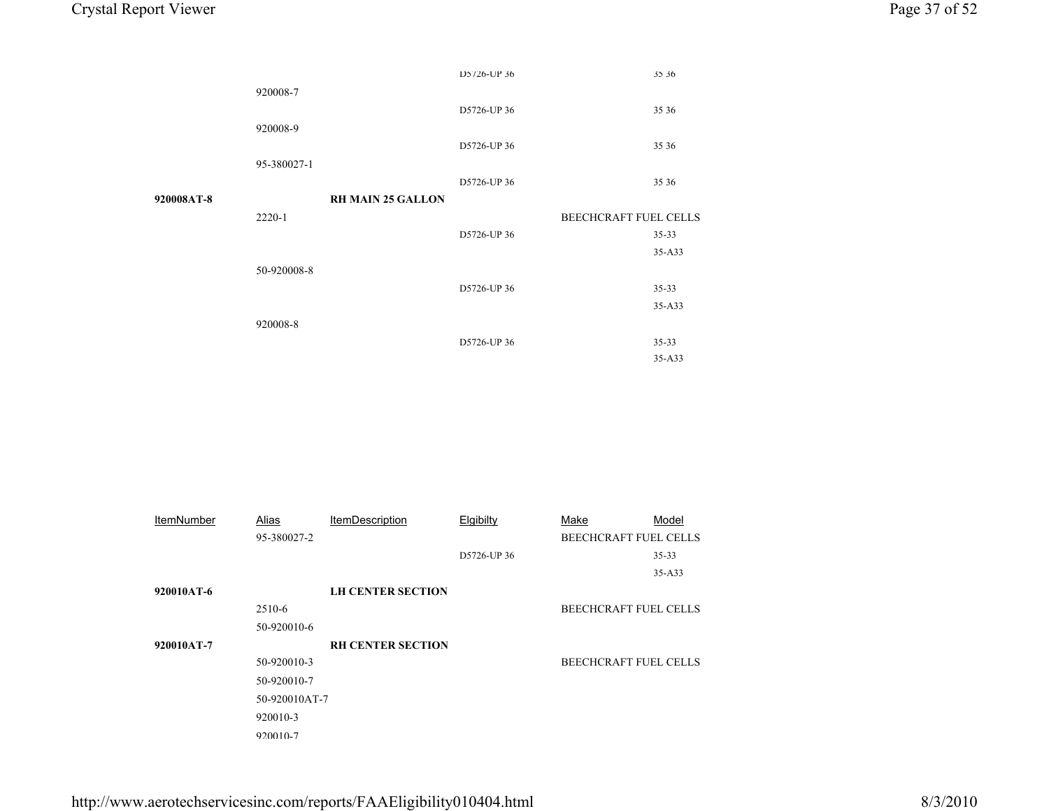| ItemNumber | Alias | ItemDescription | Elgibilty | Make | Model |
|---|---|---|---|---|---|
| | | | D5726-UP 36 | | 35 36 |
| | 920008-7 | | | | |
| | | | D5726-UP 36 | | 35 36 |
| | 920008-9 | | | | |
| | | | D5726-UP 36 | | 35 36 |
| | 95-380027-1 | | | | |
| | | | D5726-UP 36 | | 35 36 |
| **920008AT-8** | | **RH MAIN 25 GALLON** | | | |
| | 2220-1 | | | BEECHCRAFT FUEL CELLS | |
| | | | D5726-UP 36 | | 35-33 |
| | | | | | 35-A33 |
| | 50-920008-8 | | | | |
| | | | D5726-UP 36 | | 35-33 |
| | | | | | 35-A33 |
| | 920008-8 | | | | |
| | | | D5726-UP 36 | | 35-33 |
| | | | | | 35-A33 |

| ItemNumber | Alias | ItemDescription | Elgibilty | Make | Model |
|---|---|---|---|---|---|
| | 95-380027-2 | | | BEECHCRAFT FUEL CELLS | |
| | | | D5726-UP 36 | | 35-33 |
| | | | | | 35-A33 |
| **920010AT-6** | | **LH CENTER SECTION** | | | |
| | 2510-6 | | | BEECHCRAFT FUEL CELLS | |
| | 50-920010-6 | | | | |
| **920010AT-7** | | **RH CENTER SECTION** | | | |
| | 50-920010-3 | | | BEECHCRAFT FUEL CELLS | |
| | 50-920010-7 | | | | |
| | 50-920010AT-7 | | | | |
| | 920010-3 | | | | |
| | 920010-7 | | | | |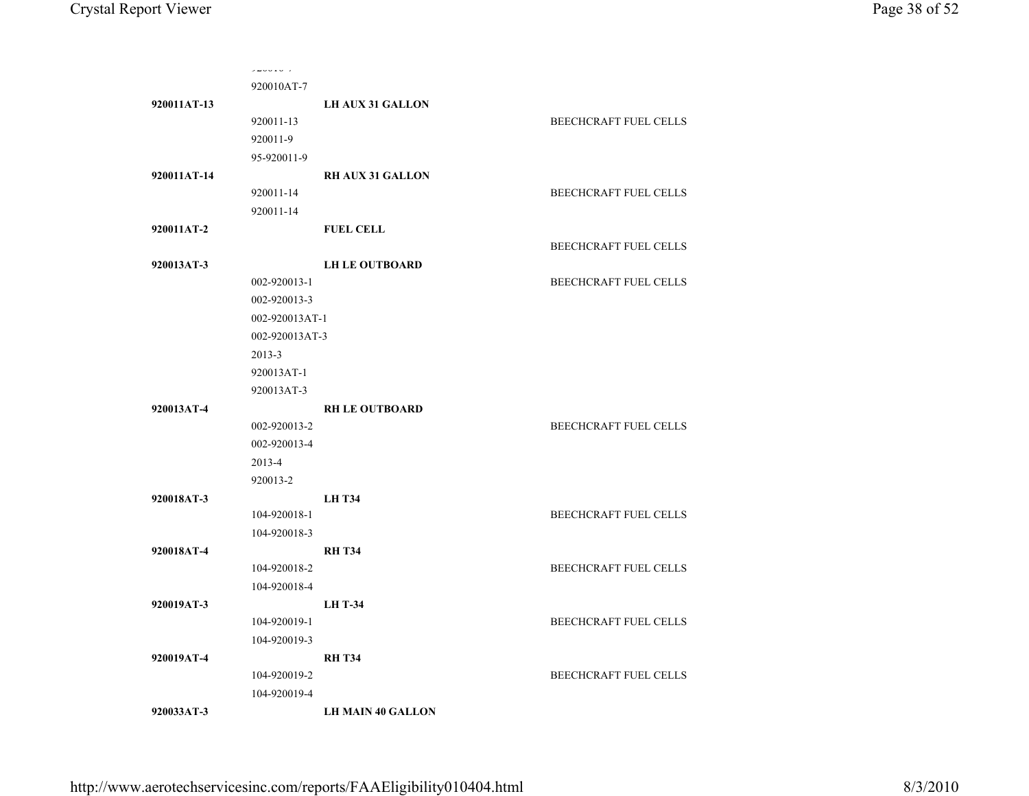| | | | |
|---|---|---|---|
| | 920010-7 | | |
| | 920010AT-7 | | |
| **920011AT-13** | | **LH AUX 31 GALLON** | |
| | 920011-13 | | BEECHCRAFT FUEL CELLS |
| | 920011-9 | | |
| | 95-920011-9 | | |
| **920011AT-14** | | **RH AUX 31 GALLON** | |
| | 920011-14 | | BEECHCRAFT FUEL CELLS |
| | 920011-14 | | |
| **920011AT-2** | | **FUEL CELL** | |
| | | | BEECHCRAFT FUEL CELLS |
| **920013AT-3** | | **LH LE OUTBOARD** | |
| | 002-920013-1 | | BEECHCRAFT FUEL CELLS |
| | 002-920013-3 | | |
| | 002-920013AT-1 | | |
| | 002-920013AT-3 | | |
| | 2013-3 | | |
| | 920013AT-1 | | |
| | 920013AT-3 | | |
| **920013AT-4** | | **RH LE OUTBOARD** | |
| | 002-920013-2 | | BEECHCRAFT FUEL CELLS |
| | 002-920013-4 | | |
| | 2013-4 | | |
| | 920013-2 | | |
| **920018AT-3** | | **LH T34** | |
| | 104-920018-1 | | BEECHCRAFT FUEL CELLS |
| | 104-920018-3 | | |
| **920018AT-4** | | **RH T34** | |
| | 104-920018-2 | | BEECHCRAFT FUEL CELLS |
| | 104-920018-4 | | |
| **920019AT-3** | | **LH T-34** | |
| | 104-920019-1 | | BEECHCRAFT FUEL CELLS |
| | 104-920019-3 | | |
| **920019AT-4** | | **RH T34** | |
| | 104-920019-2 | | BEECHCRAFT FUEL CELLS |
| | 104-920019-4 | | |
| **920033AT-3** | | **LH MAIN 40 GALLON** | |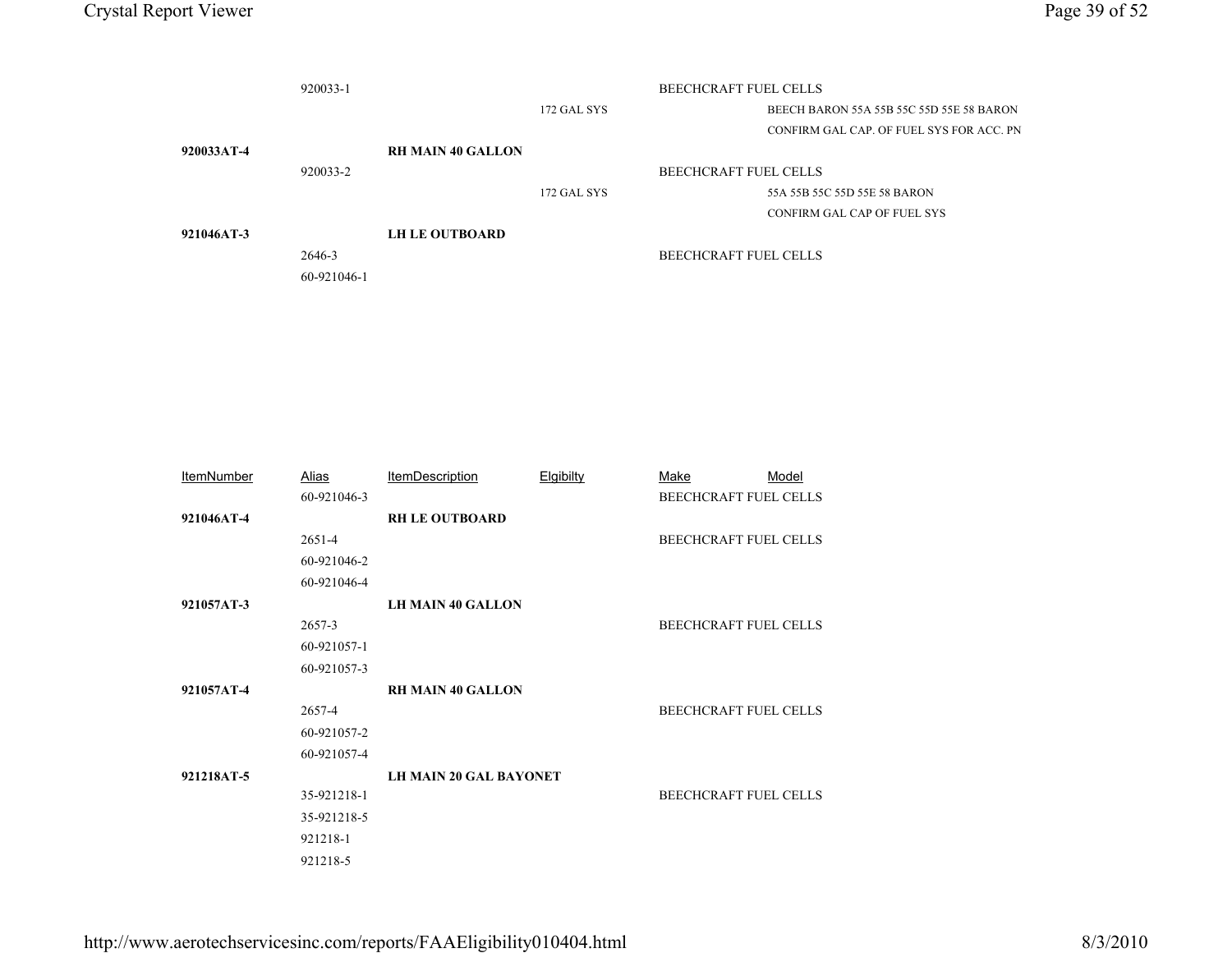| ItemNumber | Alias | ItemDescription | Elgibilty | Make | Model |
|---|---|---|---|---|---|
| | 920033-1 | | | BEECHCRAFT FUEL CELLS | |
| | | | 172 GAL SYS | | BEECH BARON 55A 55B 55C 55D 55E 58 BARON |
| | | | | | CONFIRM GAL CAP. OF FUEL SYS FOR ACC. PN |
| **920033AT-4** | | **RH MAIN 40 GALLON** | | | |
| | 920033-2 | | | BEECHCRAFT FUEL CELLS | |
| | | | 172 GAL SYS | | 55A 55B 55C 55D 55E 58 BARON |
| | | | | | CONFIRM GAL CAP OF FUEL SYS |
| **921046AT-3** | | **LH LE OUTBOARD** | | | |
| | 2646-3 | | | BEECHCRAFT FUEL CELLS | |
| | 60-921046-1 | | | | |
| | 60-921046-3 | | | BEECHCRAFT FUEL CELLS | |
| **921046AT-4** | | **RH LE OUTBOARD** | | | |
| | 2651-4 | | | BEECHCRAFT FUEL CELLS | |
| | 60-921046-2 | | | | |
| | 60-921046-4 | | | | |
| **921057AT-3** | | **LH MAIN 40 GALLON** | | | |
| | 2657-3 | | | BEECHCRAFT FUEL CELLS | |
| | 60-921057-1 | | | | |
| | 60-921057-3 | | | | |
| **921057AT-4** | | **RH MAIN 40 GALLON** | | | |
| | 2657-4 | | | BEECHCRAFT FUEL CELLS | |
| | 60-921057-2 | | | | |
| | 60-921057-4 | | | | |
| **921218AT-5** | | **LH MAIN 20 GAL BAYONET** | | | |
| | 35-921218-1 | | | BEECHCRAFT FUEL CELLS | |
| | 35-921218-5 | | | | |
| | 921218-1 | | | | |
| | 921218-5 | | | | |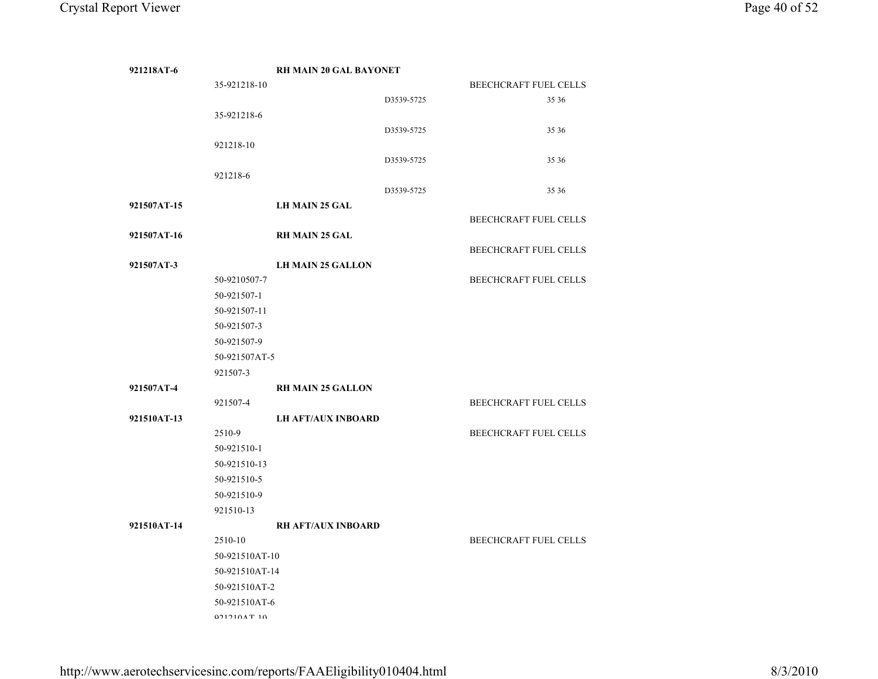| Part Number | Alternate | Description | Reference | Manufacturer | Models |
|---|---|---|---|---|---|
| **921218AT-6** | | **RH MAIN 20 GAL BAYONET** | | | |
| | 35-921218-10 | | | BEECHCRAFT FUEL CELLS | |
| | | | D3539-5725 | | 35 36 |
| | 35-921218-6 | | | | |
| | | | D3539-5725 | | 35 36 |
| | 921218-10 | | | | |
| | | | D3539-5725 | | 35 36 |
| | 921218-6 | | | | |
| | | | D3539-5725 | | 35 36 |
| **921507AT-15** | | **LH MAIN 25 GAL** | | | |
| | | | | BEECHCRAFT FUEL CELLS | |
| **921507AT-16** | | **RH MAIN 25 GAL** | | | |
| | | | | BEECHCRAFT FUEL CELLS | |
| **921507AT-3** | | **LH MAIN 25 GALLON** | | | |
| | 50-9210507-7 | | | BEECHCRAFT FUEL CELLS | |
| | 50-921507-1 | | | | |
| | 50-921507-11 | | | | |
| | 50-921507-3 | | | | |
| | 50-921507-9 | | | | |
| | 50-921507AT-5 | | | | |
| | 921507-3 | | | | |
| **921507AT-4** | | **RH MAIN 25 GALLON** | | | |
| | 921507-4 | | | BEECHCRAFT FUEL CELLS | |
| **921510AT-13** | | **LH AFT/AUX INBOARD** | | | |
| | 2510-9 | | | BEECHCRAFT FUEL CELLS | |
| | 50-921510-1 | | | | |
| | 50-921510-13 | | | | |
| | 50-921510-5 | | | | |
| | 50-921510-9 | | | | |
| | 921510-13 | | | | |
| **921510AT-14** | | **RH AFT/AUX INBOARD** | | | |
| | 2510-10 | | | BEECHCRAFT FUEL CELLS | |
| | 50-921510AT-10 | | | | |
| | 50-921510AT-14 | | | | |
| | 50-921510AT-2 | | | | |
| | 50-921510AT-6 | | | | |
| | 921210AT-10 | | | | |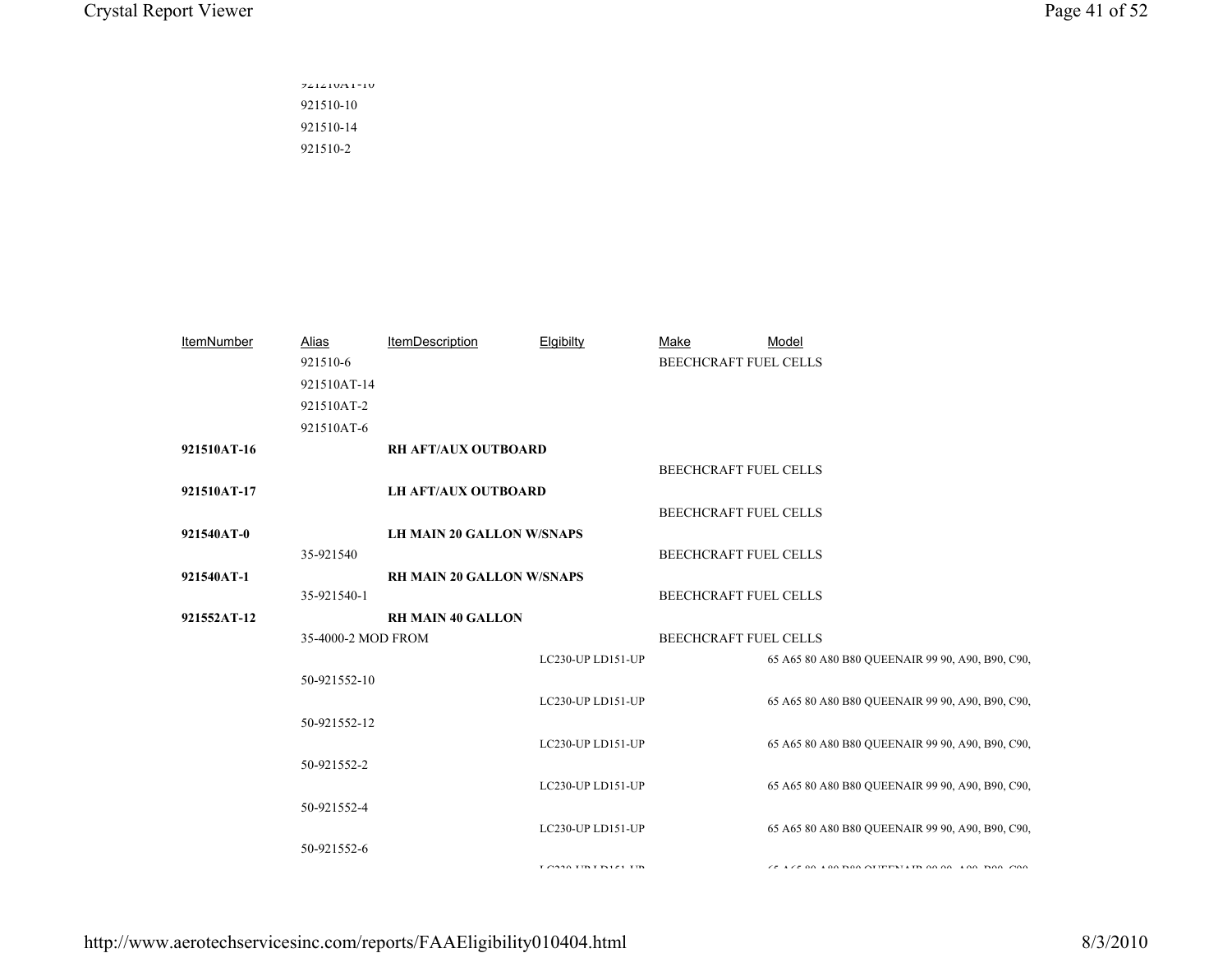921210AT-10
921510-10
921510-14
921510-2

| ItemNumber | Alias | ItemDescription | Elgibilty | Make | Model |
|---|---|---|---|---|---|
| | 921510-6 | | | BEECHCRAFT FUEL CELLS | |
| | 921510AT-14 | | | | |
| | 921510AT-2 | | | | |
| | 921510AT-6 | | | | |
| **921510AT-16** | | **RH AFT/AUX OUTBOARD** | | | |
| | | | | BEECHCRAFT FUEL CELLS | |
| **921510AT-17** | | **LH AFT/AUX OUTBOARD** | | | |
| | | | | BEECHCRAFT FUEL CELLS | |
| **921540AT-0** | | **LH MAIN 20 GALLON W/SNAPS** | | | |
| | 35-921540 | | | BEECHCRAFT FUEL CELLS | |
| **921540AT-1** | | **RH MAIN 20 GALLON W/SNAPS** | | | |
| | 35-921540-1 | | | BEECHCRAFT FUEL CELLS | |
| **921552AT-12** | | **RH MAIN 40 GALLON** | | | |
| | 35-4000-2 MOD FROM | | | BEECHCRAFT FUEL CELLS | |
| | | | LC230-UP LD151-UP | | 65 A65 80 A80 B80 QUEENAIR 99 90, A90, B90, C90, |
| | 50-921552-10 | | | | |
| | | | LC230-UP LD151-UP | | 65 A65 80 A80 B80 QUEENAIR 99 90, A90, B90, C90, |
| | 50-921552-12 | | | | |
| | | | LC230-UP LD151-UP | | 65 A65 80 A80 B80 QUEENAIR 99 90, A90, B90, C90, |
| | 50-921552-2 | | | | |
| | | | LC230-UP LD151-UP | | 65 A65 80 A80 B80 QUEENAIR 99 90, A90, B90, C90, |
| | 50-921552-4 | | | | |
| | | | LC230-UP LD151-UP | | 65 A65 80 A80 B80 QUEENAIR 99 90, A90, B90, C90, |
| | 50-921552-6 | | | | |
| | | | LC230-UP LD151-UP | | 65 A65 80 A80 B80 QUEENAIR 99 90, A90, B90, C90, |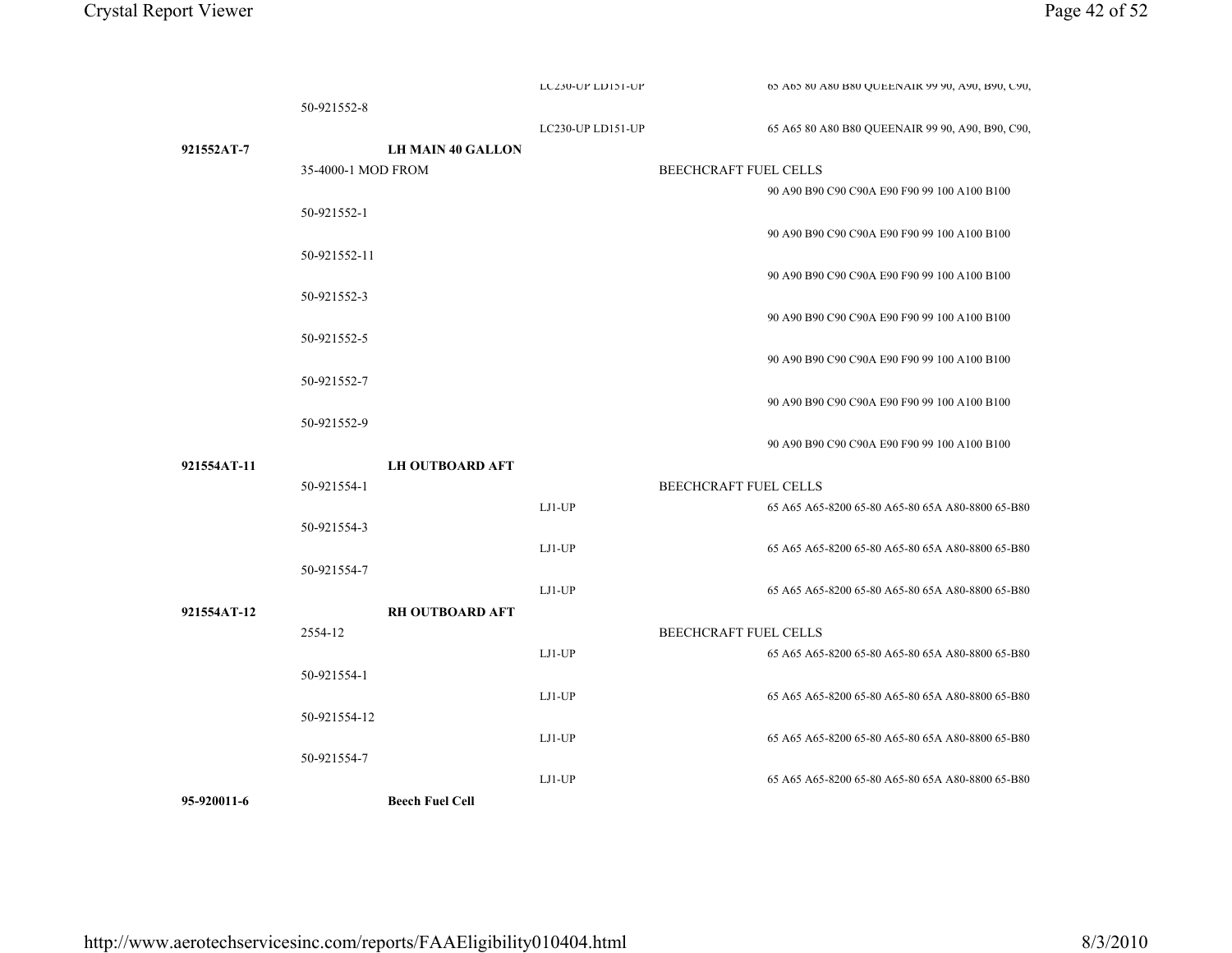| Part Number | Alt Part Number | Description | Serial | Category | Models |
|---|---|---|---|---|---|
| | | | LC230-UP LD151-UP | | 65 A65 80 A80 B80 QUEENAIR 99 90, A90, B90, C90, |
| | 50-921552-8 | | | | |
| | | | LC230-UP LD151-UP | | 65 A65 80 A80 B80 QUEENAIR 99 90, A90, B90, C90, |
| **921552AT-7** | | **LH MAIN 40 GALLON** | | | |
| | 35-4000-1 MOD FROM | | | BEECHCRAFT FUEL CELLS | |
| | | | | | 90 A90 B90 C90 C90A E90 F90 99 100 A100 B100 |
| | 50-921552-1 | | | | |
| | | | | | 90 A90 B90 C90 C90A E90 F90 99 100 A100 B100 |
| | 50-921552-11 | | | | |
| | | | | | 90 A90 B90 C90 C90A E90 F90 99 100 A100 B100 |
| | 50-921552-3 | | | | |
| | | | | | 90 A90 B90 C90 C90A E90 F90 99 100 A100 B100 |
| | 50-921552-5 | | | | |
| | | | | | 90 A90 B90 C90 C90A E90 F90 99 100 A100 B100 |
| | 50-921552-7 | | | | |
| | | | | | 90 A90 B90 C90 C90A E90 F90 99 100 A100 B100 |
| | 50-921552-9 | | | | |
| | | | | | 90 A90 B90 C90 C90A E90 F90 99 100 A100 B100 |
| **921554AT-11** | | **LH OUTBOARD AFT** | | | |
| | 50-921554-1 | | | BEECHCRAFT FUEL CELLS | |
| | | | LJ1-UP | | 65 A65 A65-8200 65-80 A65-80 65A A80-8800 65-B80 |
| | 50-921554-3 | | | | |
| | | | LJ1-UP | | 65 A65 A65-8200 65-80 A65-80 65A A80-8800 65-B80 |
| | 50-921554-7 | | | | |
| | | | LJ1-UP | | 65 A65 A65-8200 65-80 A65-80 65A A80-8800 65-B80 |
| **921554AT-12** | | **RH OUTBOARD AFT** | | | |
| | 2554-12 | | | BEECHCRAFT FUEL CELLS | |
| | | | LJ1-UP | | 65 A65 A65-8200 65-80 A65-80 65A A80-8800 65-B80 |
| | 50-921554-1 | | | | |
| | | | LJ1-UP | | 65 A65 A65-8200 65-80 A65-80 65A A80-8800 65-B80 |
| | 50-921554-12 | | | | |
| | | | LJ1-UP | | 65 A65 A65-8200 65-80 A65-80 65A A80-8800 65-B80 |
| | 50-921554-7 | | | | |
| | | | LJ1-UP | | 65 A65 A65-8200 65-80 A65-80 65A A80-8800 65-B80 |
| **95-920011-6** | | **Beech Fuel Cell** | | | |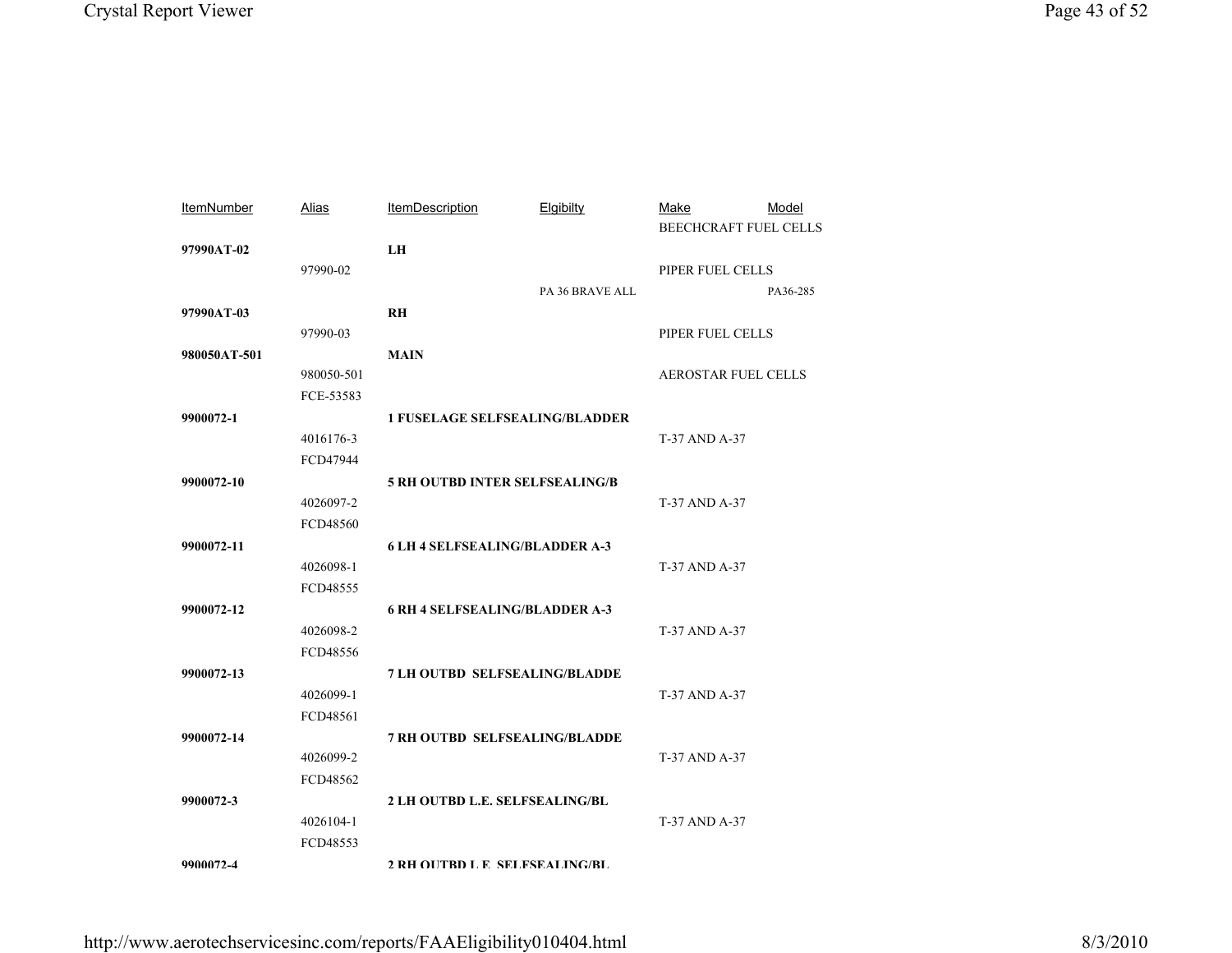| ItemNumber | Alias | ItemDescription | Elgibilty | Make | Model |
|---|---|---|---|---|---|
| | | | | BEECHCRAFT FUEL CELLS | |
| **97990AT-02** | | **LH** | | | |
| | 97990-02 | | | PIPER FUEL CELLS | |
| | | | PA 36 BRAVE ALL | | PA36-285 |
| **97990AT-03** | | **RH** | | | |
| | 97990-03 | | | PIPER FUEL CELLS | |
| **980050AT-501** | | **MAIN** | | | |
| | 980050-501 | | | AEROSTAR FUEL CELLS | |
| | FCE-53583 | | | | |
| **9900072-1** | | **1 FUSELAGE SELFSEALING/BLADDER** | | | |
| | 4016176-3 | | | T-37 AND A-37 | |
| | FCD47944 | | | | |
| **9900072-10** | | **5 RH OUTBD INTER SELFSEALING/B** | | | |
| | 4026097-2 | | | T-37 AND A-37 | |
| | FCD48560 | | | | |
| **9900072-11** | | **6 LH 4 SELFSEALING/BLADDER A-3** | | | |
| | 4026098-1 | | | T-37 AND A-37 | |
| | FCD48555 | | | | |
| **9900072-12** | | **6 RH 4 SELFSEALING/BLADDER A-3** | | | |
| | 4026098-2 | | | T-37 AND A-37 | |
| | FCD48556 | | | | |
| **9900072-13** | | **7 LH OUTBD SELFSEALING/BLADDE** | | | |
| | 4026099-1 | | | T-37 AND A-37 | |
| | FCD48561 | | | | |
| **9900072-14** | | **7 RH OUTBD SELFSEALING/BLADDE** | | | |
| | 4026099-2 | | | T-37 AND A-37 | |
| | FCD48562 | | | | |
| **9900072-3** | | **2 LH OUTBD L.E. SELFSEALING/BL** | | | |
| | 4026104-1 | | | T-37 AND A-37 | |
| | FCD48553 | | | | |
| **9900072-4** | | **2 RH OUTBD L.E. SELFSEALING/BL** | | | |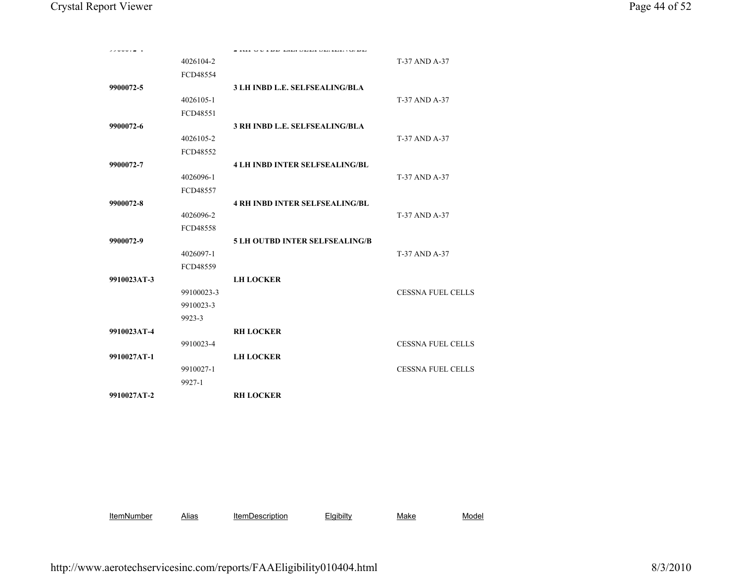| ItemNumber | Alias | ItemDescription | Elgibilty | Make | Model |
|---|---|---|---|---|---|
| **9900072-4** | | **2 RH OUTBD L.E. SELFSEALING/BL** | | | |
| | 4026104-2 | | | T-37 AND A-37 | |
| | FCD48554 | | | | |
| **9900072-5** | | **3 LH INBD L.E. SELFSEALING/BLA** | | | |
| | 4026105-1 | | | T-37 AND A-37 | |
| | FCD48551 | | | | |
| **9900072-6** | | **3 RH INBD L.E. SELFSEALING/BLA** | | | |
| | 4026105-2 | | | T-37 AND A-37 | |
| | FCD48552 | | | | |
| **9900072-7** | | **4 LH INBD INTER SELFSEALING/BL** | | | |
| | 4026096-1 | | | T-37 AND A-37 | |
| | FCD48557 | | | | |
| **9900072-8** | | **4 RH INBD INTER SELFSEALING/BL** | | | |
| | 4026096-2 | | | T-37 AND A-37 | |
| | FCD48558 | | | | |
| **9900072-9** | | **5 LH OUTBD INTER SELFSEALING/B** | | | |
| | 4026097-1 | | | T-37 AND A-37 | |
| | FCD48559 | | | | |
| **9910023AT-3** | | **LH LOCKER** | | | |
| | 99100023-3 | | | CESSNA FUEL CELLS | |
| | 9910023-3 | | | | |
| | 9923-3 | | | | |
| **9910023AT-4** | | **RH LOCKER** | | | |
| | 9910023-4 | | | CESSNA FUEL CELLS | |
| **9910027AT-1** | | **LH LOCKER** | | | |
| | 9910027-1 | | | CESSNA FUEL CELLS | |
| | 9927-1 | | | | |
| **9910027AT-2** | | **RH LOCKER** | | | |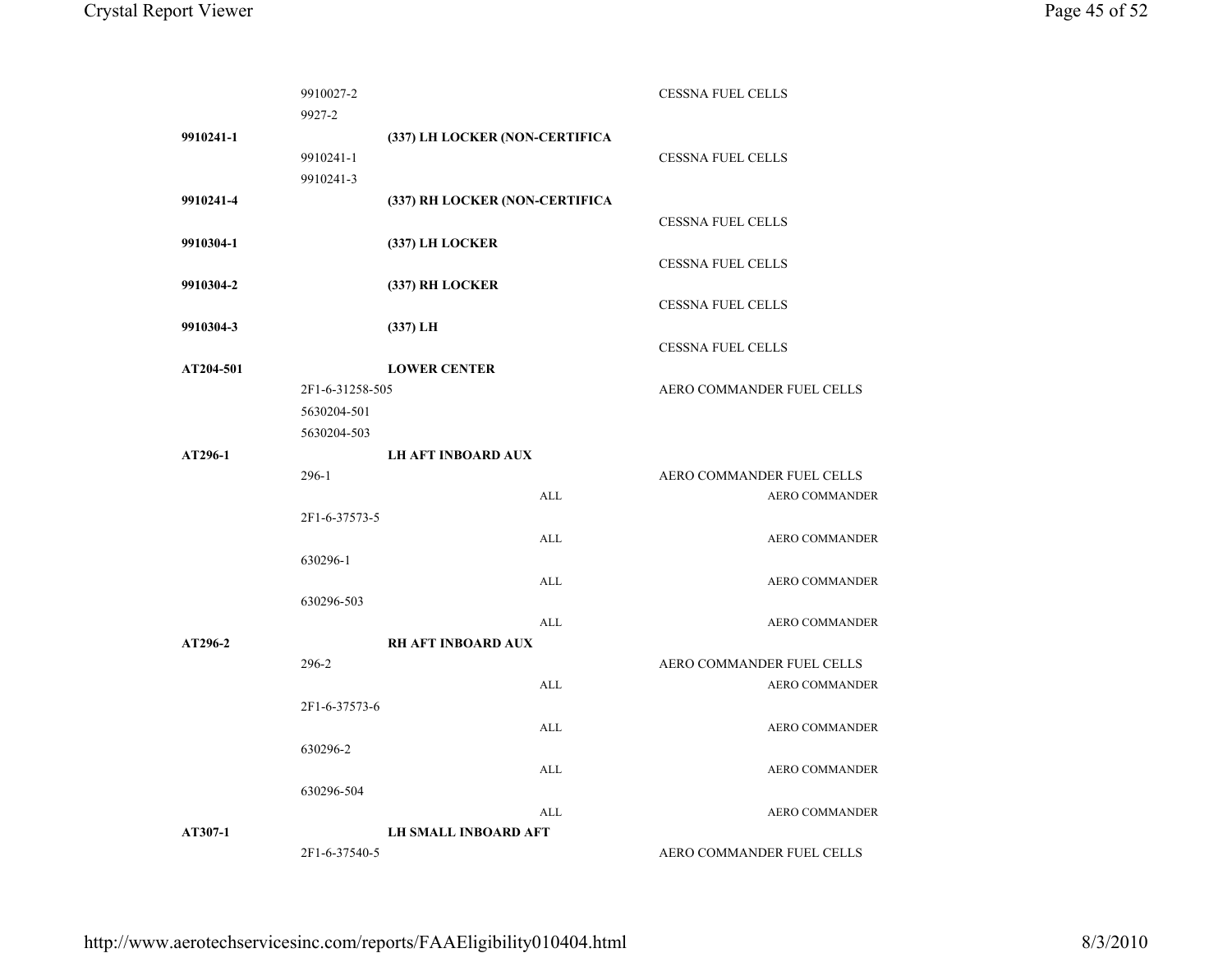| Part Number | Alternate | Description | | Category / Model |
|---|---|---|---|---|
| | 9910027-2 | | | CESSNA FUEL CELLS |
| | 9927-2 | | | |
| **9910241-1** | | **(337) LH LOCKER (NON-CERTIFICA** | | |
| | 9910241-1 | | | CESSNA FUEL CELLS |
| | 9910241-3 | | | |
| **9910241-4** | | **(337) RH LOCKER (NON-CERTIFICA** | | |
| | | | | CESSNA FUEL CELLS |
| **9910304-1** | | **(337) LH LOCKER** | | |
| | | | | CESSNA FUEL CELLS |
| **9910304-2** | | **(337) RH LOCKER** | | |
| | | | | CESSNA FUEL CELLS |
| **9910304-3** | | **(337) LH** | | |
| | | | | CESSNA FUEL CELLS |
| **AT204-501** | | **LOWER CENTER** | | |
| | 2F1-6-31258-505 | | | AERO COMMANDER FUEL CELLS |
| | 5630204-501 | | | |
| | 5630204-503 | | | |
| **AT296-1** | | **LH AFT INBOARD AUX** | | |
| | 296-1 | | | AERO COMMANDER FUEL CELLS |
| | | | ALL | AERO COMMANDER |
| | 2F1-6-37573-5 | | | |
| | | | ALL | AERO COMMANDER |
| | 630296-1 | | | |
| | | | ALL | AERO COMMANDER |
| | 630296-503 | | | |
| | | | ALL | AERO COMMANDER |
| **AT296-2** | | **RH AFT INBOARD AUX** | | |
| | 296-2 | | | AERO COMMANDER FUEL CELLS |
| | | | ALL | AERO COMMANDER |
| | 2F1-6-37573-6 | | | |
| | | | ALL | AERO COMMANDER |
| | 630296-2 | | | |
| | | | ALL | AERO COMMANDER |
| | 630296-504 | | | |
| | | | ALL | AERO COMMANDER |
| **AT307-1** | | **LH SMALL INBOARD AFT** | | |
| | 2F1-6-37540-5 | | | AERO COMMANDER FUEL CELLS |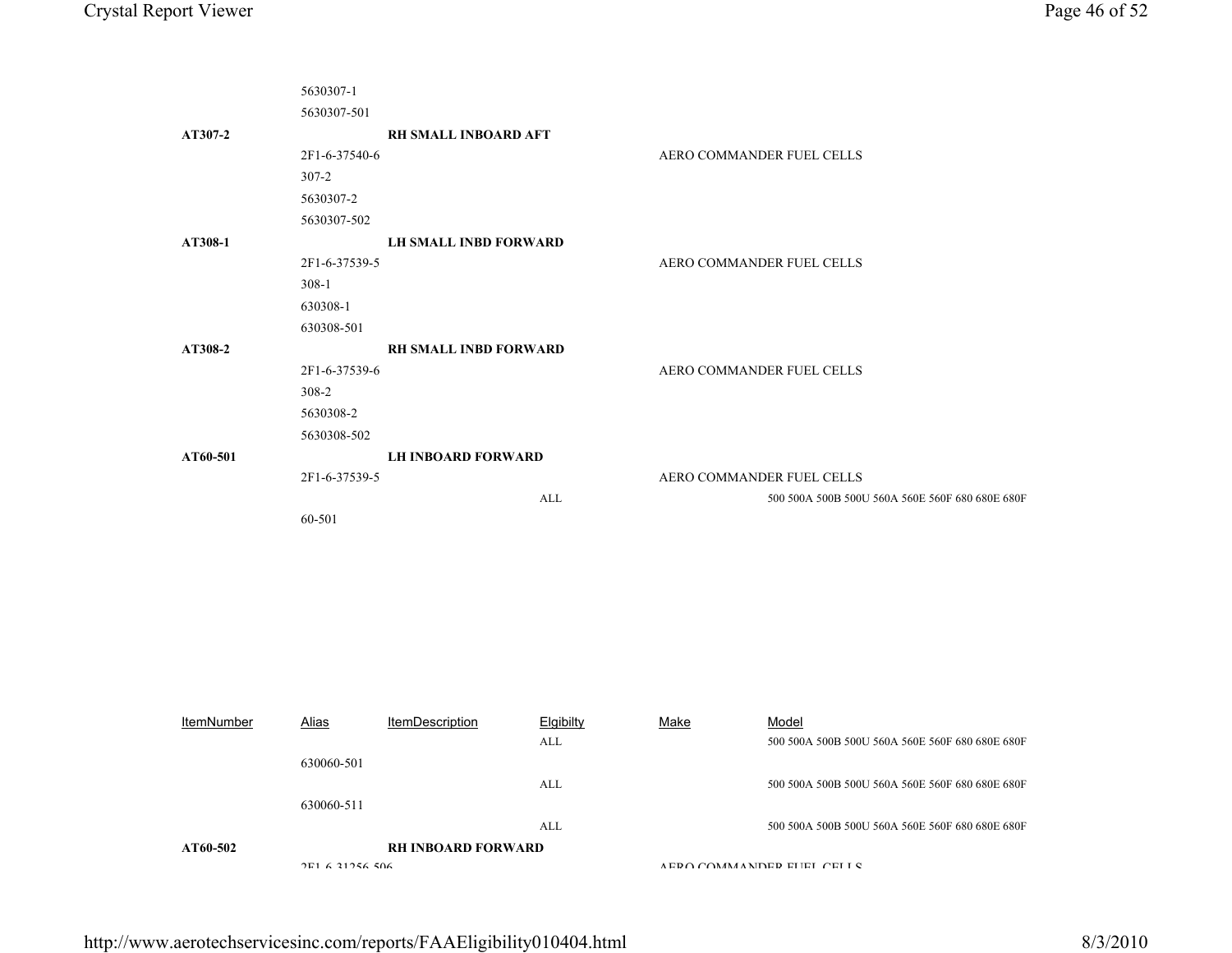| ItemNumber | Alias | ItemDescription | Elgibilty | Make | Model |
|---|---|---|---|---|---|
| | 5630307-1 | | | | |
| | 5630307-501 | | | | |
| **AT307-2** | | **RH SMALL INBOARD AFT** | | | |
| | 2F1-6-37540-6 | | | AERO COMMANDER FUEL CELLS | |
| | 307-2 | | | | |
| | 5630307-2 | | | | |
| | 5630307-502 | | | | |
| **AT308-1** | | **LH SMALL INBD FORWARD** | | | |
| | 2F1-6-37539-5 | | | AERO COMMANDER FUEL CELLS | |
| | 308-1 | | | | |
| | 630308-1 | | | | |
| | 630308-501 | | | | |
| **AT308-2** | | **RH SMALL INBD FORWARD** | | | |
| | 2F1-6-37539-6 | | | AERO COMMANDER FUEL CELLS | |
| | 308-2 | | | | |
| | 5630308-2 | | | | |
| | 5630308-502 | | | | |
| **AT60-501** | | **LH INBOARD FORWARD** | | | |
| | 2F1-6-37539-5 | | | AERO COMMANDER FUEL CELLS | |
| | | | ALL | | 500 500A 500B 500U 560A 560E 560F 680 680E 680F |
| | 60-501 | | | | |
| | | | ALL | | 500 500A 500B 500U 560A 560E 560F 680 680E 680F |
| | 630060-501 | | | | |
| | | | ALL | | 500 500A 500B 500U 560A 560E 560F 680 680E 680F |
| | 630060-511 | | | | |
| | | | ALL | | 500 500A 500B 500U 560A 560E 560F 680 680E 680F |
| **AT60-502** | | **RH INBOARD FORWARD** | | | |
| | 2F1-6-31256-506 | | | AERO COMMANDER FUEL CELLS | |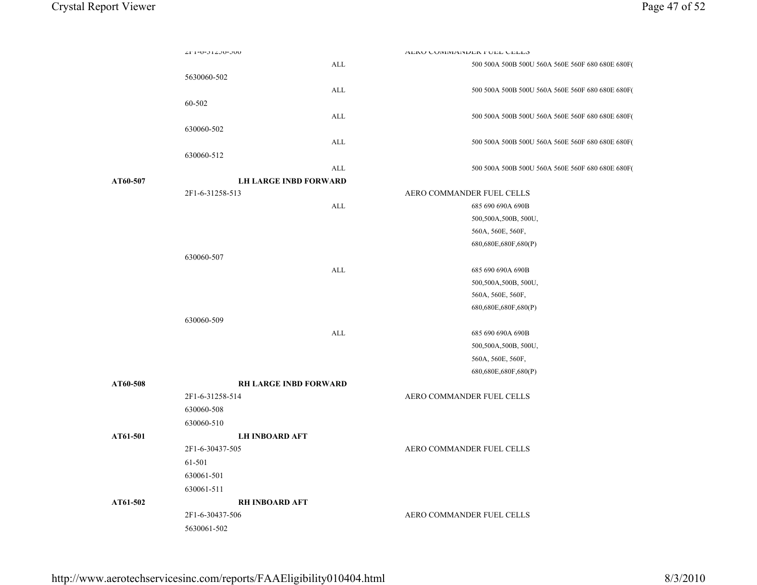| | | | |
|---|---|---|---|
| | 2F1-6-31258-508 | | AERO COMMANDER FUEL CELLS |
| | | ALL | 500 500A 500B 500U 560A 560E 560F 680 680E 680F( |
| | 5630060-502 | | |
| | | ALL | 500 500A 500B 500U 560A 560E 560F 680 680E 680F( |
| | 60-502 | | |
| | | ALL | 500 500A 500B 500U 560A 560E 560F 680 680E 680F( |
| | 630060-502 | | |
| | | ALL | 500 500A 500B 500U 560A 560E 560F 680 680E 680F( |
| | 630060-512 | | |
| | | ALL | 500 500A 500B 500U 560A 560E 560F 680 680E 680F( |
| **AT60-507** | **LH LARGE INBD FORWARD** | | |
| | 2F1-6-31258-513 | | AERO COMMANDER FUEL CELLS |
| | | ALL | 685 690 690A 690B 500,500A,500B, 500U, 560A, 560E, 560F, 680,680E,680F,680(P) |
| | 630060-507 | | |
| | | ALL | 685 690 690A 690B 500,500A,500B, 500U, 560A, 560E, 560F, 680,680E,680F,680(P) |
| | 630060-509 | | |
| | | ALL | 685 690 690A 690B 500,500A,500B, 500U, 560A, 560E, 560F, 680,680E,680F,680(P) |
| **AT60-508** | **RH LARGE INBD FORWARD** | | |
| | 2F1-6-31258-514 | | AERO COMMANDER FUEL CELLS |
| | 630060-508 | | |
| | 630060-510 | | |
| **AT61-501** | **LH INBOARD AFT** | | |
| | 2F1-6-30437-505 | | AERO COMMANDER FUEL CELLS |
| | 61-501 | | |
| | 630061-501 | | |
| | 630061-511 | | |
| **AT61-502** | **RH INBOARD AFT** | | |
| | 2F1-6-30437-506 | | AERO COMMANDER FUEL CELLS |
| | 5630061-502 | | |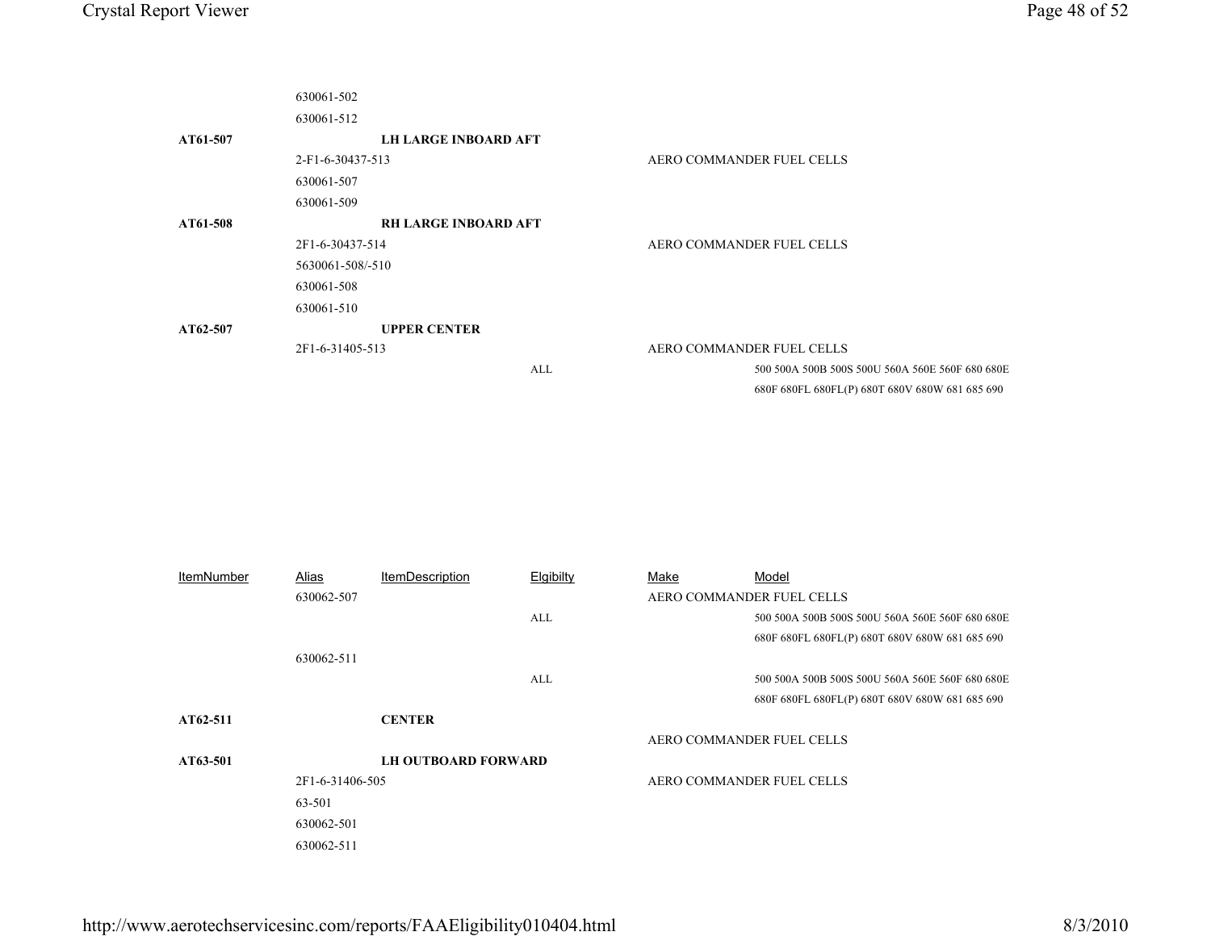| ItemNumber | Alias | ItemDescription | Elgibilty | Make | Model |
|---|---|---|---|---|---|
| | 630061-502 | | | | |
| | 630061-512 | | | | |
| **AT61-507** | | **LH LARGE INBOARD AFT** | | | |
| | 2-F1-6-30437-513 | | | AERO COMMANDER FUEL CELLS | |
| | 630061-507 | | | | |
| | 630061-509 | | | | |
| **AT61-508** | | **RH LARGE INBOARD AFT** | | | |
| | 2F1-6-30437-514 | | | AERO COMMANDER FUEL CELLS | |
| | 5630061-508/-510 | | | | |
| | 630061-508 | | | | |
| | 630061-510 | | | | |
| **AT62-507** | | **UPPER CENTER** | | | |
| | 2F1-6-31405-513 | | | AERO COMMANDER FUEL CELLS | |
| | | | ALL | | 500 500A 500B 500S 500U 560A 560E 560F 680 680E 680F 680FL 680FL(P) 680T 680V 680W 681 685 690 |
| | 630062-507 | | | AERO COMMANDER FUEL CELLS | |
| | | | ALL | | 500 500A 500B 500S 500U 560A 560E 560F 680 680E 680F 680FL 680FL(P) 680T 680V 680W 681 685 690 |
| | 630062-511 | | | | |
| | | | ALL | | 500 500A 500B 500S 500U 560A 560E 560F 680 680E 680F 680FL 680FL(P) 680T 680V 680W 681 685 690 |
| **AT62-511** | | **CENTER** | | | |
| | | | | AERO COMMANDER FUEL CELLS | |
| **AT63-501** | | **LH OUTBOARD FORWARD** | | | |
| | 2F1-6-31406-505 | | | AERO COMMANDER FUEL CELLS | |
| | 63-501 | | | | |
| | 630062-501 | | | | |
| | 630062-511 | | | | |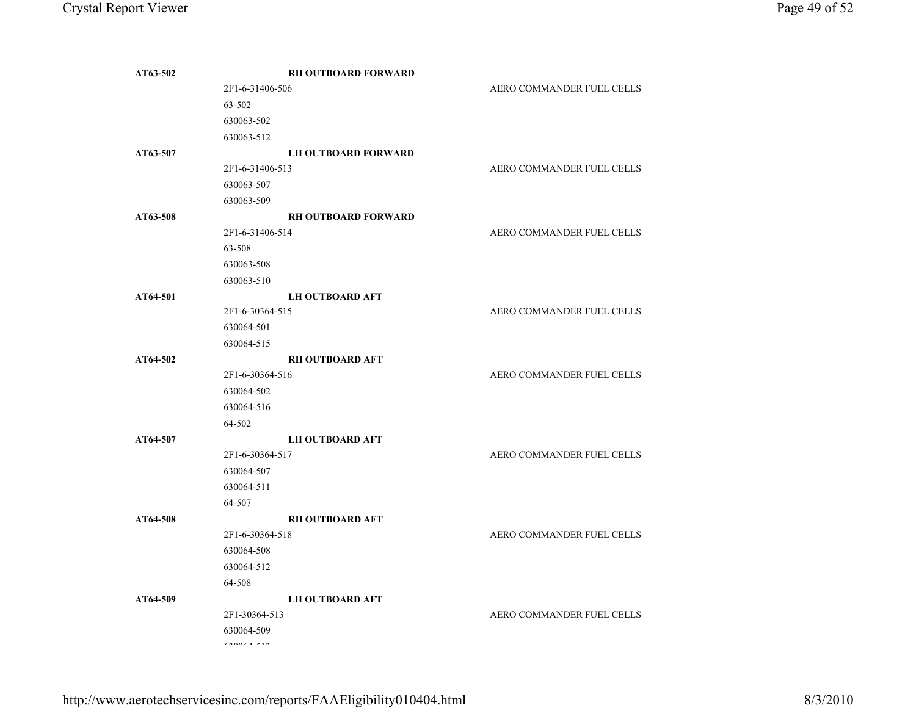| Part Number | Description / Alternate Part Numbers | Application |
|---|---|---|
| **AT63-502** | **RH OUTBOARD FORWARD** | |
| | 2F1-6-31406-506 | AERO COMMANDER FUEL CELLS |
| | 63-502 | |
| | 630063-502 | |
| | 630063-512 | |
| **AT63-507** | **LH OUTBOARD FORWARD** | |
| | 2F1-6-31406-513 | AERO COMMANDER FUEL CELLS |
| | 630063-507 | |
| | 630063-509 | |
| **AT63-508** | **RH OUTBOARD FORWARD** | |
| | 2F1-6-31406-514 | AERO COMMANDER FUEL CELLS |
| | 63-508 | |
| | 630063-508 | |
| | 630063-510 | |
| **AT64-501** | **LH OUTBOARD AFT** | |
| | 2F1-6-30364-515 | AERO COMMANDER FUEL CELLS |
| | 630064-501 | |
| | 630064-515 | |
| **AT64-502** | **RH OUTBOARD AFT** | |
| | 2F1-6-30364-516 | AERO COMMANDER FUEL CELLS |
| | 630064-502 | |
| | 630064-516 | |
| | 64-502 | |
| **AT64-507** | **LH OUTBOARD AFT** | |
| | 2F1-6-30364-517 | AERO COMMANDER FUEL CELLS |
| | 630064-507 | |
| | 630064-511 | |
| | 64-507 | |
| **AT64-508** | **RH OUTBOARD AFT** | |
| | 2F1-6-30364-518 | AERO COMMANDER FUEL CELLS |
| | 630064-508 | |
| | 630064-512 | |
| | 64-508 | |
| **AT64-509** | **LH OUTBOARD AFT** | |
| | 2F1-30364-513 | AERO COMMANDER FUEL CELLS |
| | 630064-509 | |
| | 630064-513 | |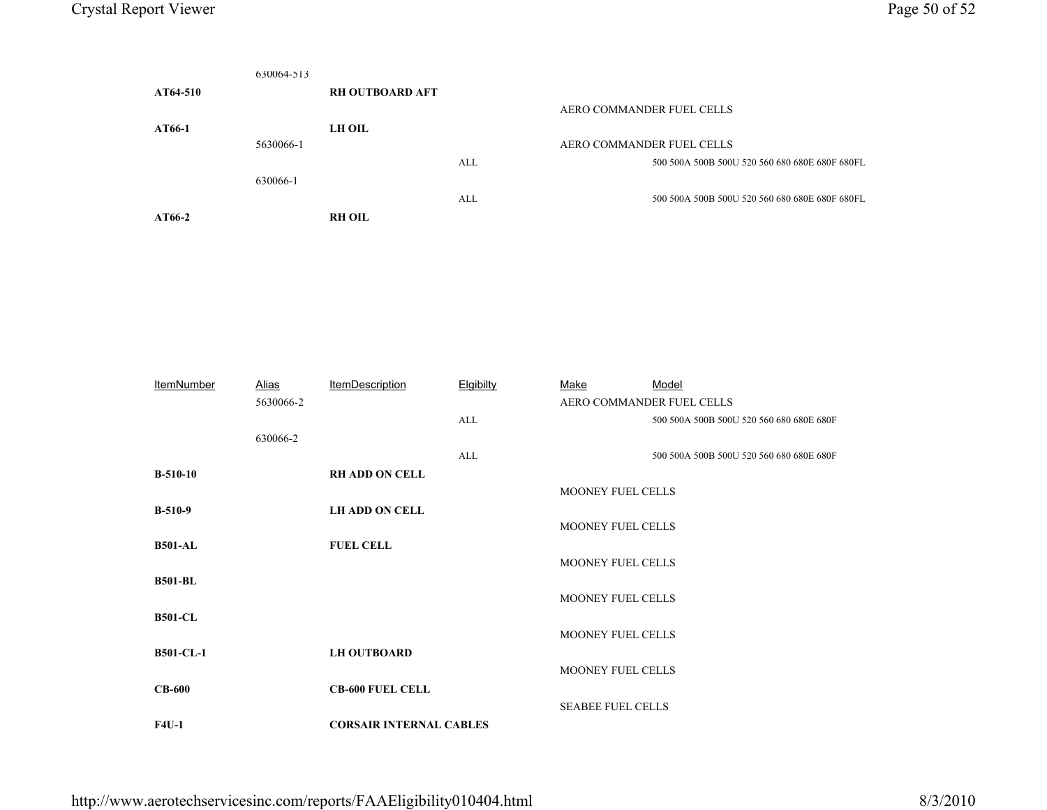| ItemNumber | Alias | ItemDescription | Elgibilty | Make | Model |
|---|---|---|---|---|---|
| | 630064-513 | | | | |
| **AT64-510** | | **RH OUTBOARD AFT** | | | |
| | | | | AERO COMMANDER FUEL CELLS | |
| **AT66-1** | | **LH OIL** | | | |
| | 5630066-1 | | | AERO COMMANDER FUEL CELLS | |
| | | | ALL | | 500 500A 500B 500U 520 560 680 680E 680F 680FL |
| | 630066-1 | | | | |
| | | | ALL | | 500 500A 500B 500U 520 560 680 680E 680F 680FL |
| **AT66-2** | | **RH OIL** | | | |
| | 5630066-2 | | | AERO COMMANDER FUEL CELLS | |
| | | | ALL | | 500 500A 500B 500U 520 560 680 680E 680F |
| | 630066-2 | | | | |
| | | | ALL | | 500 500A 500B 500U 520 560 680 680E 680F |
| **B-510-10** | | **RH ADD ON CELL** | | | |
| | | | | MOONEY FUEL CELLS | |
| **B-510-9** | | **LH ADD ON CELL** | | | |
| | | | | MOONEY FUEL CELLS | |
| **B501-AL** | | **FUEL CELL** | | | |
| | | | | MOONEY FUEL CELLS | |
| **B501-BL** | | | | | |
| | | | | MOONEY FUEL CELLS | |
| **B501-CL** | | | | | |
| | | | | MOONEY FUEL CELLS | |
| **B501-CL-1** | | **LH OUTBOARD** | | | |
| | | | | MOONEY FUEL CELLS | |
| **CB-600** | | **CB-600 FUEL CELL** | | | |
| | | | | SEABEE FUEL CELLS | |
| **F4U-1** | | **CORSAIR INTERNAL CABLES** | | | |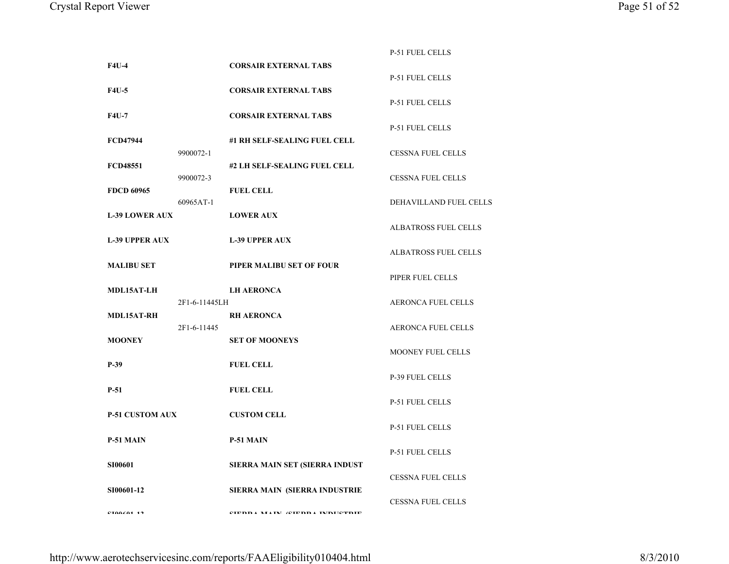P-51 FUEL CELLS

| | | | |
|---|---|---|---|
| **F4U-4** | | **CORSAIR EXTERNAL TABS** | P-51 FUEL CELLS |
| **F4U-5** | | **CORSAIR EXTERNAL TABS** | P-51 FUEL CELLS |
| **F4U-7** | | **CORSAIR EXTERNAL TABS** | P-51 FUEL CELLS |
| **FCD47944** | 9900072-1 | **#1 RH SELF-SEALING FUEL CELL** | CESSNA FUEL CELLS |
| **FCD48551** | 9900072-3 | **#2 LH SELF-SEALING FUEL CELL** | CESSNA FUEL CELLS |
| **FDCD 60965** | 60965AT-1 | **FUEL CELL** | DEHAVILLAND FUEL CELLS |
| **L-39 LOWER AUX** | | **LOWER AUX** | ALBATROSS FUEL CELLS |
| **L-39 UPPER AUX** | | **L-39 UPPER AUX** | ALBATROSS FUEL CELLS |
| **MALIBU SET** | | **PIPER MALIBU SET OF FOUR** | PIPER FUEL CELLS |
| **MDL15AT-LH** | 2F1-6-11445LH | **LH AERONCA** | AERONCA FUEL CELLS |
| **MDL15AT-RH** | 2F1-6-11445 | **RH AERONCA** | AERONCA FUEL CELLS |
| **MOONEY** | | **SET OF MOONEYS** | MOONEY FUEL CELLS |
| **P-39** | | **FUEL CELL** | P-39 FUEL CELLS |
| **P-51** | | **FUEL CELL** | P-51 FUEL CELLS |
| **P-51 CUSTOM AUX** | | **CUSTOM CELL** | P-51 FUEL CELLS |
| **P-51 MAIN** | | **P-51 MAIN** | P-51 FUEL CELLS |
| **SI00601** | | **SIERRA MAIN SET (SIERRA INDUST** | CESSNA FUEL CELLS |
| **SI00601-12** | | **SIERRA MAIN (SIERRA INDUSTRIE** | CESSNA FUEL CELLS |
| **SI00601-13** | | **SIERRA MAIN (SIERRA INDUSTRIE** | |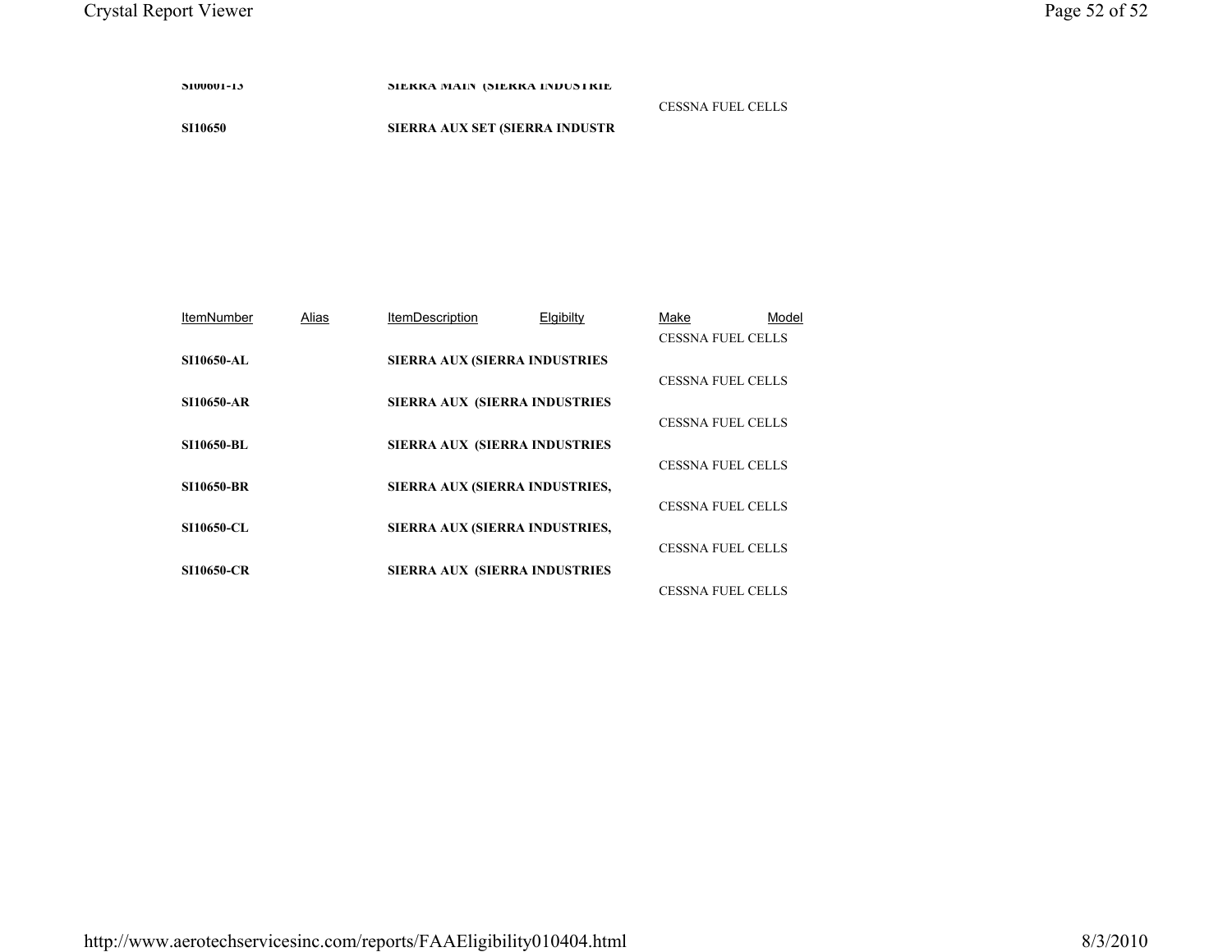| | | | | | |
|---|---|---|---|---|---|
| SI00601-13 | | SIERRA MAIN (SIERRA INDUSTRIE | | CESSNA FUEL CELLS | |
| SI10650 | | SIERRA AUX SET (SIERRA INDUSTR | | | |

| ItemNumber | Alias | ItemDescription | Elgibilty | Make | Model |
|---|---|---|---|---|---|
| | | | | CESSNA FUEL CELLS | |
| SI10650-AL | | SIERRA AUX (SIERRA INDUSTRIES | | CESSNA FUEL CELLS | |
| SI10650-AR | | SIERRA AUX (SIERRA INDUSTRIES | | CESSNA FUEL CELLS | |
| SI10650-BL | | SIERRA AUX (SIERRA INDUSTRIES | | CESSNA FUEL CELLS | |
| SI10650-BR | | SIERRA AUX (SIERRA INDUSTRIES, | | CESSNA FUEL CELLS | |
| SI10650-CL | | SIERRA AUX (SIERRA INDUSTRIES, | | CESSNA FUEL CELLS | |
| SI10650-CR | | SIERRA AUX (SIERRA INDUSTRIES | | CESSNA FUEL CELLS | |